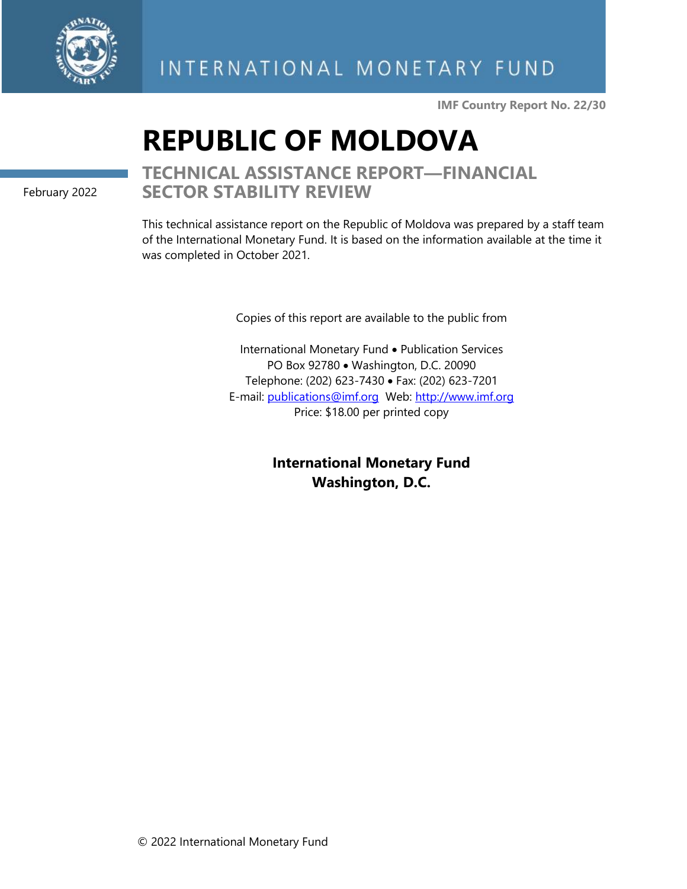INTERNATIONAL MONETARY FUND

**IMF Country Report No. 22/30**

# REPUBLIC OF MOLDOVA

February 2022

## TECHNICAL ASSISTANCE REPORT—FINANCIAL SECTOR STABILITY REVIEW

This technical assistance report on the Republic of Moldova was prepared by a staff team of the International Monetary Fund. It is based on the information available at the time it was completed in October 2021.

Copies of this report are available to the public from

International Monetary Fund • Publication Services
PO Box 92780 • Washington, D.C. 20090
Telephone: (202) 623-7430 • Fax: (202) 623-7201
E-mail: publications@imf.org Web: http://www.imf.org
Price: $18.00 per printed copy

**International Monetary Fund**
**Washington, D.C.**

© 2022 International Monetary Fund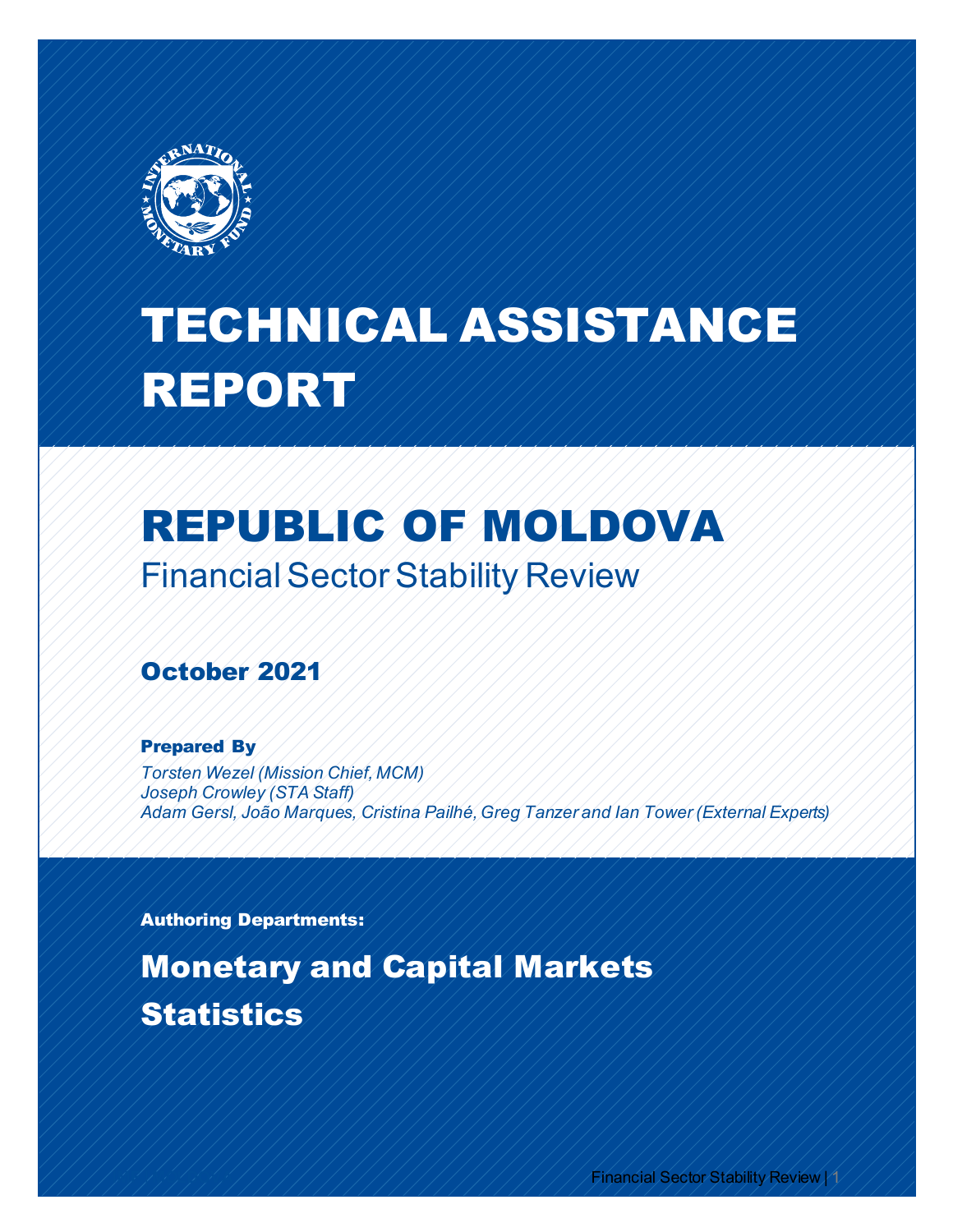# TECHNICAL ASSISTANCE REPORT

# REPUBLIC OF MOLDOVA

## Financial Sector Stability Review

### October 2021

**Prepared By**

*Torsten Wezel (Mission Chief, MCM)*
*Joseph Crowley (STA Staff)*
*Adam Gersl, João Marques, Cristina Pailhé, Greg Tanzer and Ian Tower (External Experts)*

**Authoring Departments:**

**Monetary and Capital Markets**

**Statistics**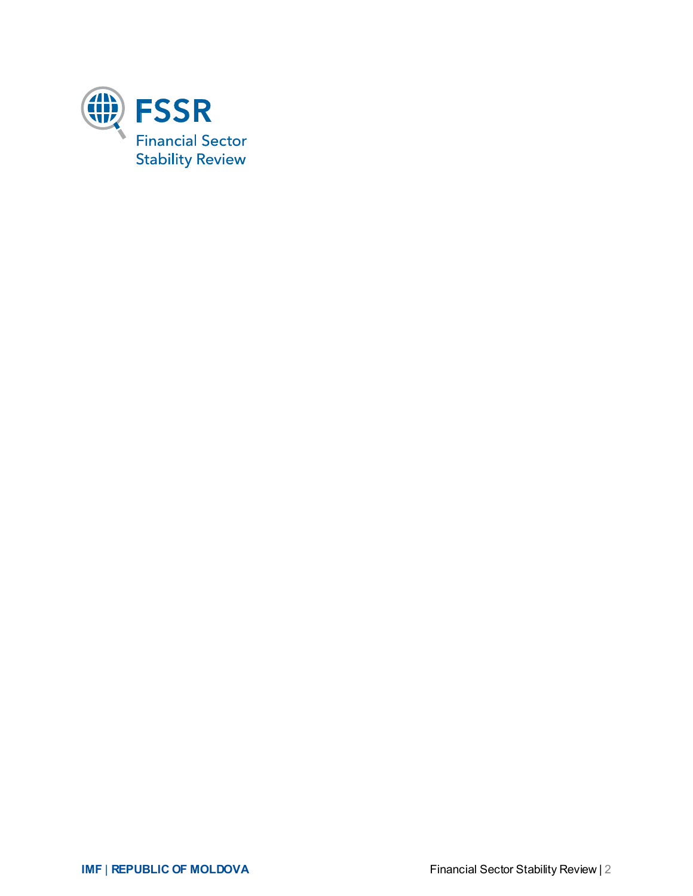FSSR

Financial Sector Stability Review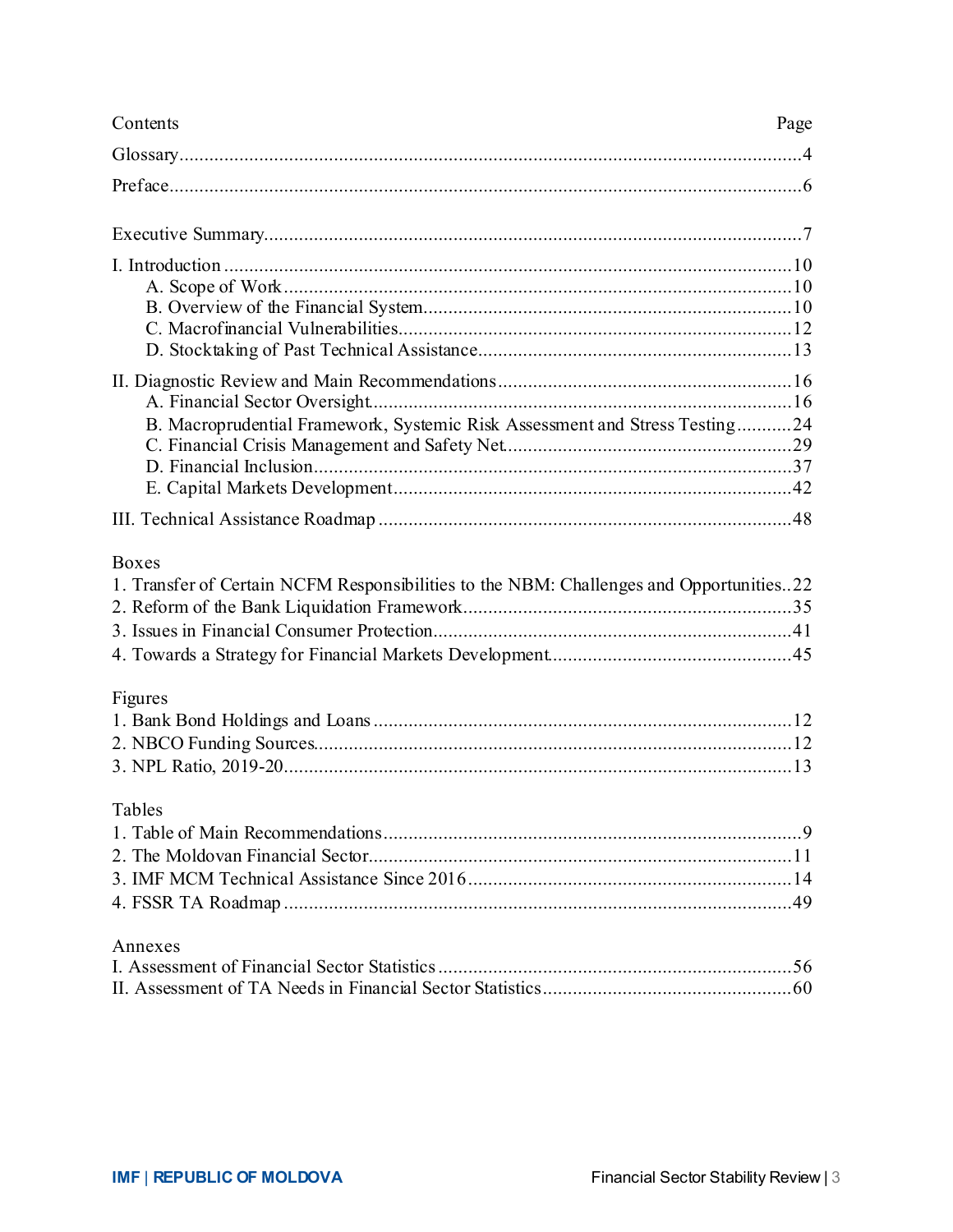Contents Page

Glossary....................................................................................................................4

Preface.......................................................................................................................6

Executive Summary...................................................................................................7

I. Introduction ..........................................................................................................10
- A. Scope of Work ................................................................................................10
- B. Overview of the Financial System...................................................................10
- C. Macrofinancial Vulnerabilities........................................................................12
- D. Stocktaking of Past Technical Assistance........................................................13

II. Diagnostic Review and Main Recommendations..................................................16
- A. Financial Sector Oversight..............................................................................16
- B. Macroprudential Framework, Systemic Risk Assessment and Stress Testing...........24
- C. Financial Crisis Management and Safety Net....................................................29
- D. Financial Inclusion..........................................................................................37
- E. Capital Markets Development..........................................................................42

III. Technical Assistance Roadmap ..........................................................................48

Boxes

1. Transfer of Certain NCFM Responsibilities to the NBM: Challenges and Opportunities..22
2. Reform of the Bank Liquidation Framework.........................................................35
3. Issues in Financial Consumer Protection..............................................................41
4. Towards a Strategy for Financial Markets Development.........................................45

Figures

1. Bank Bond Holdings and Loans ...........................................................................12
2. NBCO Funding Sources........................................................................................12
3. NPL Ratio, 2019-20..............................................................................................13

Tables

1. Table of Main Recommendations...........................................................................9
2. The Moldovan Financial Sector.............................................................................11
3. IMF MCM Technical Assistance Since 2016..........................................................14
4. FSSR TA Roadmap ..............................................................................................49

Annexes

I. Assessment of Financial Sector Statistics ...............................................................56
II. Assessment of TA Needs in Financial Sector Statistics...........................................60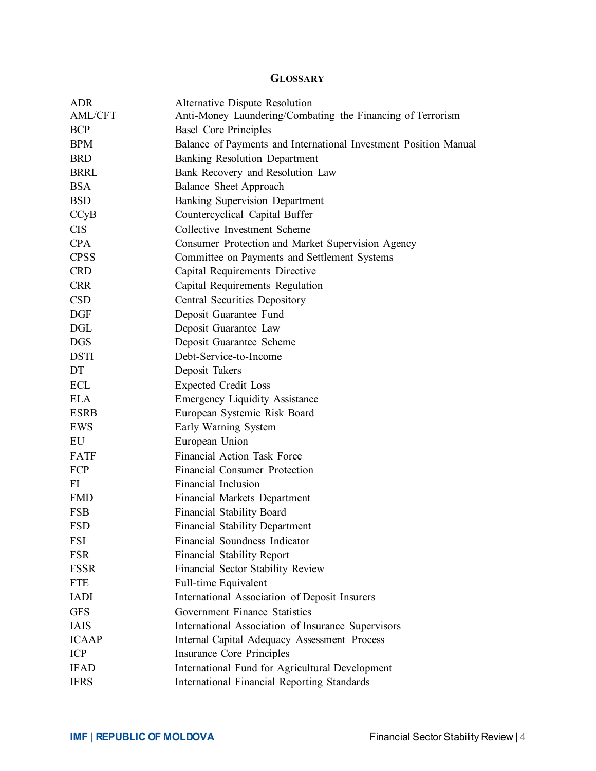## GLOSSARY

| | |
|---|---|
| ADR | Alternative Dispute Resolution |
| AML/CFT | Anti-Money Laundering/Combating the Financing of Terrorism |
| BCP | Basel Core Principles |
| BPM | Balance of Payments and International Investment Position Manual |
| BRD | Banking Resolution Department |
| BRRL | Bank Recovery and Resolution Law |
| BSA | Balance Sheet Approach |
| BSD | Banking Supervision Department |
| CCyB | Countercyclical Capital Buffer |
| CIS | Collective Investment Scheme |
| CPA | Consumer Protection and Market Supervision Agency |
| CPSS | Committee on Payments and Settlement Systems |
| CRD | Capital Requirements Directive |
| CRR | Capital Requirements Regulation |
| CSD | Central Securities Depository |
| DGF | Deposit Guarantee Fund |
| DGL | Deposit Guarantee Law |
| DGS | Deposit Guarantee Scheme |
| DSTI | Debt-Service-to-Income |
| DT | Deposit Takers |
| ECL | Expected Credit Loss |
| ELA | Emergency Liquidity Assistance |
| ESRB | European Systemic Risk Board |
| EWS | Early Warning System |
| EU | European Union |
| FATF | Financial Action Task Force |
| FCP | Financial Consumer Protection |
| FI | Financial Inclusion |
| FMD | Financial Markets Department |
| FSB | Financial Stability Board |
| FSD | Financial Stability Department |
| FSI | Financial Soundness Indicator |
| FSR | Financial Stability Report |
| FSSR | Financial Sector Stability Review |
| FTE | Full-time Equivalent |
| IADI | International Association of Deposit Insurers |
| GFS | Government Finance Statistics |
| IAIS | International Association of Insurance Supervisors |
| ICAAP | Internal Capital Adequacy Assessment Process |
| ICP | Insurance Core Principles |
| IFAD | International Fund for Agricultural Development |
| IFRS | International Financial Reporting Standards |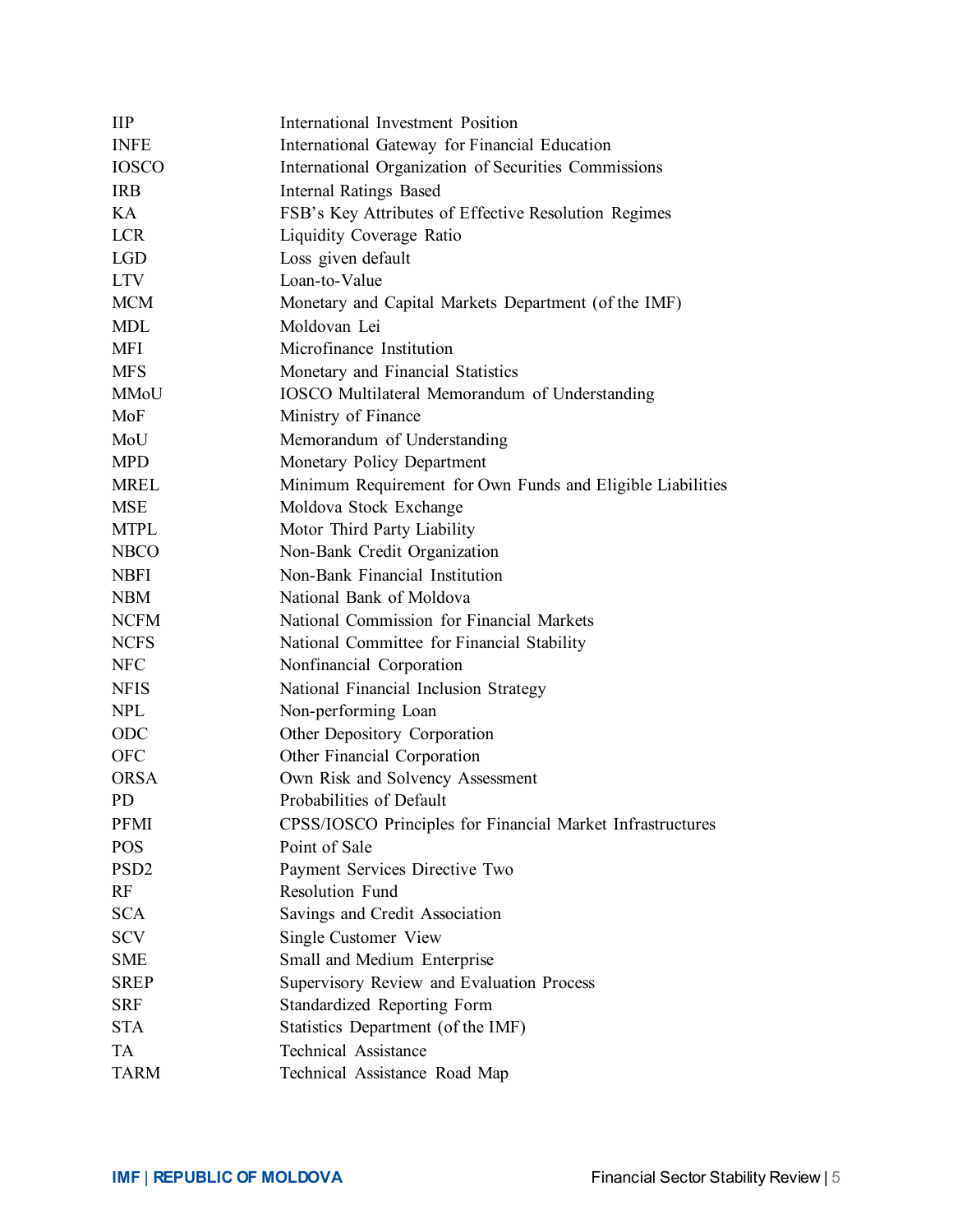| | |
|---|---|
| IIP | International Investment Position |
| INFE | International Gateway for Financial Education |
| IOSCO | International Organization of Securities Commissions |
| IRB | Internal Ratings Based |
| KA | FSB's Key Attributes of Effective Resolution Regimes |
| LCR | Liquidity Coverage Ratio |
| LGD | Loss given default |
| LTV | Loan-to-Value |
| MCM | Monetary and Capital Markets Department (of the IMF) |
| MDL | Moldovan Lei |
| MFI | Microfinance Institution |
| MFS | Monetary and Financial Statistics |
| MMoU | IOSCO Multilateral Memorandum of Understanding |
| MoF | Ministry of Finance |
| MoU | Memorandum of Understanding |
| MPD | Monetary Policy Department |
| MREL | Minimum Requirement for Own Funds and Eligible Liabilities |
| MSE | Moldova Stock Exchange |
| MTPL | Motor Third Party Liability |
| NBCO | Non-Bank Credit Organization |
| NBFI | Non-Bank Financial Institution |
| NBM | National Bank of Moldova |
| NCFM | National Commission for Financial Markets |
| NCFS | National Committee for Financial Stability |
| NFC | Nonfinancial Corporation |
| NFIS | National Financial Inclusion Strategy |
| NPL | Non-performing Loan |
| ODC | Other Depository Corporation |
| OFC | Other Financial Corporation |
| ORSA | Own Risk and Solvency Assessment |
| PD | Probabilities of Default |
| PFMI | CPSS/IOSCO Principles for Financial Market Infrastructures |
| POS | Point of Sale |
| PSD2 | Payment Services Directive Two |
| RF | Resolution Fund |
| SCA | Savings and Credit Association |
| SCV | Single Customer View |
| SME | Small and Medium Enterprise |
| SREP | Supervisory Review and Evaluation Process |
| SRF | Standardized Reporting Form |
| STA | Statistics Department (of the IMF) |
| TA | Technical Assistance |
| TARM | Technical Assistance Road Map |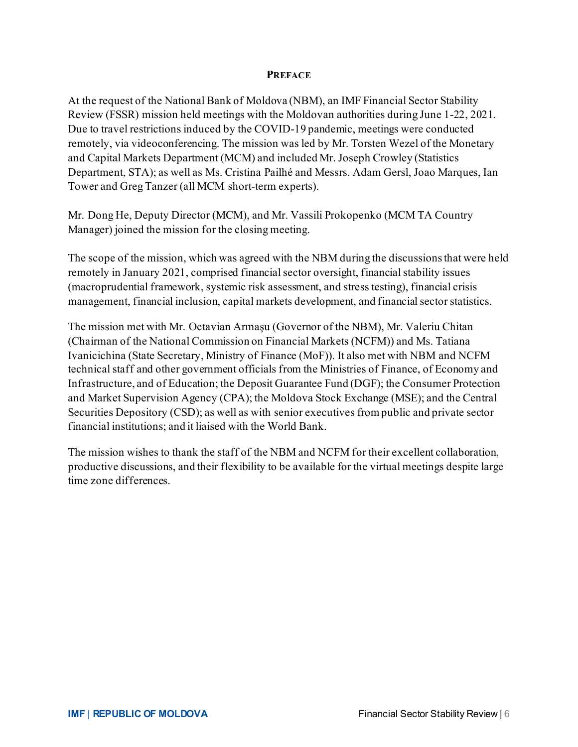## PREFACE

At the request of the National Bank of Moldova (NBM), an IMF Financial Sector Stability Review (FSSR) mission held meetings with the Moldovan authorities during June 1-22, 2021. Due to travel restrictions induced by the COVID-19 pandemic, meetings were conducted remotely, via videoconferencing. The mission was led by Mr. Torsten Wezel of the Monetary and Capital Markets Department (MCM) and included Mr. Joseph Crowley (Statistics Department, STA); as well as Ms. Cristina Pailhé and Messrs. Adam Gersl, Joao Marques, Ian Tower and Greg Tanzer (all MCM short-term experts).

Mr. Dong He, Deputy Director (MCM), and Mr. Vassili Prokopenko (MCM TA Country Manager) joined the mission for the closing meeting.

The scope of the mission, which was agreed with the NBM during the discussions that were held remotely in January 2021, comprised financial sector oversight, financial stability issues (macroprudential framework, systemic risk assessment, and stress testing), financial crisis management, financial inclusion, capital markets development, and financial sector statistics.

The mission met with Mr. Octavian Armaşu (Governor of the NBM), Mr. Valeriu Chitan (Chairman of the National Commission on Financial Markets (NCFM)) and Ms. Tatiana Ivanicichina (State Secretary, Ministry of Finance (MoF)). It also met with NBM and NCFM technical staff and other government officials from the Ministries of Finance, of Economy and Infrastructure, and of Education; the Deposit Guarantee Fund (DGF); the Consumer Protection and Market Supervision Agency (CPA); the Moldova Stock Exchange (MSE); and the Central Securities Depository (CSD); as well as with senior executives from public and private sector financial institutions; and it liaised with the World Bank.

The mission wishes to thank the staff of the NBM and NCFM for their excellent collaboration, productive discussions, and their flexibility to be available for the virtual meetings despite large time zone differences.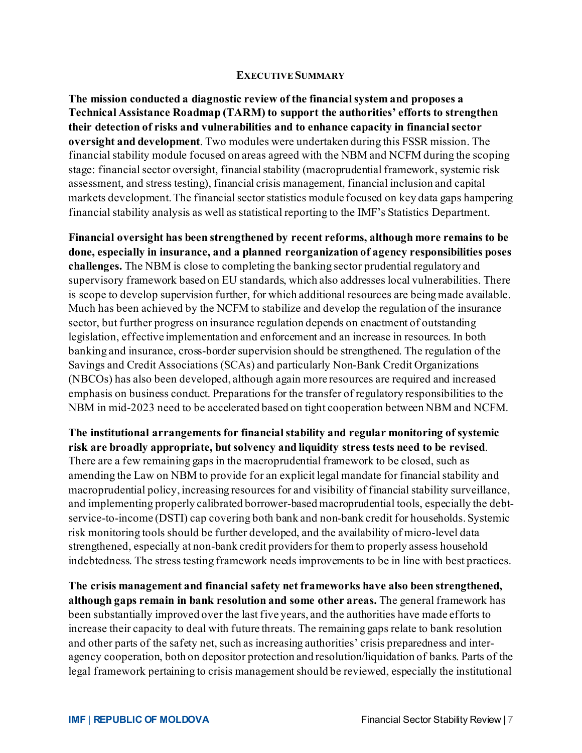## EXECUTIVE SUMMARY

**The mission conducted a diagnostic review of the financial system and proposes a Technical Assistance Roadmap (TARM) to support the authorities' efforts to strengthen their detection of risks and vulnerabilities and to enhance capacity in financial sector oversight and development**. Two modules were undertaken during this FSSR mission. The financial stability module focused on areas agreed with the NBM and NCFM during the scoping stage: financial sector oversight, financial stability (macroprudential framework, systemic risk assessment, and stress testing), financial crisis management, financial inclusion and capital markets development. The financial sector statistics module focused on key data gaps hampering financial stability analysis as well as statistical reporting to the IMF's Statistics Department.

**Financial oversight has been strengthened by recent reforms, although more remains to be done, especially in insurance, and a planned reorganization of agency responsibilities poses challenges.** The NBM is close to completing the banking sector prudential regulatory and supervisory framework based on EU standards, which also addresses local vulnerabilities. There is scope to develop supervision further, for which additional resources are being made available. Much has been achieved by the NCFM to stabilize and develop the regulation of the insurance sector, but further progress on insurance regulation depends on enactment of outstanding legislation, effective implementation and enforcement and an increase in resources. In both banking and insurance, cross-border supervision should be strengthened. The regulation of the Savings and Credit Associations (SCAs) and particularly Non-Bank Credit Organizations (NBCOs) has also been developed, although again more resources are required and increased emphasis on business conduct. Preparations for the transfer of regulatory responsibilities to the NBM in mid-2023 need to be accelerated based on tight cooperation between NBM and NCFM.

**The institutional arrangements for financial stability and regular monitoring of systemic risk are broadly appropriate, but solvency and liquidity stress tests need to be revised**. There are a few remaining gaps in the macroprudential framework to be closed, such as amending the Law on NBM to provide for an explicit legal mandate for financial stability and macroprudential policy, increasing resources for and visibility of financial stability surveillance, and implementing properly calibrated borrower-based macroprudential tools, especially the debt-service-to-income (DSTI) cap covering both bank and non-bank credit for households. Systemic risk monitoring tools should be further developed, and the availability of micro-level data strengthened, especially at non-bank credit providers for them to properly assess household indebtedness. The stress testing framework needs improvements to be in line with best practices.

**The crisis management and financial safety net frameworks have also been strengthened, although gaps remain in bank resolution and some other areas.** The general framework has been substantially improved over the last five years, and the authorities have made efforts to increase their capacity to deal with future threats. The remaining gaps relate to bank resolution and other parts of the safety net, such as increasing authorities' crisis preparedness and inter-agency cooperation, both on depositor protection and resolution/liquidation of banks. Parts of the legal framework pertaining to crisis management should be reviewed, especially the institutional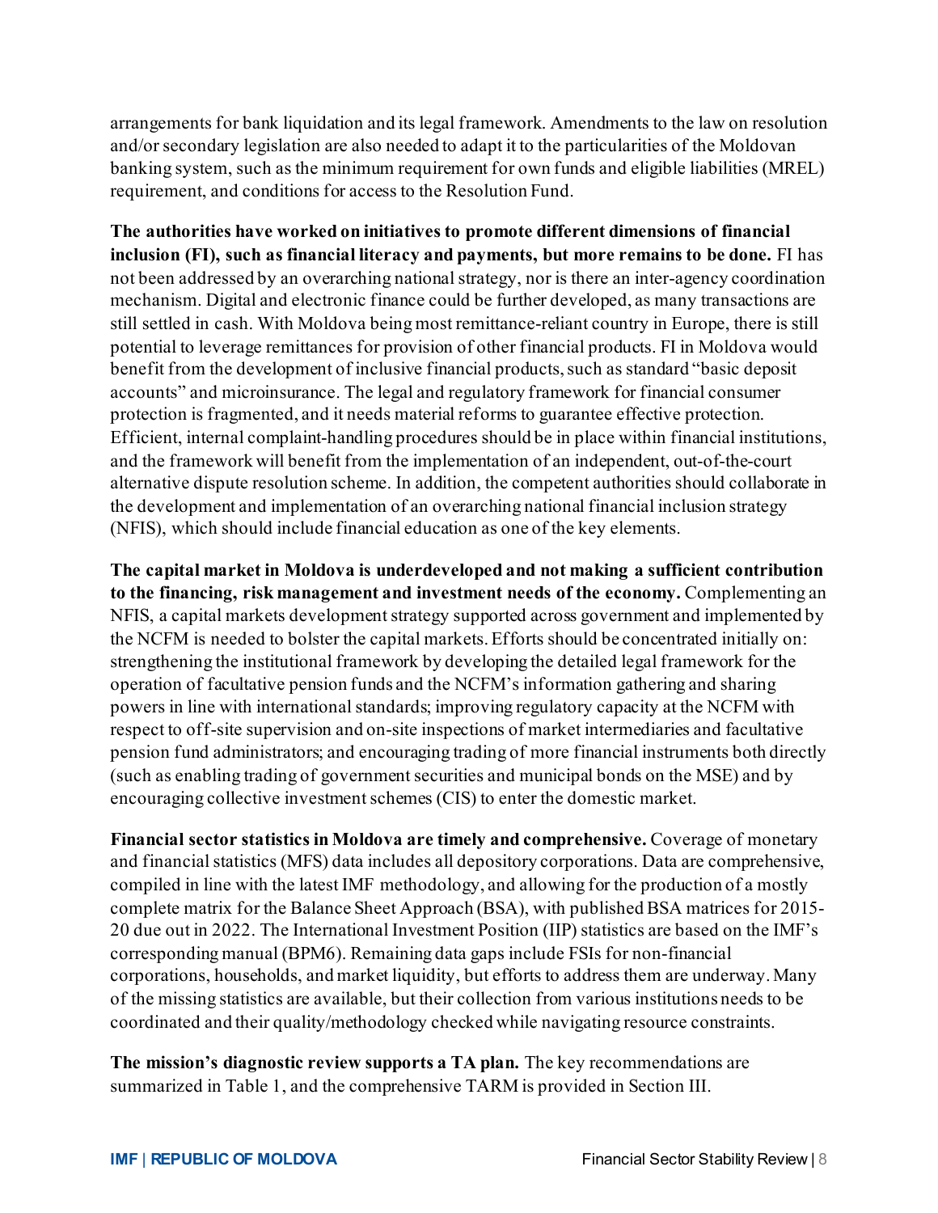arrangements for bank liquidation and its legal framework. Amendments to the law on resolution and/or secondary legislation are also needed to adapt it to the particularities of the Moldovan banking system, such as the minimum requirement for own funds and eligible liabilities (MREL) requirement, and conditions for access to the Resolution Fund.

**The authorities have worked on initiatives to promote different dimensions of financial inclusion (FI), such as financial literacy and payments, but more remains to be done.** FI has not been addressed by an overarching national strategy, nor is there an inter-agency coordination mechanism. Digital and electronic finance could be further developed, as many transactions are still settled in cash. With Moldova being most remittance-reliant country in Europe, there is still potential to leverage remittances for provision of other financial products. FI in Moldova would benefit from the development of inclusive financial products, such as standard "basic deposit accounts" and microinsurance. The legal and regulatory framework for financial consumer protection is fragmented, and it needs material reforms to guarantee effective protection. Efficient, internal complaint-handling procedures should be in place within financial institutions, and the framework will benefit from the implementation of an independent, out-of-the-court alternative dispute resolution scheme. In addition, the competent authorities should collaborate in the development and implementation of an overarching national financial inclusion strategy (NFIS), which should include financial education as one of the key elements.

**The capital market in Moldova is underdeveloped and not making a sufficient contribution to the financing, risk management and investment needs of the economy.** Complementing an NFIS, a capital markets development strategy supported across government and implemented by the NCFM is needed to bolster the capital markets. Efforts should be concentrated initially on: strengthening the institutional framework by developing the detailed legal framework for the operation of facultative pension funds and the NCFM's information gathering and sharing powers in line with international standards; improving regulatory capacity at the NCFM with respect to off-site supervision and on-site inspections of market intermediaries and facultative pension fund administrators; and encouraging trading of more financial instruments both directly (such as enabling trading of government securities and municipal bonds on the MSE) and by encouraging collective investment schemes (CIS) to enter the domestic market.

**Financial sector statistics in Moldova are timely and comprehensive.** Coverage of monetary and financial statistics (MFS) data includes all depository corporations. Data are comprehensive, compiled in line with the latest IMF methodology, and allowing for the production of a mostly complete matrix for the Balance Sheet Approach (BSA), with published BSA matrices for 2015-20 due out in 2022. The International Investment Position (IIP) statistics are based on the IMF's corresponding manual (BPM6). Remaining data gaps include FSIs for non-financial corporations, households, and market liquidity, but efforts to address them are underway. Many of the missing statistics are available, but their collection from various institutions needs to be coordinated and their quality/methodology checked while navigating resource constraints.

**The mission's diagnostic review supports a TA plan.** The key recommendations are summarized in Table 1, and the comprehensive TARM is provided in Section III.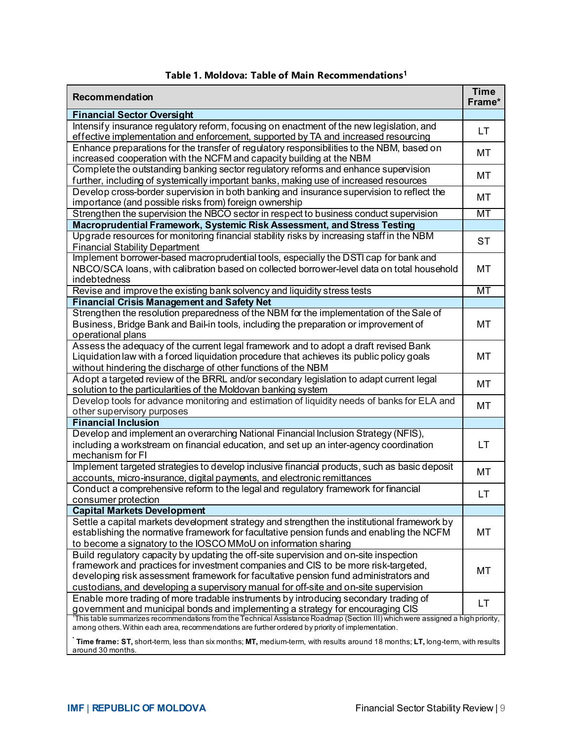**Table 1. Moldova: Table of Main Recommendations[1]**

| Recommendation | Time Frame* |
|---|---|
| **Financial Sector Oversight** | |
| Intensify insurance regulatory reform, focusing on enactment of the new legislation, and effective implementation and enforcement, supported by TA and increased resourcing | LT |
| Enhance preparations for the transfer of regulatory responsibilities to the NBM, based on increased cooperation with the NCFM and capacity building at the NBM | MT |
| Complete the outstanding banking sector regulatory reforms and enhance supervision further, including of systemically important banks, making use of increased resources | MT |
| Develop cross-border supervision in both banking and insurance supervision to reflect the importance (and possible risks from) foreign ownership | MT |
| Strengthen the supervision the NBCO sector in respect to business conduct supervision | MT |
| **Macroprudential Framework, Systemic Risk Assessment, and Stress Testing** | |
| Upgrade resources for monitoring financial stability risks by increasing staff in the NBM Financial Stability Department | ST |
| Implement borrower-based macroprudential tools, especially the DSTI cap for bank and NBCO/SCA loans, with calibration based on collected borrower-level data on total household indebtedness | MT |
| Revise and improve the existing bank solvency and liquidity stress tests | MT |
| **Financial Crisis Management and Safety Net** | |
| Strengthen the resolution preparedness of the NBM for the implementation of the Sale of Business, Bridge Bank and Bail-in tools, including the preparation or improvement of operational plans | MT |
| Assess the adequacy of the current legal framework and to adopt a draft revised Bank Liquidation law with a forced liquidation procedure that achieves its public policy goals without hindering the discharge of other functions of the NBM | MT |
| Adopt a targeted review of the BRRL and/or secondary legislation to adapt current legal solution to the particularities of the Moldovan banking system | MT |
| Develop tools for advance monitoring and estimation of liquidity needs of banks for ELA and other supervisory purposes | MT |
| **Financial Inclusion** | |
| Develop and implement an overarching National Financial Inclusion Strategy (NFIS), including a workstream on financial education, and set up an inter-agency coordination mechanism for FI | LT |
| Implement targeted strategies to develop inclusive financial products, such as basic deposit accounts, micro-insurance, digital payments, and electronic remittances | MT |
| Conduct a comprehensive reform to the legal and regulatory framework for financial consumer protection | LT |
| **Capital Markets Development** | |
| Settle a capital markets development strategy and strengthen the institutional framework by establishing the normative framework for facultative pension funds and enabling the NCFM to become a signatory to the IOSCO MMoU on information sharing | MT |
| Build regulatory capacity by updating the off-site supervision and on-site inspection framework and practices for investment companies and CIS to be more risk-targeted, developing risk assessment framework for facultative pension fund administrators and custodians, and developing a supervisory manual for off-site and on-site supervision | MT |
| Enable more trading of more tradable instruments by introducing secondary trading of government and municipal bonds and implementing a strategy for encouraging CIS | LT |

[1]This table summarizes recommendations from the Technical Assistance Roadmap (Section III) which were assigned a high priority, among others. Within each area, recommendations are further ordered by priority of implementation.

* **Time frame: ST,** short-term, less than six months; **MT,** medium-term, with results around 18 months; **LT,** long-term, with results around 30 months.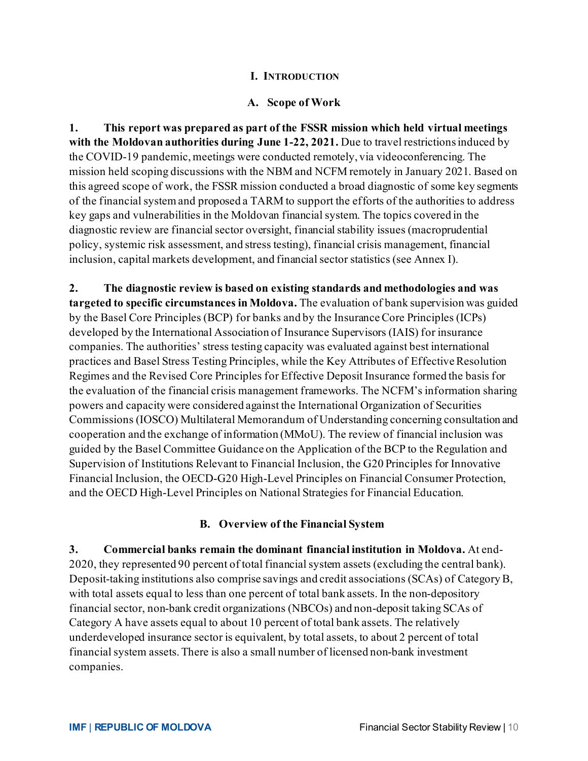# I. INTRODUCTION

## A. Scope of Work

**1. This report was prepared as part of the FSSR mission which held virtual meetings with the Moldovan authorities during June 1-22, 2021.** Due to travel restrictions induced by the COVID-19 pandemic, meetings were conducted remotely, via videoconferencing. The mission held scoping discussions with the NBM and NCFM remotely in January 2021. Based on this agreed scope of work, the FSSR mission conducted a broad diagnostic of some key segments of the financial system and proposed a TARM to support the efforts of the authorities to address key gaps and vulnerabilities in the Moldovan financial system. The topics covered in the diagnostic review are financial sector oversight, financial stability issues (macroprudential policy, systemic risk assessment, and stress testing), financial crisis management, financial inclusion, capital markets development, and financial sector statistics (see Annex I).

**2. The diagnostic review is based on existing standards and methodologies and was targeted to specific circumstances in Moldova.** The evaluation of bank supervision was guided by the Basel Core Principles (BCP) for banks and by the Insurance Core Principles (ICPs) developed by the International Association of Insurance Supervisors (IAIS) for insurance companies. The authorities' stress testing capacity was evaluated against best international practices and Basel Stress Testing Principles, while the Key Attributes of Effective Resolution Regimes and the Revised Core Principles for Effective Deposit Insurance formed the basis for the evaluation of the financial crisis management frameworks. The NCFM's information sharing powers and capacity were considered against the International Organization of Securities Commissions (IOSCO) Multilateral Memorandum of Understanding concerning consultation and cooperation and the exchange of information (MMoU). The review of financial inclusion was guided by the Basel Committee Guidance on the Application of the BCP to the Regulation and Supervision of Institutions Relevant to Financial Inclusion, the G20 Principles for Innovative Financial Inclusion, the OECD-G20 High-Level Principles on Financial Consumer Protection, and the OECD High-Level Principles on National Strategies for Financial Education.

## B. Overview of the Financial System

**3. Commercial banks remain the dominant financial institution in Moldova.** At end-2020, they represented 90 percent of total financial system assets (excluding the central bank). Deposit-taking institutions also comprise savings and credit associations (SCAs) of Category B, with total assets equal to less than one percent of total bank assets. In the non-depository financial sector, non-bank credit organizations (NBCOs) and non-deposit taking SCAs of Category A have assets equal to about 10 percent of total bank assets. The relatively underdeveloped insurance sector is equivalent, by total assets, to about 2 percent of total financial system assets. There is also a small number of licensed non-bank investment companies.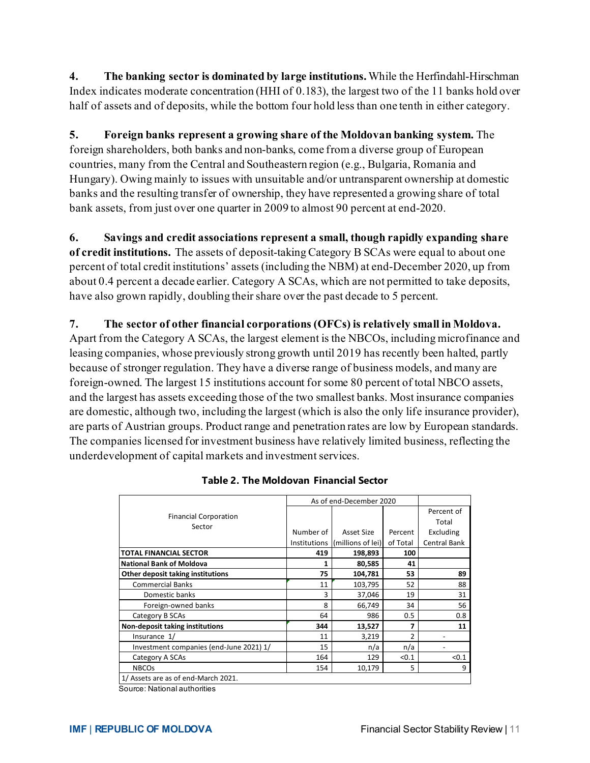**4. The banking sector is dominated by large institutions.** While the Herfindahl-Hirschman Index indicates moderate concentration (HHI of 0.183), the largest two of the 11 banks hold over half of assets and of deposits, while the bottom four hold less than one tenth in either category.

**5. Foreign banks represent a growing share of the Moldovan banking system.** The foreign shareholders, both banks and non-banks, come from a diverse group of European countries, many from the Central and Southeastern region (e.g., Bulgaria, Romania and Hungary). Owing mainly to issues with unsuitable and/or untransparent ownership at domestic banks and the resulting transfer of ownership, they have represented a growing share of total bank assets, from just over one quarter in 2009 to almost 90 percent at end-2020.

**6. Savings and credit associations represent a small, though rapidly expanding share of credit institutions.** The assets of deposit-taking Category B SCAs were equal to about one percent of total credit institutions' assets (including the NBM) at end-December 2020, up from about 0.4 percent a decade earlier. Category A SCAs, which are not permitted to take deposits, have also grown rapidly, doubling their share over the past decade to 5 percent.

**7. The sector of other financial corporations (OFCs) is relatively small in Moldova.** Apart from the Category A SCAs, the largest element is the NBCOs, including microfinance and leasing companies, whose previously strong growth until 2019 has recently been halted, partly because of stronger regulation. They have a diverse range of business models, and many are foreign-owned. The largest 15 institutions account for some 80 percent of total NBCO assets, and the largest has assets exceeding those of the two smallest banks. Most insurance companies are domestic, although two, including the largest (which is also the only life insurance provider), are parts of Austrian groups. Product range and penetration rates are low by European standards. The companies licensed for investment business have relatively limited business, reflecting the underdevelopment of capital markets and investment services.

**Table 2. The Moldovan Financial Sector**

| Financial Corporation Sector | As of end-December 2020 | | | |
|---|---|---|---|---|
| | Number of Institutions | Asset Size (millions of lei) | Percent of Total | Percent of Total Excluding Central Bank |
| **TOTAL FINANCIAL SECTOR** | **419** | **198,893** | **100** | |
| **National Bank of Moldova** | **1** | **80,585** | **41** | |
| **Other deposit taking institutions** | **75** | **104,781** | **53** | **89** |
| Commercial Banks | 11 | 103,795 | 52 | 88 |
| Domestic banks | 3 | 37,046 | 19 | 31 |
| Foreign-owned banks | 8 | 66,749 | 34 | 56 |
| Category B SCAs | 64 | 986 | 0.5 | 0.8 |
| **Non-deposit taking institutions** | **344** | **13,527** | **7** | **11** |
| Insurance 1/ | 11 | 3,219 | 2 | - |
| Investment companies (end-June 2021) 1/ | 15 | n/a | n/a | - |
| Category A SCAs | 164 | 129 | <0.1 | <0.1 |
| NBCOs | 154 | 10,179 | 5 | 9 |

1/ Assets are as of end-March 2021.

Source: National authorities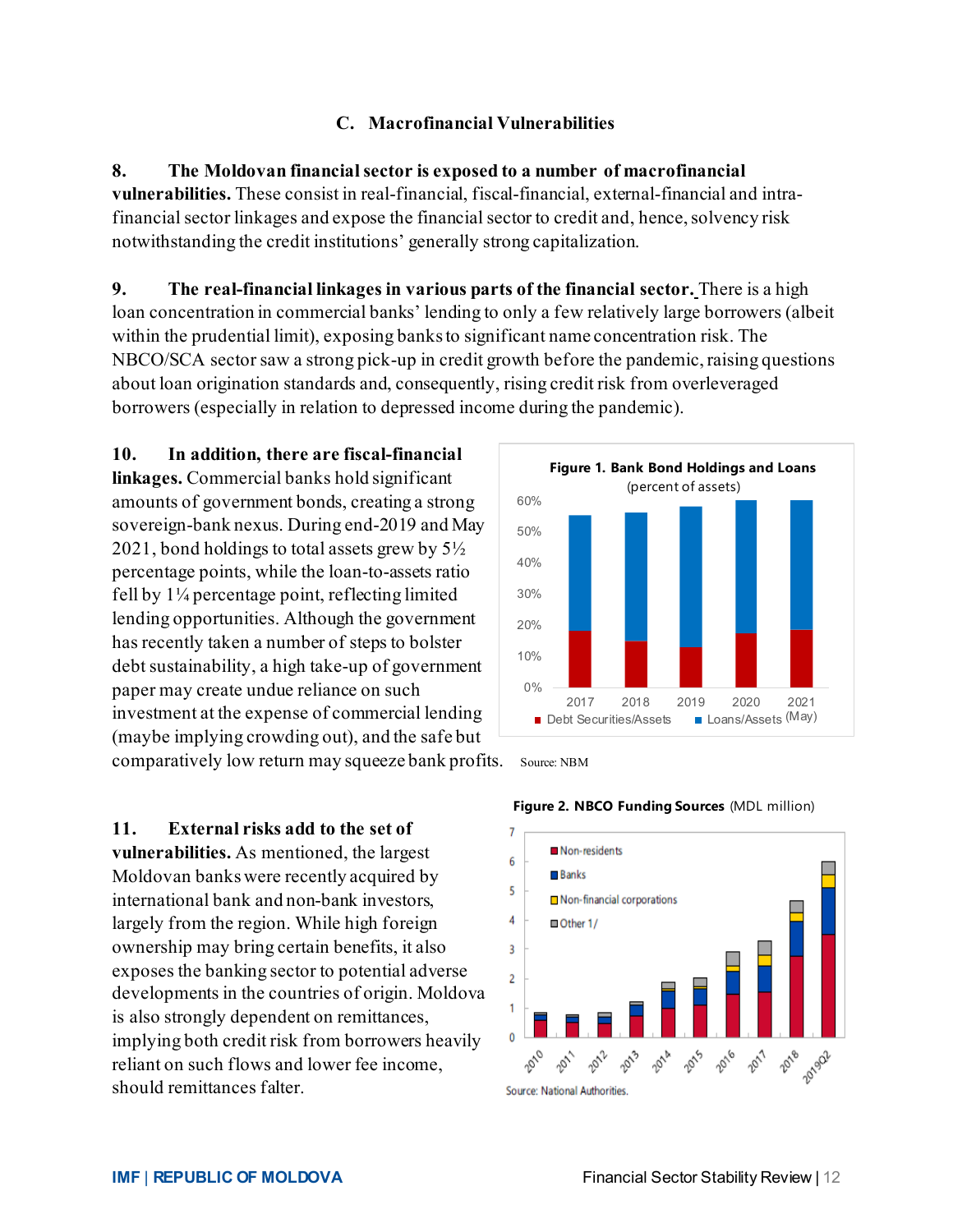### C. Macrofinancial Vulnerabilities

**8. The Moldovan financial sector is exposed to a number of macrofinancial vulnerabilities.** These consist in real-financial, fiscal-financial, external-financial and intra-financial sector linkages and expose the financial sector to credit and, hence, solvency risk notwithstanding the credit institutions' generally strong capitalization.

**9. The real-financial linkages in various parts of the financial sector.** There is a high loan concentration in commercial banks' lending to only a few relatively large borrowers (albeit within the prudential limit), exposing banks to significant name concentration risk. The NBCO/SCA sector saw a strong pick-up in credit growth before the pandemic, raising questions about loan origination standards and, consequently, rising credit risk from overleveraged borrowers (especially in relation to depressed income during the pandemic).

**10. In addition, there are fiscal-financial linkages.** Commercial banks hold significant amounts of government bonds, creating a strong sovereign-bank nexus. During end-2019 and May 2021, bond holdings to total assets grew by 5½ percentage points, while the loan-to-assets ratio fell by 1¼ percentage point, reflecting limited lending opportunities. Although the government has recently taken a number of steps to bolster debt sustainability, a high take-up of government paper may create undue reliance on such investment at the expense of commercial lending (maybe implying crowding out), and the safe but comparatively low return may squeeze bank profits.

**Figure 1. Bank Bond Holdings and Loans** (percent of assets)

Source: NBM

**11. External risks add to the set of vulnerabilities.** As mentioned, the largest Moldovan banks were recently acquired by international bank and non-bank investors, largely from the region. While high foreign ownership may bring certain benefits, it also exposes the banking sector to potential adverse developments in the countries of origin. Moldova is also strongly dependent on remittances, implying both credit risk from borrowers heavily reliant on such flows and lower fee income, should remittances falter.

**Figure 2. NBCO Funding Sources** (MDL million)

Source: National Authorities.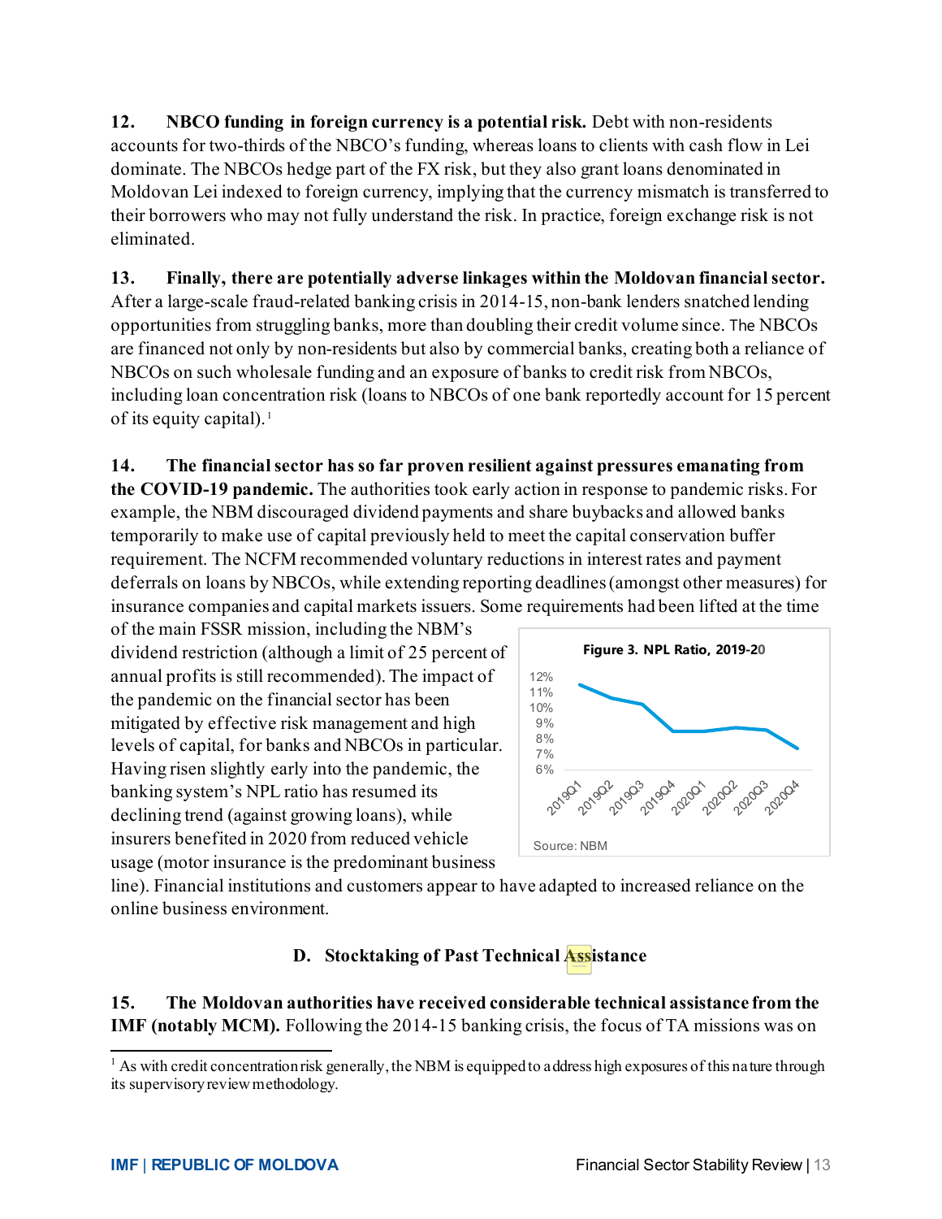**12. NBCO funding in foreign currency is a potential risk.** Debt with non-residents accounts for two-thirds of the NBCO's funding, whereas loans to clients with cash flow in Lei dominate. The NBCOs hedge part of the FX risk, but they also grant loans denominated in Moldovan Lei indexed to foreign currency, implying that the currency mismatch is transferred to their borrowers who may not fully understand the risk. In practice, foreign exchange risk is not eliminated.

**13. Finally, there are potentially adverse linkages within the Moldovan financial sector.** After a large-scale fraud-related banking crisis in 2014-15, non-bank lenders snatched lending opportunities from struggling banks, more than doubling their credit volume since. The NBCOs are financed not only by non-residents but also by commercial banks, creating both a reliance of NBCOs on such wholesale funding and an exposure of banks to credit risk from NBCOs, including loan concentration risk (loans to NBCOs of one bank reportedly account for 15 percent of its equity capital).[1]

**14. The financial sector has so far proven resilient against pressures emanating from the COVID-19 pandemic.** The authorities took early action in response to pandemic risks. For example, the NBM discouraged dividend payments and share buybacks and allowed banks temporarily to make use of capital previously held to meet the capital conservation buffer requirement. The NCFM recommended voluntary reductions in interest rates and payment deferrals on loans by NBCOs, while extending reporting deadlines (amongst other measures) for insurance companies and capital markets issuers. Some requirements had been lifted at the time of the main FSSR mission, including the NBM's dividend restriction (although a limit of 25 percent of annual profits is still recommended). The impact of the pandemic on the financial sector has been mitigated by effective risk management and high levels of capital, for banks and NBCOs in particular. Having risen slightly early into the pandemic, the banking system's NPL ratio has resumed its declining trend (against growing loans), while insurers benefited in 2020 from reduced vehicle usage (motor insurance is the predominant business line). Financial institutions and customers appear to have adapted to increased reliance on the online business environment.

**Figure 3. NPL Ratio, 2019-20**

Source: NBM

## D. Stocktaking of Past Technical Assistance

**15. The Moldovan authorities have received considerable technical assistance from the IMF (notably MCM).** Following the 2014-15 banking crisis, the focus of TA missions was on

[1] As with credit concentration risk generally, the NBM is equipped to address high exposures of this nature through its supervisory review methodology.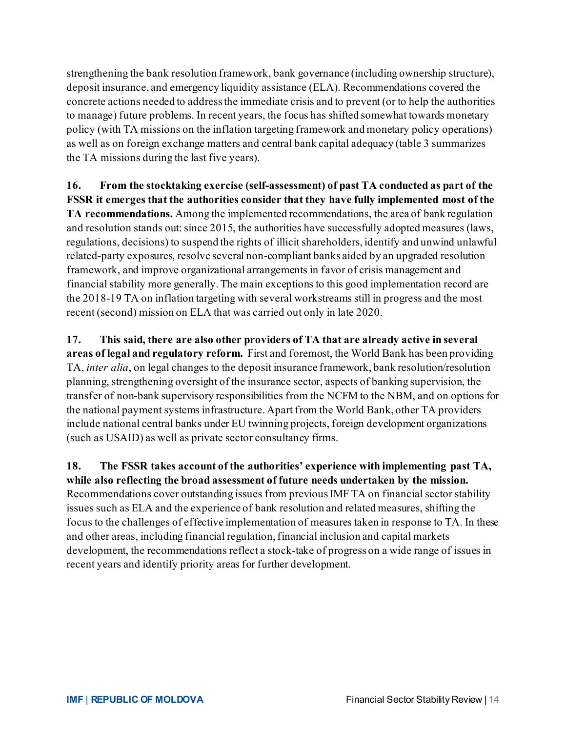strengthening the bank resolution framework, bank governance (including ownership structure), deposit insurance, and emergency liquidity assistance (ELA). Recommendations covered the concrete actions needed to address the immediate crisis and to prevent (or to help the authorities to manage) future problems. In recent years, the focus has shifted somewhat towards monetary policy (with TA missions on the inflation targeting framework and monetary policy operations) as well as on foreign exchange matters and central bank capital adequacy (table 3 summarizes the TA missions during the last five years).

**16. From the stocktaking exercise (self-assessment) of past TA conducted as part of the FSSR it emerges that the authorities consider that they have fully implemented most of the TA recommendations.** Among the implemented recommendations, the area of bank regulation and resolution stands out: since 2015, the authorities have successfully adopted measures (laws, regulations, decisions) to suspend the rights of illicit shareholders, identify and unwind unlawful related-party exposures, resolve several non-compliant banks aided by an upgraded resolution framework, and improve organizational arrangements in favor of crisis management and financial stability more generally. The main exceptions to this good implementation record are the 2018-19 TA on inflation targeting with several workstreams still in progress and the most recent (second) mission on ELA that was carried out only in late 2020.

**17. This said, there are also other providers of TA that are already active in several areas of legal and regulatory reform.** First and foremost, the World Bank has been providing TA, *inter alia*, on legal changes to the deposit insurance framework, bank resolution/resolution planning, strengthening oversight of the insurance sector, aspects of banking supervision, the transfer of non-bank supervisory responsibilities from the NCFM to the NBM, and on options for the national payment systems infrastructure. Apart from the World Bank, other TA providers include national central banks under EU twinning projects, foreign development organizations (such as USAID) as well as private sector consultancy firms.

**18. The FSSR takes account of the authorities' experience with implementing past TA, while also reflecting the broad assessment of future needs undertaken by the mission.** Recommendations cover outstanding issues from previous IMF TA on financial sector stability issues such as ELA and the experience of bank resolution and related measures, shifting the focus to the challenges of effective implementation of measures taken in response to TA. In these and other areas, including financial regulation, financial inclusion and capital markets development, the recommendations reflect a stock-take of progress on a wide range of issues in recent years and identify priority areas for further development.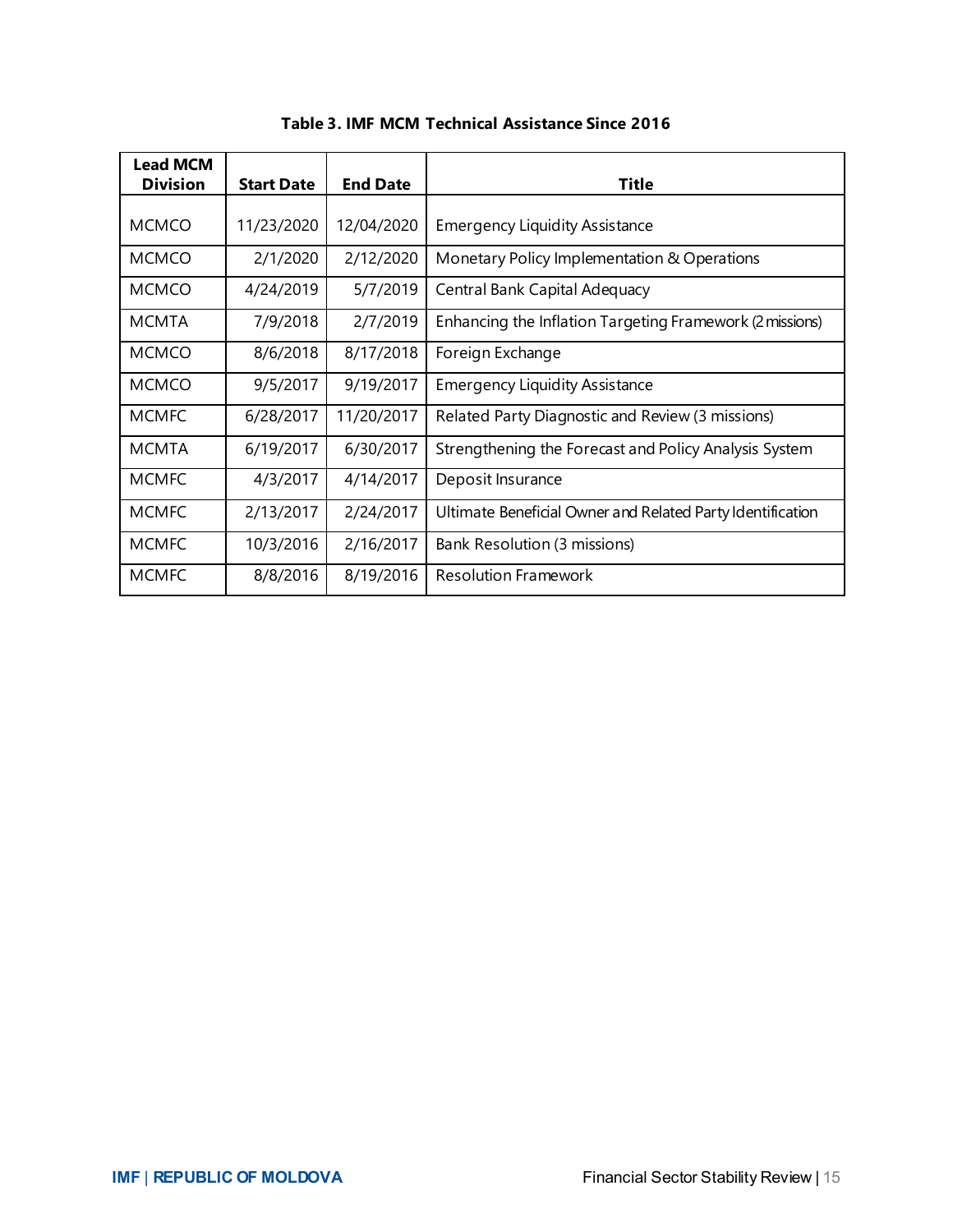**Table 3. IMF MCM Technical Assistance Since 2016**

| Lead MCM Division | Start Date | End Date | Title |
|---|---|---|---|
| MCMCO | 11/23/2020 | 12/04/2020 | Emergency Liquidity Assistance |
| MCMCO | 2/1/2020 | 2/12/2020 | Monetary Policy Implementation & Operations |
| MCMCO | 4/24/2019 | 5/7/2019 | Central Bank Capital Adequacy |
| MCMTA | 7/9/2018 | 2/7/2019 | Enhancing the Inflation Targeting Framework (2 missions) |
| MCMCO | 8/6/2018 | 8/17/2018 | Foreign Exchange |
| MCMCO | 9/5/2017 | 9/19/2017 | Emergency Liquidity Assistance |
| MCMFC | 6/28/2017 | 11/20/2017 | Related Party Diagnostic and Review (3 missions) |
| MCMTA | 6/19/2017 | 6/30/2017 | Strengthening the Forecast and Policy Analysis System |
| MCMFC | 4/3/2017 | 4/14/2017 | Deposit Insurance |
| MCMFC | 2/13/2017 | 2/24/2017 | Ultimate Beneficial Owner and Related Party Identification |
| MCMFC | 10/3/2016 | 2/16/2017 | Bank Resolution (3 missions) |
| MCMFC | 8/8/2016 | 8/19/2016 | Resolution Framework |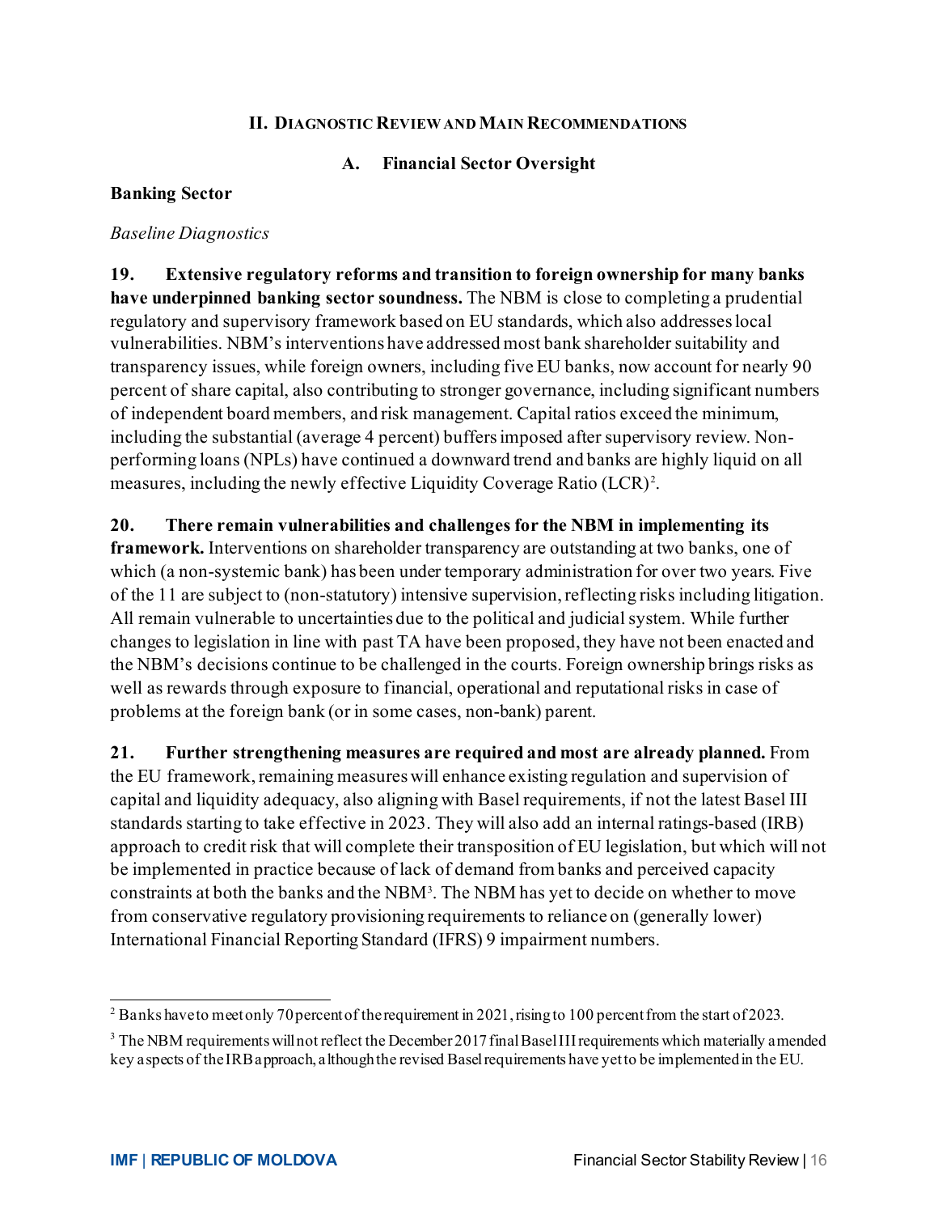## II. Diagnostic Review and Main Recommendations

### A. Financial Sector Oversight

**Banking Sector**

*Baseline Diagnostics*

**19. Extensive regulatory reforms and transition to foreign ownership for many banks have underpinned banking sector soundness.** The NBM is close to completing a prudential regulatory and supervisory framework based on EU standards, which also addresses local vulnerabilities. NBM's interventions have addressed most bank shareholder suitability and transparency issues, while foreign owners, including five EU banks, now account for nearly 90 percent of share capital, also contributing to stronger governance, including significant numbers of independent board members, and risk management. Capital ratios exceed the minimum, including the substantial (average 4 percent) buffers imposed after supervisory review. Non-performing loans (NPLs) have continued a downward trend and banks are highly liquid on all measures, including the newly effective Liquidity Coverage Ratio (LCR)[2].

**20. There remain vulnerabilities and challenges for the NBM in implementing its framework.** Interventions on shareholder transparency are outstanding at two banks, one of which (a non-systemic bank) has been under temporary administration for over two years. Five of the 11 are subject to (non-statutory) intensive supervision, reflecting risks including litigation. All remain vulnerable to uncertainties due to the political and judicial system. While further changes to legislation in line with past TA have been proposed, they have not been enacted and the NBM's decisions continue to be challenged in the courts. Foreign ownership brings risks as well as rewards through exposure to financial, operational and reputational risks in case of problems at the foreign bank (or in some cases, non-bank) parent.

**21. Further strengthening measures are required and most are already planned.** From the EU framework, remaining measures will enhance existing regulation and supervision of capital and liquidity adequacy, also aligning with Basel requirements, if not the latest Basel III standards starting to take effective in 2023. They will also add an internal ratings-based (IRB) approach to credit risk that will complete their transposition of EU legislation, but which will not be implemented in practice because of lack of demand from banks and perceived capacity constraints at both the banks and the NBM[3]. The NBM has yet to decide on whether to move from conservative regulatory provisioning requirements to reliance on (generally lower) International Financial Reporting Standard (IFRS) 9 impairment numbers.

---

[2] Banks have to meet only 70 percent of the requirement in 2021, rising to 100 percent from the start of 2023.

[3] The NBM requirements will not reflect the December 2017 final Basel III requirements which materially amended key aspects of the IRB approach, although the revised Basel requirements have yet to be implemented in the EU.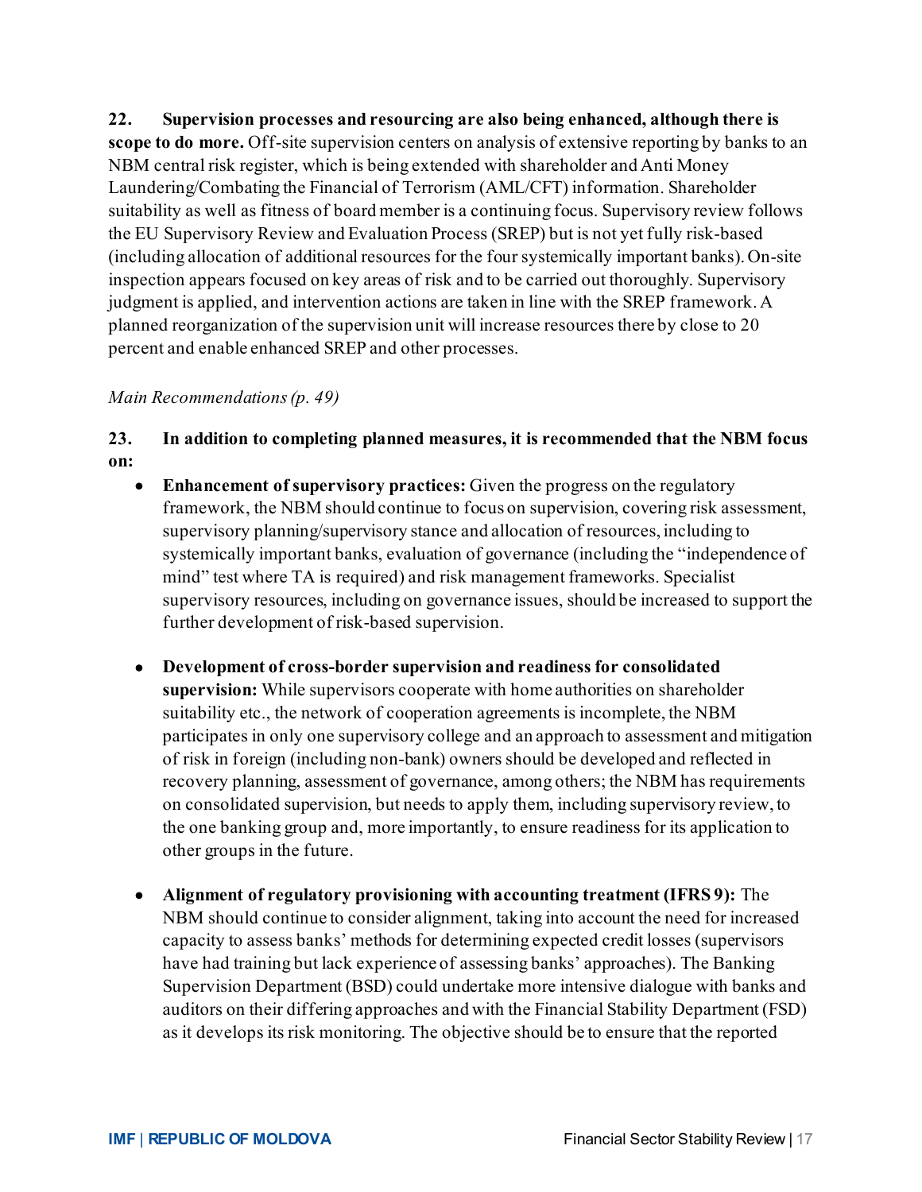**22. Supervision processes and resourcing are also being enhanced, although there is scope to do more.** Off-site supervision centers on analysis of extensive reporting by banks to an NBM central risk register, which is being extended with shareholder and Anti Money Laundering/Combating the Financial of Terrorism (AML/CFT) information. Shareholder suitability as well as fitness of board member is a continuing focus. Supervisory review follows the EU Supervisory Review and Evaluation Process (SREP) but is not yet fully risk-based (including allocation of additional resources for the four systemically important banks). On-site inspection appears focused on key areas of risk and to be carried out thoroughly. Supervisory judgment is applied, and intervention actions are taken in line with the SREP framework. A planned reorganization of the supervision unit will increase resources there by close to 20 percent and enable enhanced SREP and other processes.

*Main Recommendations (p. 49)*

**23. In addition to completing planned measures, it is recommended that the NBM focus on:**

- **Enhancement of supervisory practices:** Given the progress on the regulatory framework, the NBM should continue to focus on supervision, covering risk assessment, supervisory planning/supervisory stance and allocation of resources, including to systemically important banks, evaluation of governance (including the "independence of mind" test where TA is required) and risk management frameworks. Specialist supervisory resources, including on governance issues, should be increased to support the further development of risk-based supervision.

- **Development of cross-border supervision and readiness for consolidated supervision:** While supervisors cooperate with home authorities on shareholder suitability etc., the network of cooperation agreements is incomplete, the NBM participates in only one supervisory college and an approach to assessment and mitigation of risk in foreign (including non-bank) owners should be developed and reflected in recovery planning, assessment of governance, among others; the NBM has requirements on consolidated supervision, but needs to apply them, including supervisory review, to the one banking group and, more importantly, to ensure readiness for its application to other groups in the future.

- **Alignment of regulatory provisioning with accounting treatment (IFRS 9):** The NBM should continue to consider alignment, taking into account the need for increased capacity to assess banks' methods for determining expected credit losses (supervisors have had training but lack experience of assessing banks' approaches). The Banking Supervision Department (BSD) could undertake more intensive dialogue with banks and auditors on their differing approaches and with the Financial Stability Department (FSD) as it develops its risk monitoring. The objective should be to ensure that the reported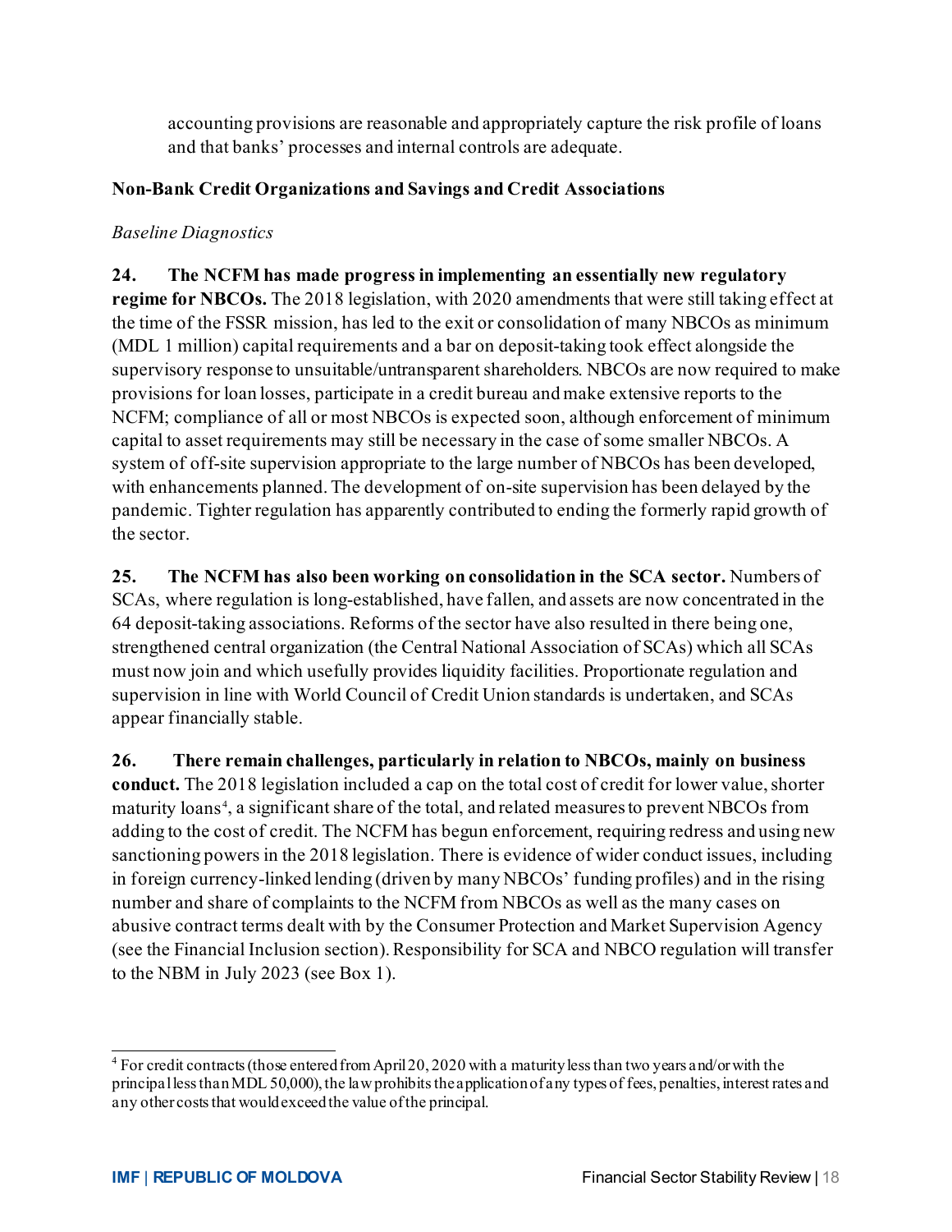accounting provisions are reasonable and appropriately capture the risk profile of loans and that banks' processes and internal controls are adequate.

### Non-Bank Credit Organizations and Savings and Credit Associations

*Baseline Diagnostics*

**24. The NCFM has made progress in implementing an essentially new regulatory regime for NBCOs.** The 2018 legislation, with 2020 amendments that were still taking effect at the time of the FSSR mission, has led to the exit or consolidation of many NBCOs as minimum (MDL 1 million) capital requirements and a bar on deposit-taking took effect alongside the supervisory response to unsuitable/untransparent shareholders. NBCOs are now required to make provisions for loan losses, participate in a credit bureau and make extensive reports to the NCFM; compliance of all or most NBCOs is expected soon, although enforcement of minimum capital to asset requirements may still be necessary in the case of some smaller NBCOs. A system of off-site supervision appropriate to the large number of NBCOs has been developed, with enhancements planned. The development of on-site supervision has been delayed by the pandemic. Tighter regulation has apparently contributed to ending the formerly rapid growth of the sector.

**25. The NCFM has also been working on consolidation in the SCA sector.** Numbers of SCAs, where regulation is long-established, have fallen, and assets are now concentrated in the 64 deposit-taking associations. Reforms of the sector have also resulted in there being one, strengthened central organization (the Central National Association of SCAs) which all SCAs must now join and which usefully provides liquidity facilities. Proportionate regulation and supervision in line with World Council of Credit Union standards is undertaken, and SCAs appear financially stable.

**26. There remain challenges, particularly in relation to NBCOs, mainly on business conduct.** The 2018 legislation included a cap on the total cost of credit for lower value, shorter maturity loans[4], a significant share of the total, and related measures to prevent NBCOs from adding to the cost of credit. The NCFM has begun enforcement, requiring redress and using new sanctioning powers in the 2018 legislation. There is evidence of wider conduct issues, including in foreign currency-linked lending (driven by many NBCOs' funding profiles) and in the rising number and share of complaints to the NCFM from NBCOs as well as the many cases on abusive contract terms dealt with by the Consumer Protection and Market Supervision Agency (see the Financial Inclusion section). Responsibility for SCA and NBCO regulation will transfer to the NBM in July 2023 (see Box 1).

---

[4] For credit contracts (those entered from April 20, 2020 with a maturity less than two years and/or with the principal less than MDL 50,000), the law prohibits the application of any types of fees, penalties, interest rates and any other costs that would exceed the value of the principal.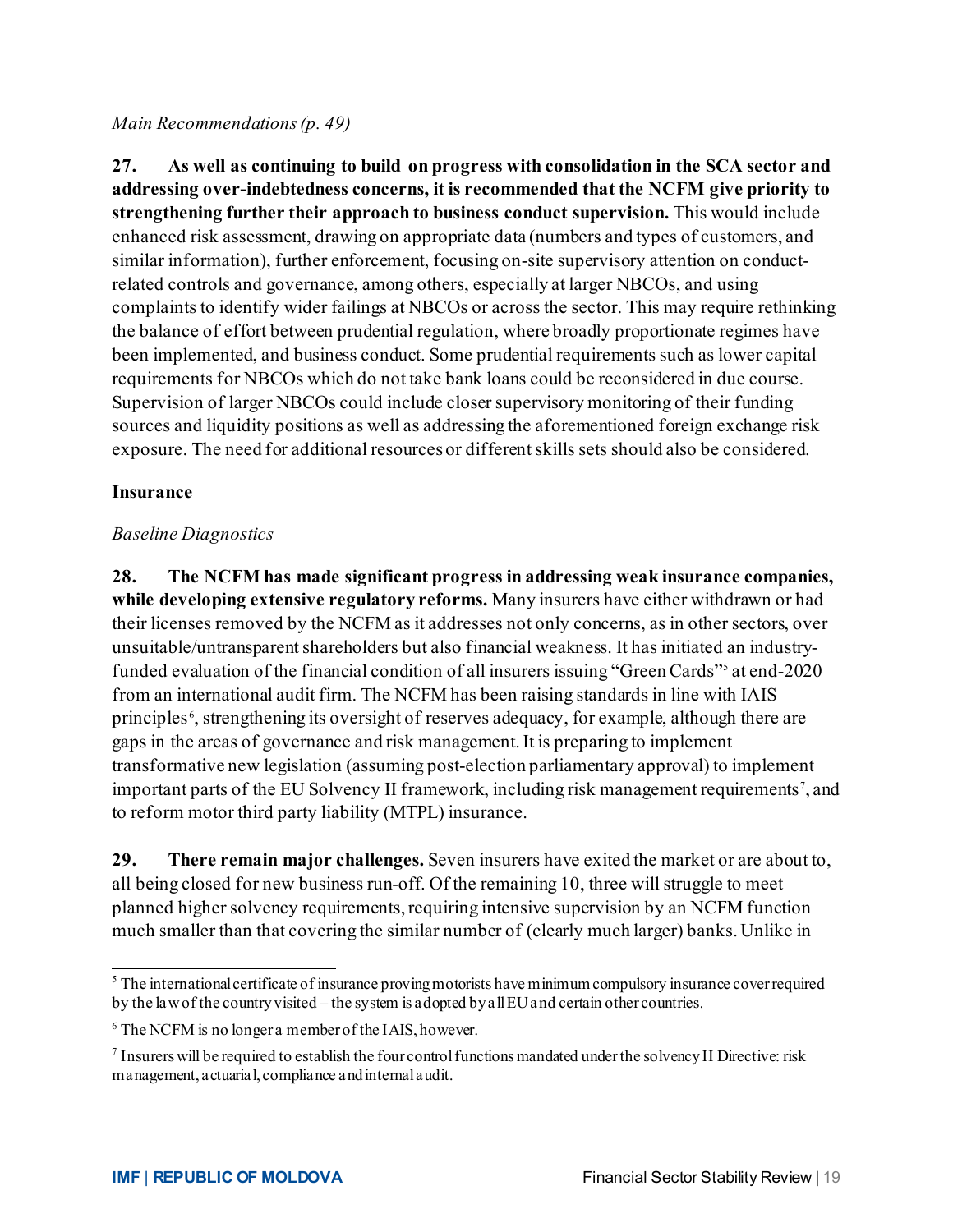*Main Recommendations (p. 49)*

**27. As well as continuing to build on progress with consolidation in the SCA sector and addressing over-indebtedness concerns, it is recommended that the NCFM give priority to strengthening further their approach to business conduct supervision.** This would include enhanced risk assessment, drawing on appropriate data (numbers and types of customers, and similar information), further enforcement, focusing on-site supervisory attention on conduct-related controls and governance, among others, especially at larger NBCOs, and using complaints to identify wider failings at NBCOs or across the sector. This may require rethinking the balance of effort between prudential regulation, where broadly proportionate regimes have been implemented, and business conduct. Some prudential requirements such as lower capital requirements for NBCOs which do not take bank loans could be reconsidered in due course. Supervision of larger NBCOs could include closer supervisory monitoring of their funding sources and liquidity positions as well as addressing the aforementioned foreign exchange risk exposure. The need for additional resources or different skills sets should also be considered.

## Insurance

*Baseline Diagnostics*

**28. The NCFM has made significant progress in addressing weak insurance companies, while developing extensive regulatory reforms.** Many insurers have either withdrawn or had their licenses removed by the NCFM as it addresses not only concerns, as in other sectors, over unsuitable/untransparent shareholders but also financial weakness. It has initiated an industry-funded evaluation of the financial condition of all insurers issuing "Green Cards"[5] at end-2020 from an international audit firm. The NCFM has been raising standards in line with IAIS principles[6], strengthening its oversight of reserves adequacy, for example, although there are gaps in the areas of governance and risk management. It is preparing to implement transformative new legislation (assuming post-election parliamentary approval) to implement important parts of the EU Solvency II framework, including risk management requirements[7], and to reform motor third party liability (MTPL) insurance.

**29. There remain major challenges.** Seven insurers have exited the market or are about to, all being closed for new business run-off. Of the remaining 10, three will struggle to meet planned higher solvency requirements, requiring intensive supervision by an NCFM function much smaller than that covering the similar number of (clearly much larger) banks. Unlike in

---

[5] The international certificate of insurance proving motorists have minimum compulsory insurance cover required by the law of the country visited – the system is adopted by all EU and certain other countries.

[6] The NCFM is no longer a member of the IAIS, however.

[7] Insurers will be required to establish the four control functions mandated under the solvency II Directive: risk management, actuarial, compliance and internal audit.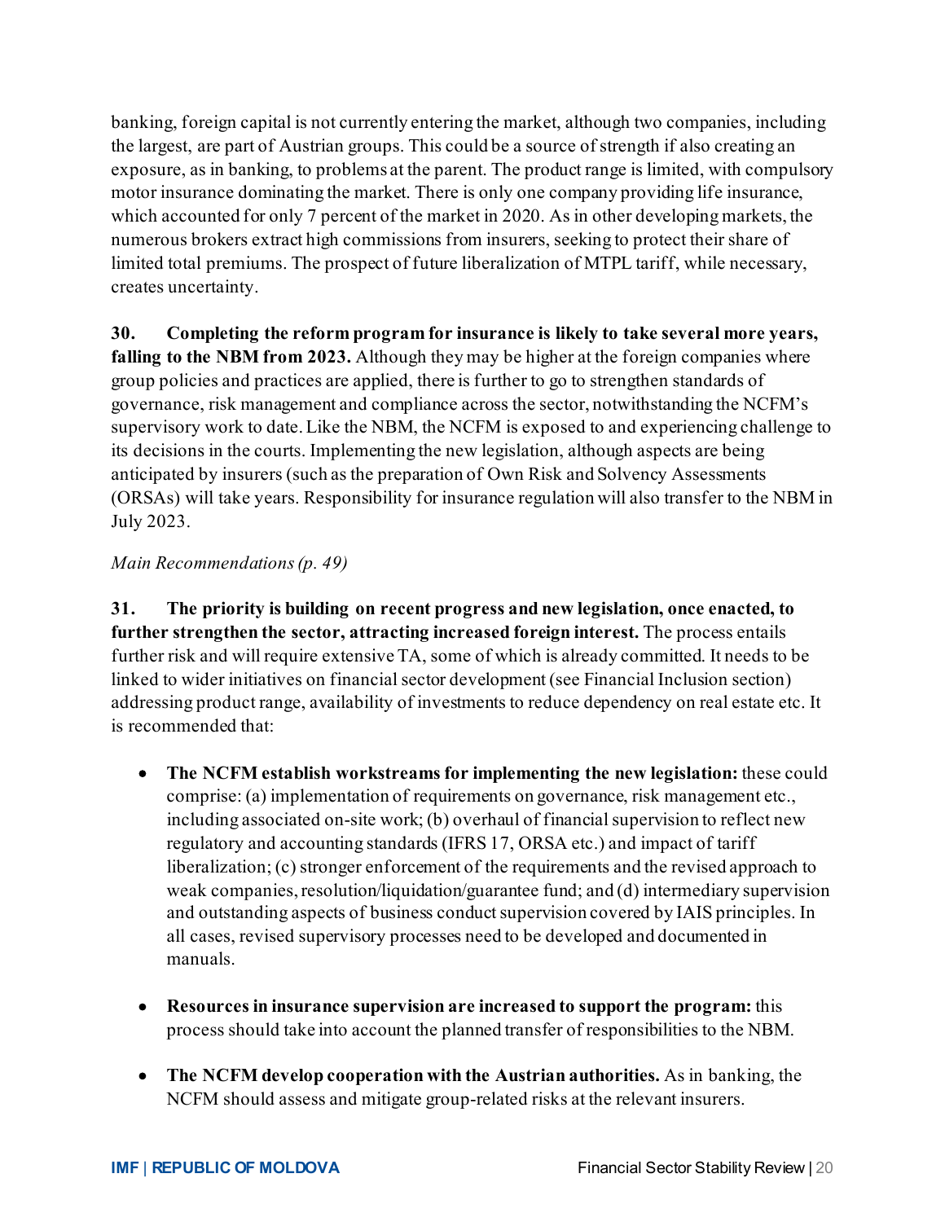banking, foreign capital is not currently entering the market, although two companies, including the largest, are part of Austrian groups. This could be a source of strength if also creating an exposure, as in banking, to problems at the parent. The product range is limited, with compulsory motor insurance dominating the market. There is only one company providing life insurance, which accounted for only 7 percent of the market in 2020. As in other developing markets, the numerous brokers extract high commissions from insurers, seeking to protect their share of limited total premiums. The prospect of future liberalization of MTPL tariff, while necessary, creates uncertainty.

**30. Completing the reform program for insurance is likely to take several more years, falling to the NBM from 2023.** Although they may be higher at the foreign companies where group policies and practices are applied, there is further to go to strengthen standards of governance, risk management and compliance across the sector, notwithstanding the NCFM's supervisory work to date. Like the NBM, the NCFM is exposed to and experiencing challenge to its decisions in the courts. Implementing the new legislation, although aspects are being anticipated by insurers (such as the preparation of Own Risk and Solvency Assessments (ORSAs) will take years. Responsibility for insurance regulation will also transfer to the NBM in July 2023.

*Main Recommendations (p. 49)*

**31. The priority is building on recent progress and new legislation, once enacted, to further strengthen the sector, attracting increased foreign interest.** The process entails further risk and will require extensive TA, some of which is already committed. It needs to be linked to wider initiatives on financial sector development (see Financial Inclusion section) addressing product range, availability of investments to reduce dependency on real estate etc. It is recommended that:

- **The NCFM establish workstreams for implementing the new legislation:** these could comprise: (a) implementation of requirements on governance, risk management etc., including associated on-site work; (b) overhaul of financial supervision to reflect new regulatory and accounting standards (IFRS 17, ORSA etc.) and impact of tariff liberalization; (c) stronger enforcement of the requirements and the revised approach to weak companies, resolution/liquidation/guarantee fund; and (d) intermediary supervision and outstanding aspects of business conduct supervision covered by IAIS principles. In all cases, revised supervisory processes need to be developed and documented in manuals.

- **Resources in insurance supervision are increased to support the program:** this process should take into account the planned transfer of responsibilities to the NBM.

- **The NCFM develop cooperation with the Austrian authorities.** As in banking, the NCFM should assess and mitigate group-related risks at the relevant insurers.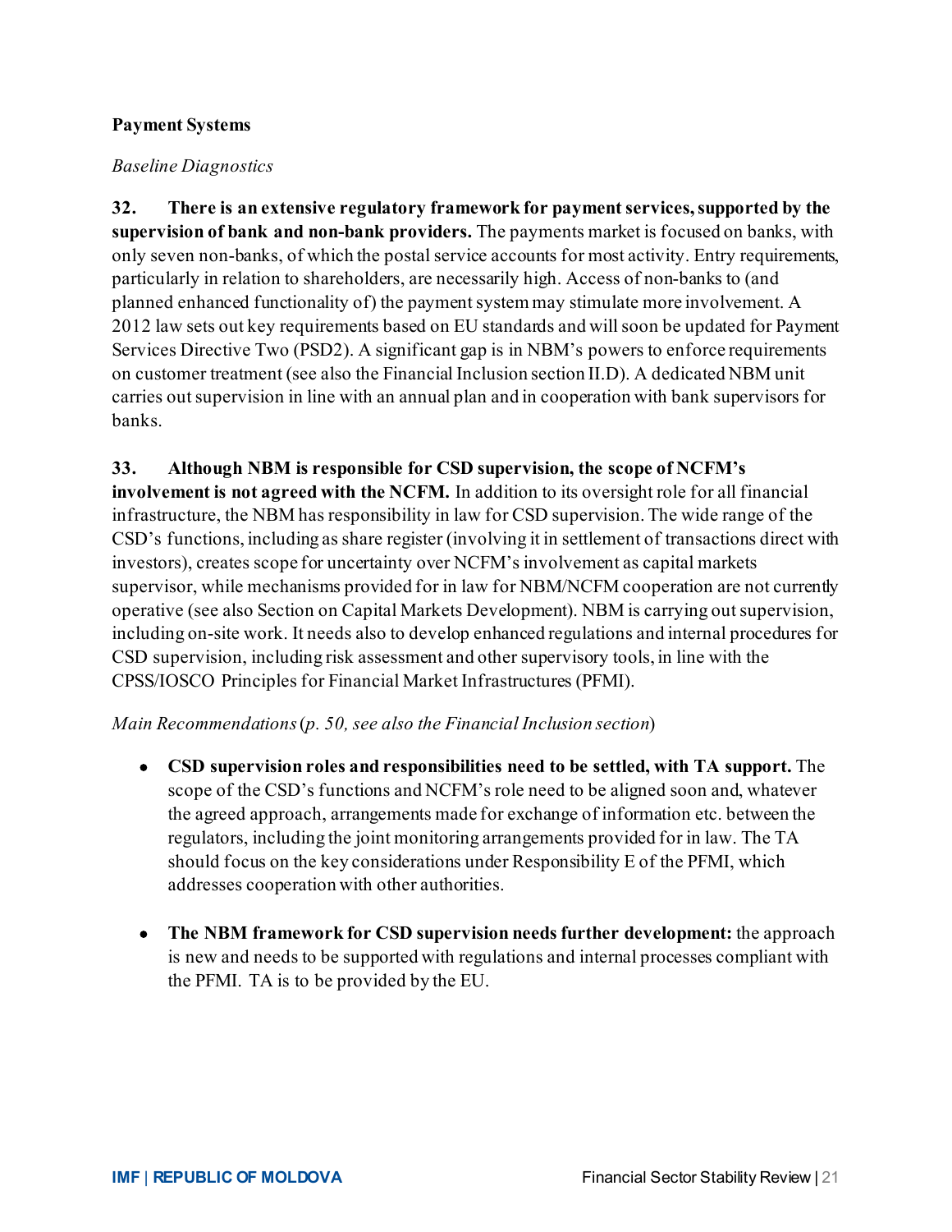### Payment Systems

*Baseline Diagnostics*

**32. There is an extensive regulatory framework for payment services, supported by the supervision of bank and non-bank providers.** The payments market is focused on banks, with only seven non-banks, of which the postal service accounts for most activity. Entry requirements, particularly in relation to shareholders, are necessarily high. Access of non-banks to (and planned enhanced functionality of) the payment system may stimulate more involvement. A 2012 law sets out key requirements based on EU standards and will soon be updated for Payment Services Directive Two (PSD2). A significant gap is in NBM's powers to enforce requirements on customer treatment (see also the Financial Inclusion section II.D). A dedicated NBM unit carries out supervision in line with an annual plan and in cooperation with bank supervisors for banks.

**33. Although NBM is responsible for CSD supervision, the scope of NCFM's involvement is not agreed with the NCFM.** In addition to its oversight role for all financial infrastructure, the NBM has responsibility in law for CSD supervision. The wide range of the CSD's functions, including as share register (involving it in settlement of transactions direct with investors), creates scope for uncertainty over NCFM's involvement as capital markets supervisor, while mechanisms provided for in law for NBM/NCFM cooperation are not currently operative (see also Section on Capital Markets Development). NBM is carrying out supervision, including on-site work. It needs also to develop enhanced regulations and internal procedures for CSD supervision, including risk assessment and other supervisory tools, in line with the CPSS/IOSCO Principles for Financial Market Infrastructures (PFMI).

*Main Recommendations (p. 50, see also the Financial Inclusion section)*

- **CSD supervision roles and responsibilities need to be settled, with TA support.** The scope of the CSD's functions and NCFM's role need to be aligned soon and, whatever the agreed approach, arrangements made for exchange of information etc. between the regulators, including the joint monitoring arrangements provided for in law. The TA should focus on the key considerations under Responsibility E of the PFMI, which addresses cooperation with other authorities.

- **The NBM framework for CSD supervision needs further development:** the approach is new and needs to be supported with regulations and internal processes compliant with the PFMI. TA is to be provided by the EU.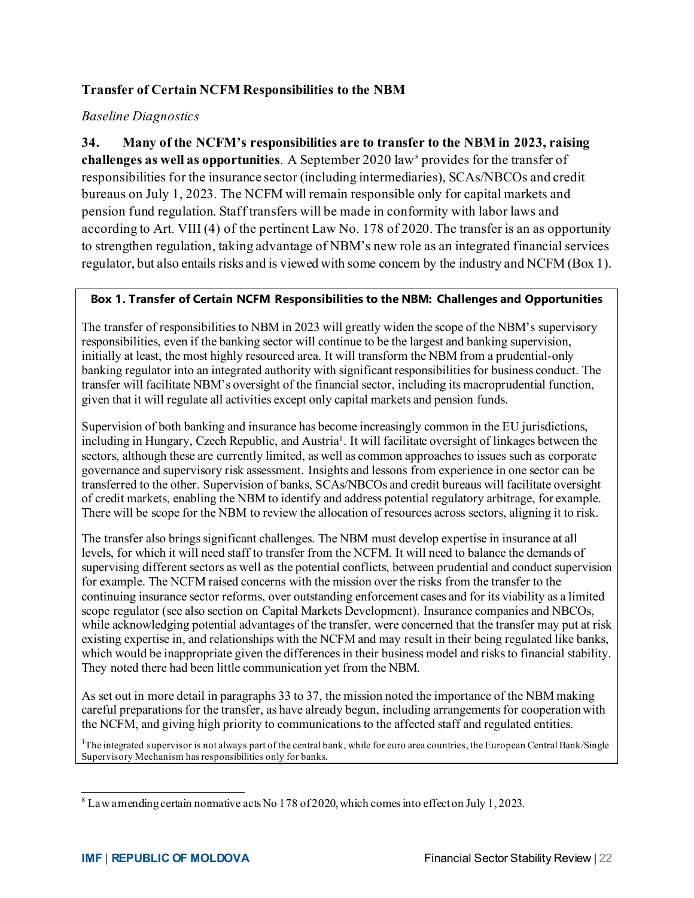### Transfer of Certain NCFM Responsibilities to the NBM

*Baseline Diagnostics*

**34. Many of the NCFM's responsibilities are to transfer to the NBM in 2023, raising challenges as well as opportunities**. A September 2020 law[8] provides for the transfer of responsibilities for the insurance sector (including intermediaries), SCAs/NBCOs and credit bureaus on July 1, 2023. The NCFM will remain responsible only for capital markets and pension fund regulation. Staff transfers will be made in conformity with labor laws and according to Art. VIII (4) of the pertinent Law No. 178 of 2020. The transfer is an as opportunity to strengthen regulation, taking advantage of NBM's new role as an integrated financial services regulator, but also entails risks and is viewed with some concern by the industry and NCFM (Box 1).

**Box 1. Transfer of Certain NCFM Responsibilities to the NBM: Challenges and Opportunities**

The transfer of responsibilities to NBM in 2023 will greatly widen the scope of the NBM's supervisory responsibilities, even if the banking sector will continue to be the largest and banking supervision, initially at least, the most highly resourced area. It will transform the NBM from a prudential-only banking regulator into an integrated authority with significant responsibilities for business conduct. The transfer will facilitate NBM's oversight of the financial sector, including its macroprudential function, given that it will regulate all activities except only capital markets and pension funds.

Supervision of both banking and insurance has become increasingly common in the EU jurisdictions, including in Hungary, Czech Republic, and Austria[1]. It will facilitate oversight of linkages between the sectors, although these are currently limited, as well as common approaches to issues such as corporate governance and supervisory risk assessment. Insights and lessons from experience in one sector can be transferred to the other. Supervision of banks, SCAs/NBCOs and credit bureaus will facilitate oversight of credit markets, enabling the NBM to identify and address potential regulatory arbitrage, for example. There will be scope for the NBM to review the allocation of resources across sectors, aligning it to risk.

The transfer also brings significant challenges. The NBM must develop expertise in insurance at all levels, for which it will need staff to transfer from the NCFM. It will need to balance the demands of supervising different sectors as well as the potential conflicts, between prudential and conduct supervision for example. The NCFM raised concerns with the mission over the risks from the transfer to the continuing insurance sector reforms, over outstanding enforcement cases and for its viability as a limited scope regulator (see also section on Capital Markets Development). Insurance companies and NBCOs, while acknowledging potential advantages of the transfer, were concerned that the transfer may put at risk existing expertise in, and relationships with the NCFM and may result in their being regulated like banks, which would be inappropriate given the differences in their business model and risks to financial stability. They noted there had been little communication yet from the NBM.

As set out in more detail in paragraphs 33 to 37, the mission noted the importance of the NBM making careful preparations for the transfer, as have already begun, including arrangements for cooperation with the NCFM, and giving high priority to communications to the affected staff and regulated entities.

[1]The integrated supervisor is not always part of the central bank, while for euro area countries, the European Central Bank/Single Supervisory Mechanism has responsibilities only for banks.

[8] Law amending certain normative acts No 178 of 2020, which comes into effect on July 1, 2023.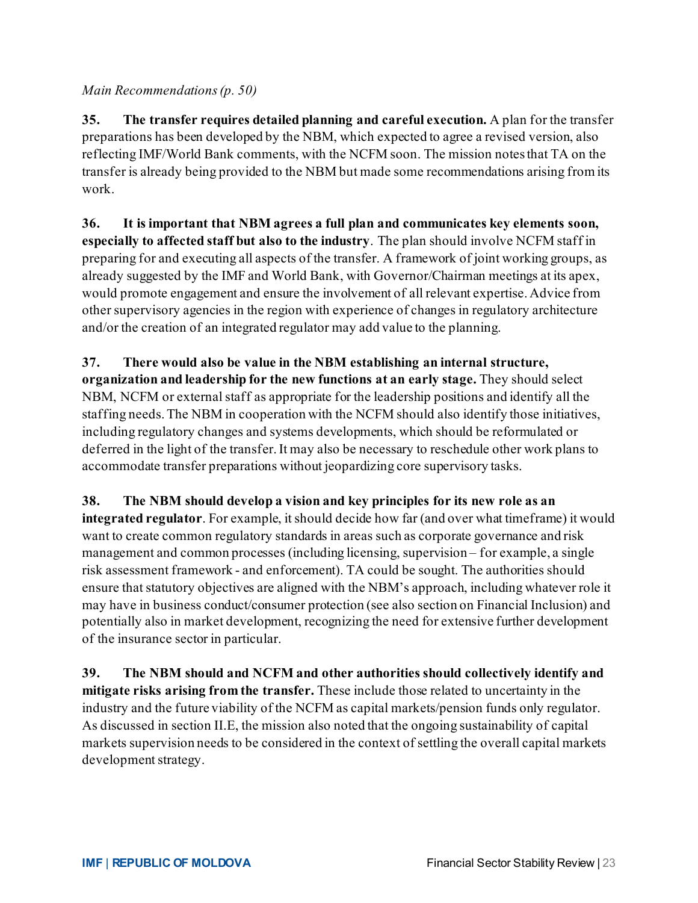*Main Recommendations (p. 50)*

**35. The transfer requires detailed planning and careful execution.** A plan for the transfer preparations has been developed by the NBM, which expected to agree a revised version, also reflecting IMF/World Bank comments, with the NCFM soon. The mission notes that TA on the transfer is already being provided to the NBM but made some recommendations arising from its work.

**36. It is important that NBM agrees a full plan and communicates key elements soon, especially to affected staff but also to the industry**. The plan should involve NCFM staff in preparing for and executing all aspects of the transfer. A framework of joint working groups, as already suggested by the IMF and World Bank, with Governor/Chairman meetings at its apex, would promote engagement and ensure the involvement of all relevant expertise. Advice from other supervisory agencies in the region with experience of changes in regulatory architecture and/or the creation of an integrated regulator may add value to the planning.

**37. There would also be value in the NBM establishing an internal structure, organization and leadership for the new functions at an early stage.** They should select NBM, NCFM or external staff as appropriate for the leadership positions and identify all the staffing needs. The NBM in cooperation with the NCFM should also identify those initiatives, including regulatory changes and systems developments, which should be reformulated or deferred in the light of the transfer. It may also be necessary to reschedule other work plans to accommodate transfer preparations without jeopardizing core supervisory tasks.

**38. The NBM should develop a vision and key principles for its new role as an integrated regulator**. For example, it should decide how far (and over what timeframe) it would want to create common regulatory standards in areas such as corporate governance and risk management and common processes (including licensing, supervision – for example, a single risk assessment framework - and enforcement). TA could be sought. The authorities should ensure that statutory objectives are aligned with the NBM's approach, including whatever role it may have in business conduct/consumer protection (see also section on Financial Inclusion) and potentially also in market development, recognizing the need for extensive further development of the insurance sector in particular.

**39. The NBM should and NCFM and other authorities should collectively identify and mitigate risks arising from the transfer.** These include those related to uncertainty in the industry and the future viability of the NCFM as capital markets/pension funds only regulator. As discussed in section II.E, the mission also noted that the ongoing sustainability of capital markets supervision needs to be considered in the context of settling the overall capital markets development strategy.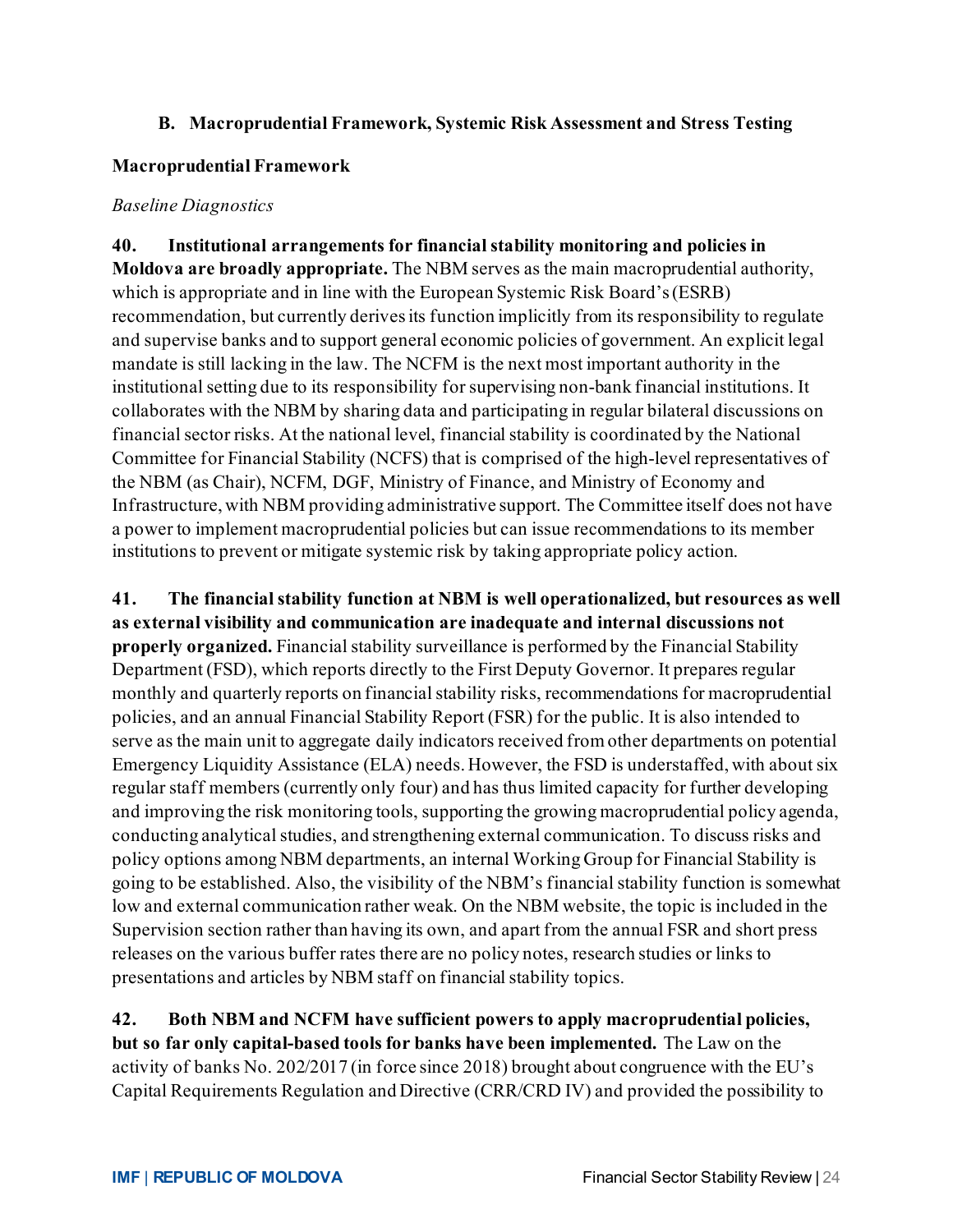### B. Macroprudential Framework, Systemic Risk Assessment and Stress Testing

#### Macroprudential Framework

*Baseline Diagnostics*

**40. Institutional arrangements for financial stability monitoring and policies in Moldova are broadly appropriate.** The NBM serves as the main macroprudential authority, which is appropriate and in line with the European Systemic Risk Board's (ESRB) recommendation, but currently derives its function implicitly from its responsibility to regulate and supervise banks and to support general economic policies of government. An explicit legal mandate is still lacking in the law. The NCFM is the next most important authority in the institutional setting due to its responsibility for supervising non-bank financial institutions. It collaborates with the NBM by sharing data and participating in regular bilateral discussions on financial sector risks. At the national level, financial stability is coordinated by the National Committee for Financial Stability (NCFS) that is comprised of the high-level representatives of the NBM (as Chair), NCFM, DGF, Ministry of Finance, and Ministry of Economy and Infrastructure, with NBM providing administrative support. The Committee itself does not have a power to implement macroprudential policies but can issue recommendations to its member institutions to prevent or mitigate systemic risk by taking appropriate policy action.

**41. The financial stability function at NBM is well operationalized, but resources as well as external visibility and communication are inadequate and internal discussions not properly organized.** Financial stability surveillance is performed by the Financial Stability Department (FSD), which reports directly to the First Deputy Governor. It prepares regular monthly and quarterly reports on financial stability risks, recommendations for macroprudential policies, and an annual Financial Stability Report (FSR) for the public. It is also intended to serve as the main unit to aggregate daily indicators received from other departments on potential Emergency Liquidity Assistance (ELA) needs. However, the FSD is understaffed, with about six regular staff members (currently only four) and has thus limited capacity for further developing and improving the risk monitoring tools, supporting the growing macroprudential policy agenda, conducting analytical studies, and strengthening external communication. To discuss risks and policy options among NBM departments, an internal Working Group for Financial Stability is going to be established. Also, the visibility of the NBM's financial stability function is somewhat low and external communication rather weak. On the NBM website, the topic is included in the Supervision section rather than having its own, and apart from the annual FSR and short press releases on the various buffer rates there are no policy notes, research studies or links to presentations and articles by NBM staff on financial stability topics.

**42. Both NBM and NCFM have sufficient powers to apply macroprudential policies, but so far only capital-based tools for banks have been implemented.** The Law on the activity of banks No. 202/2017 (in force since 2018) brought about congruence with the EU's Capital Requirements Regulation and Directive (CRR/CRD IV) and provided the possibility to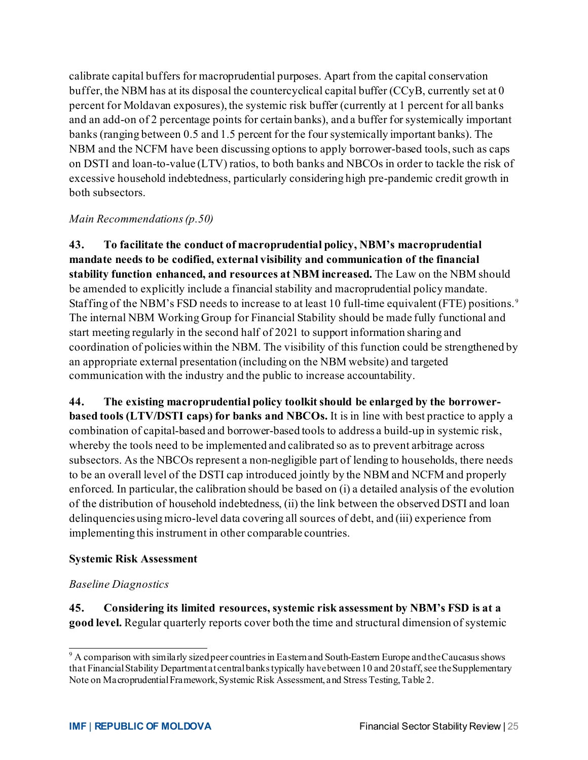calibrate capital buffers for macroprudential purposes. Apart from the capital conservation buffer, the NBM has at its disposal the countercyclical capital buffer (CCyB, currently set at 0 percent for Moldavan exposures), the systemic risk buffer (currently at 1 percent for all banks and an add-on of 2 percentage points for certain banks), and a buffer for systemically important banks (ranging between 0.5 and 1.5 percent for the four systemically important banks). The NBM and the NCFM have been discussing options to apply borrower-based tools, such as caps on DSTI and loan-to-value (LTV) ratios, to both banks and NBCOs in order to tackle the risk of excessive household indebtedness, particularly considering high pre-pandemic credit growth in both subsectors.

*Main Recommendations (p.50)*

**43. To facilitate the conduct of macroprudential policy, NBM's macroprudential mandate needs to be codified, external visibility and communication of the financial stability function enhanced, and resources at NBM increased.** The Law on the NBM should be amended to explicitly include a financial stability and macroprudential policy mandate. Staffing of the NBM's FSD needs to increase to at least 10 full-time equivalent (FTE) positions.[9] The internal NBM Working Group for Financial Stability should be made fully functional and start meeting regularly in the second half of 2021 to support information sharing and coordination of policies within the NBM. The visibility of this function could be strengthened by an appropriate external presentation (including on the NBM website) and targeted communication with the industry and the public to increase accountability.

**44. The existing macroprudential policy toolkit should be enlarged by the borrower-based tools (LTV/DSTI caps) for banks and NBCOs.** It is in line with best practice to apply a combination of capital-based and borrower-based tools to address a build-up in systemic risk, whereby the tools need to be implemented and calibrated so as to prevent arbitrage across subsectors. As the NBCOs represent a non-negligible part of lending to households, there needs to be an overall level of the DSTI cap introduced jointly by the NBM and NCFM and properly enforced. In particular, the calibration should be based on (i) a detailed analysis of the evolution of the distribution of household indebtedness, (ii) the link between the observed DSTI and loan delinquencies using micro-level data covering all sources of debt, and (iii) experience from implementing this instrument in other comparable countries.

**Systemic Risk Assessment**

*Baseline Diagnostics*

**45. Considering its limited resources, systemic risk assessment by NBM's FSD is at a good level.** Regular quarterly reports cover both the time and structural dimension of systemic

[9] A comparison with similarly sized peer countries in Eastern and South-Eastern Europe and the Caucasus shows that Financial Stability Department at central banks typically have between 10 and 20 staff, see the Supplementary Note on Macroprudential Framework, Systemic Risk Assessment, and Stress Testing, Table 2.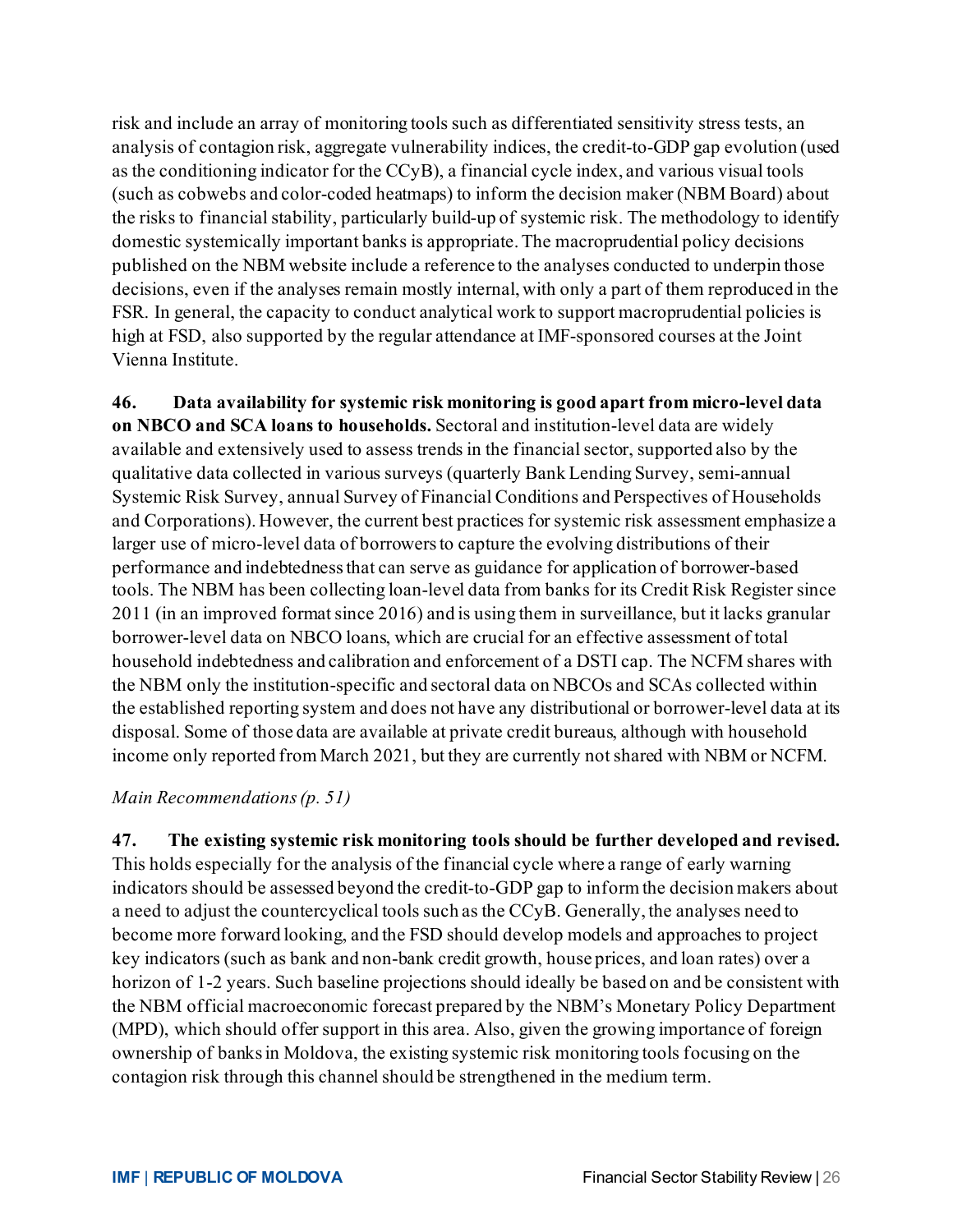risk and include an array of monitoring tools such as differentiated sensitivity stress tests, an analysis of contagion risk, aggregate vulnerability indices, the credit-to-GDP gap evolution (used as the conditioning indicator for the CCyB), a financial cycle index, and various visual tools (such as cobwebs and color-coded heatmaps) to inform the decision maker (NBM Board) about the risks to financial stability, particularly build-up of systemic risk. The methodology to identify domestic systemically important banks is appropriate. The macroprudential policy decisions published on the NBM website include a reference to the analyses conducted to underpin those decisions, even if the analyses remain mostly internal, with only a part of them reproduced in the FSR. In general, the capacity to conduct analytical work to support macroprudential policies is high at FSD, also supported by the regular attendance at IMF-sponsored courses at the Joint Vienna Institute.

**46. Data availability for systemic risk monitoring is good apart from micro-level data on NBCO and SCA loans to households.** Sectoral and institution-level data are widely available and extensively used to assess trends in the financial sector, supported also by the qualitative data collected in various surveys (quarterly Bank Lending Survey, semi-annual Systemic Risk Survey, annual Survey of Financial Conditions and Perspectives of Households and Corporations). However, the current best practices for systemic risk assessment emphasize a larger use of micro-level data of borrowers to capture the evolving distributions of their performance and indebtedness that can serve as guidance for application of borrower-based tools. The NBM has been collecting loan-level data from banks for its Credit Risk Register since 2011 (in an improved format since 2016) and is using them in surveillance, but it lacks granular borrower-level data on NBCO loans, which are crucial for an effective assessment of total household indebtedness and calibration and enforcement of a DSTI cap. The NCFM shares with the NBM only the institution-specific and sectoral data on NBCOs and SCAs collected within the established reporting system and does not have any distributional or borrower-level data at its disposal. Some of those data are available at private credit bureaus, although with household income only reported from March 2021, but they are currently not shared with NBM or NCFM.

*Main Recommendations (p. 51)*

**47. The existing systemic risk monitoring tools should be further developed and revised.** This holds especially for the analysis of the financial cycle where a range of early warning indicators should be assessed beyond the credit-to-GDP gap to inform the decision makers about a need to adjust the countercyclical tools such as the CCyB. Generally, the analyses need to become more forward looking, and the FSD should develop models and approaches to project key indicators (such as bank and non-bank credit growth, house prices, and loan rates) over a horizon of 1-2 years. Such baseline projections should ideally be based on and be consistent with the NBM official macroeconomic forecast prepared by the NBM's Monetary Policy Department (MPD), which should offer support in this area. Also, given the growing importance of foreign ownership of banks in Moldova, the existing systemic risk monitoring tools focusing on the contagion risk through this channel should be strengthened in the medium term.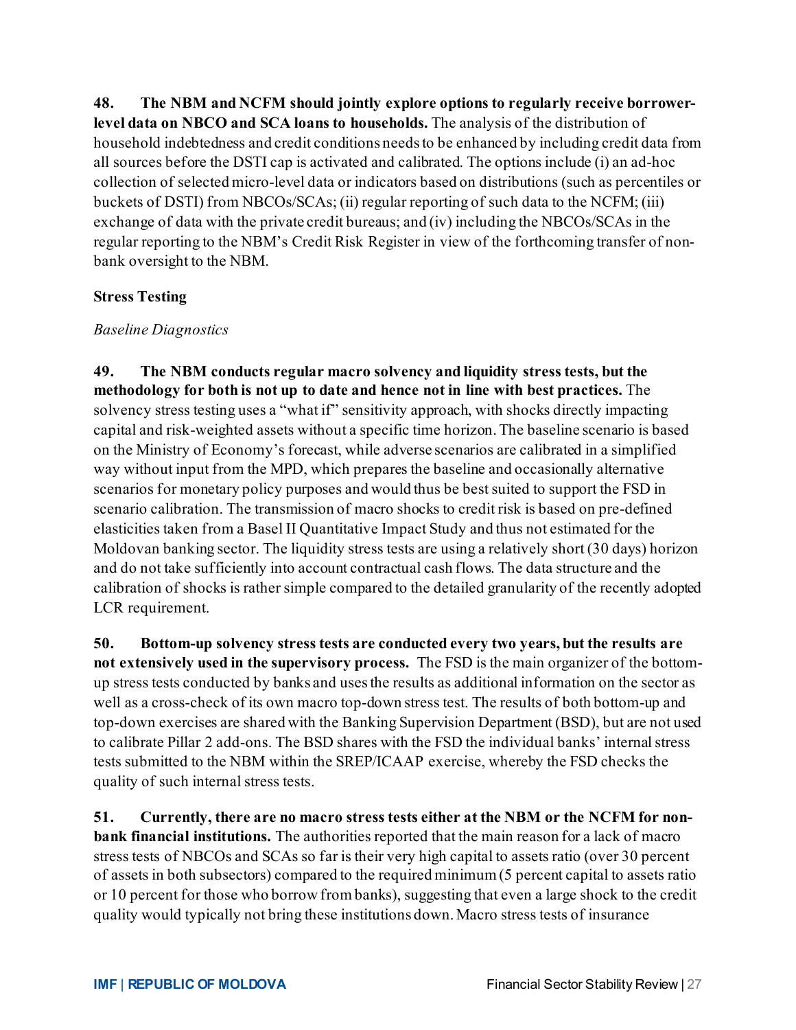**48. The NBM and NCFM should jointly explore options to regularly receive borrower-level data on NBCO and SCA loans to households.** The analysis of the distribution of household indebtedness and credit conditions needs to be enhanced by including credit data from all sources before the DSTI cap is activated and calibrated. The options include (i) an ad-hoc collection of selected micro-level data or indicators based on distributions (such as percentiles or buckets of DSTI) from NBCOs/SCAs; (ii) regular reporting of such data to the NCFM; (iii) exchange of data with the private credit bureaus; and (iv) including the NBCOs/SCAs in the regular reporting to the NBM's Credit Risk Register in view of the forthcoming transfer of non-bank oversight to the NBM.

### Stress Testing

*Baseline Diagnostics*

**49. The NBM conducts regular macro solvency and liquidity stress tests, but the methodology for both is not up to date and hence not in line with best practices.** The solvency stress testing uses a "what if" sensitivity approach, with shocks directly impacting capital and risk-weighted assets without a specific time horizon. The baseline scenario is based on the Ministry of Economy's forecast, while adverse scenarios are calibrated in a simplified way without input from the MPD, which prepares the baseline and occasionally alternative scenarios for monetary policy purposes and would thus be best suited to support the FSD in scenario calibration. The transmission of macro shocks to credit risk is based on pre-defined elasticities taken from a Basel II Quantitative Impact Study and thus not estimated for the Moldovan banking sector. The liquidity stress tests are using a relatively short (30 days) horizon and do not take sufficiently into account contractual cash flows. The data structure and the calibration of shocks is rather simple compared to the detailed granularity of the recently adopted LCR requirement.

**50. Bottom-up solvency stress tests are conducted every two years, but the results are not extensively used in the supervisory process.** The FSD is the main organizer of the bottom-up stress tests conducted by banks and uses the results as additional information on the sector as well as a cross-check of its own macro top-down stress test. The results of both bottom-up and top-down exercises are shared with the Banking Supervision Department (BSD), but are not used to calibrate Pillar 2 add-ons. The BSD shares with the FSD the individual banks' internal stress tests submitted to the NBM within the SREP/ICAAP exercise, whereby the FSD checks the quality of such internal stress tests.

**51. Currently, there are no macro stress tests either at the NBM or the NCFM for non-bank financial institutions.** The authorities reported that the main reason for a lack of macro stress tests of NBCOs and SCAs so far is their very high capital to assets ratio (over 30 percent of assets in both subsectors) compared to the required minimum (5 percent capital to assets ratio or 10 percent for those who borrow from banks), suggesting that even a large shock to the credit quality would typically not bring these institutions down. Macro stress tests of insurance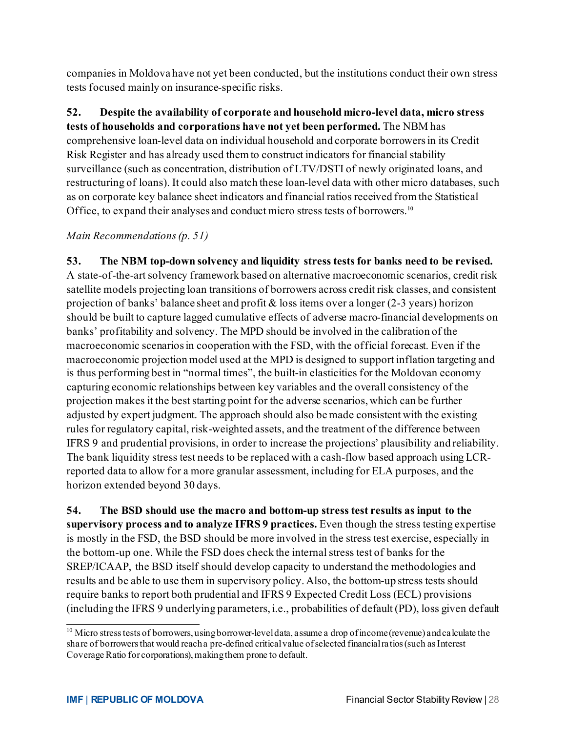companies in Moldova have not yet been conducted, but the institutions conduct their own stress tests focused mainly on insurance-specific risks.

**52. Despite the availability of corporate and household micro-level data, micro stress tests of households and corporations have not yet been performed.** The NBM has comprehensive loan-level data on individual household and corporate borrowers in its Credit Risk Register and has already used them to construct indicators for financial stability surveillance (such as concentration, distribution of LTV/DSTI of newly originated loans, and restructuring of loans). It could also match these loan-level data with other micro databases, such as on corporate key balance sheet indicators and financial ratios received from the Statistical Office, to expand their analyses and conduct micro stress tests of borrowers.[10]

*Main Recommendations (p. 51)*

**53. The NBM top-down solvency and liquidity stress tests for banks need to be revised.** A state-of-the-art solvency framework based on alternative macroeconomic scenarios, credit risk satellite models projecting loan transitions of borrowers across credit risk classes, and consistent projection of banks' balance sheet and profit & loss items over a longer (2-3 years) horizon should be built to capture lagged cumulative effects of adverse macro-financial developments on banks' profitability and solvency. The MPD should be involved in the calibration of the macroeconomic scenarios in cooperation with the FSD, with the official forecast. Even if the macroeconomic projection model used at the MPD is designed to support inflation targeting and is thus performing best in "normal times", the built-in elasticities for the Moldovan economy capturing economic relationships between key variables and the overall consistency of the projection makes it the best starting point for the adverse scenarios, which can be further adjusted by expert judgment. The approach should also be made consistent with the existing rules for regulatory capital, risk-weighted assets, and the treatment of the difference between IFRS 9 and prudential provisions, in order to increase the projections' plausibility and reliability. The bank liquidity stress test needs to be replaced with a cash-flow based approach using LCR-reported data to allow for a more granular assessment, including for ELA purposes, and the horizon extended beyond 30 days.

**54. The BSD should use the macro and bottom-up stress test results as input to the supervisory process and to analyze IFRS 9 practices.** Even though the stress testing expertise is mostly in the FSD, the BSD should be more involved in the stress test exercise, especially in the bottom-up one. While the FSD does check the internal stress test of banks for the SREP/ICAAP, the BSD itself should develop capacity to understand the methodologies and results and be able to use them in supervisory policy. Also, the bottom-up stress tests should require banks to report both prudential and IFRS 9 Expected Credit Loss (ECL) provisions (including the IFRS 9 underlying parameters, i.e., probabilities of default (PD), loss given default

---

[10] Micro stress tests of borrowers, using borrower-level data, assume a drop of income (revenue) and calculate the share of borrowers that would reach a pre-defined critical value of selected financial ratios (such as Interest Coverage Ratio for corporations), making them prone to default.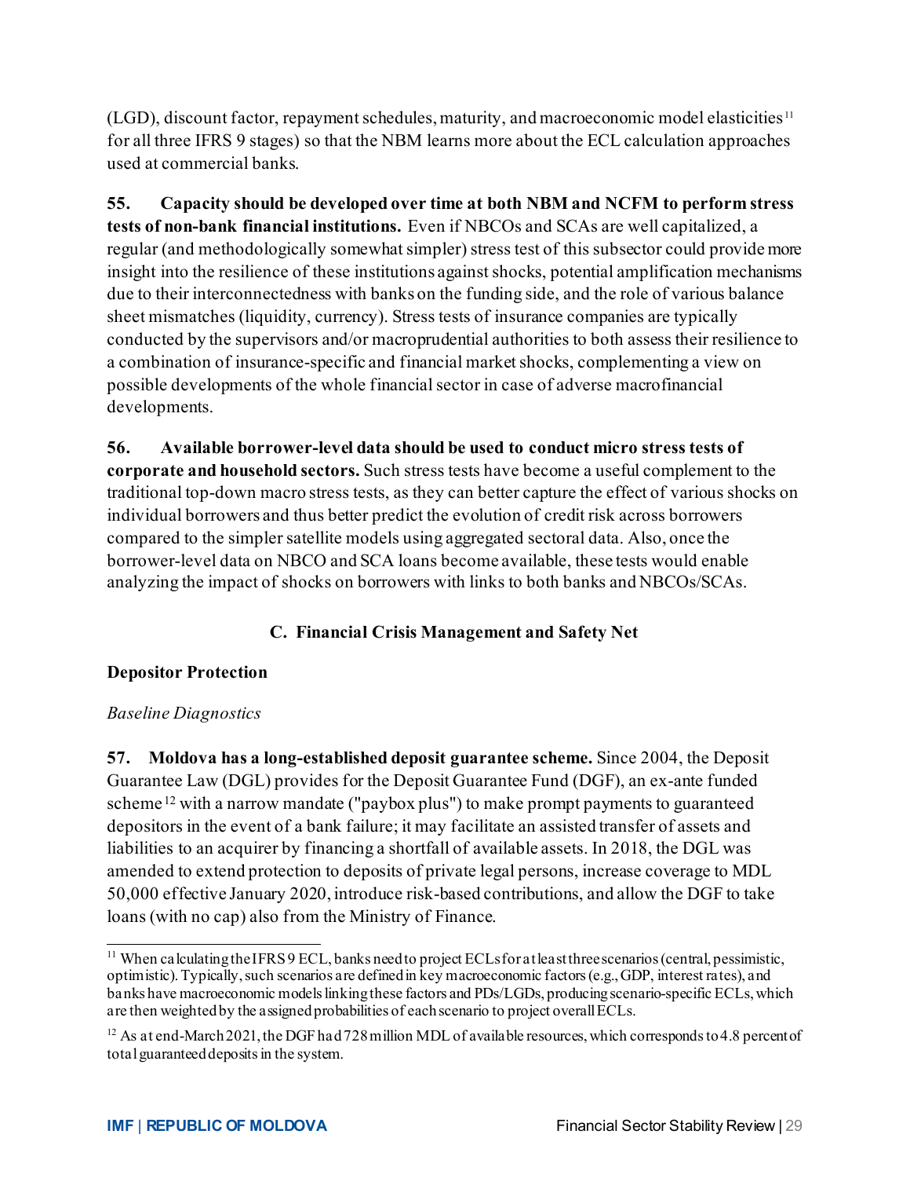(LGD), discount factor, repayment schedules, maturity, and macroeconomic model elasticities[11] for all three IFRS 9 stages) so that the NBM learns more about the ECL calculation approaches used at commercial banks.

**55. Capacity should be developed over time at both NBM and NCFM to perform stress tests of non-bank financial institutions.** Even if NBCOs and SCAs are well capitalized, a regular (and methodologically somewhat simpler) stress test of this subsector could provide more insight into the resilience of these institutions against shocks, potential amplification mechanisms due to their interconnectedness with banks on the funding side, and the role of various balance sheet mismatches (liquidity, currency). Stress tests of insurance companies are typically conducted by the supervisors and/or macroprudential authorities to both assess their resilience to a combination of insurance-specific and financial market shocks, complementing a view on possible developments of the whole financial sector in case of adverse macrofinancial developments.

**56. Available borrower-level data should be used to conduct micro stress tests of corporate and household sectors.** Such stress tests have become a useful complement to the traditional top-down macro stress tests, as they can better capture the effect of various shocks on individual borrowers and thus better predict the evolution of credit risk across borrowers compared to the simpler satellite models using aggregated sectoral data. Also, once the borrower-level data on NBCO and SCA loans become available, these tests would enable analyzing the impact of shocks on borrowers with links to both banks and NBCOs/SCAs.

## C. Financial Crisis Management and Safety Net

### Depositor Protection

*Baseline Diagnostics*

**57. Moldova has a long-established deposit guarantee scheme.** Since 2004, the Deposit Guarantee Law (DGL) provides for the Deposit Guarantee Fund (DGF), an ex-ante funded scheme[12] with a narrow mandate ("paybox plus") to make prompt payments to guaranteed depositors in the event of a bank failure; it may facilitate an assisted transfer of assets and liabilities to an acquirer by financing a shortfall of available assets. In 2018, the DGL was amended to extend protection to deposits of private legal persons, increase coverage to MDL 50,000 effective January 2020, introduce risk-based contributions, and allow the DGF to take loans (with no cap) also from the Ministry of Finance.

---

[11] When calculating the IFRS 9 ECL, banks need to project ECLs for at least three scenarios (central, pessimistic, optimistic). Typically, such scenarios are defined in key macroeconomic factors (e.g., GDP, interest rates), and banks have macroeconomic models linking these factors and PDs/LGDs, producing scenario-specific ECLs, which are then weighted by the assigned probabilities of each scenario to project overall ECLs.

[12] As at end-March 2021, the DGF had 728 million MDL of available resources, which corresponds to 4.8 percent of total guaranteed deposits in the system.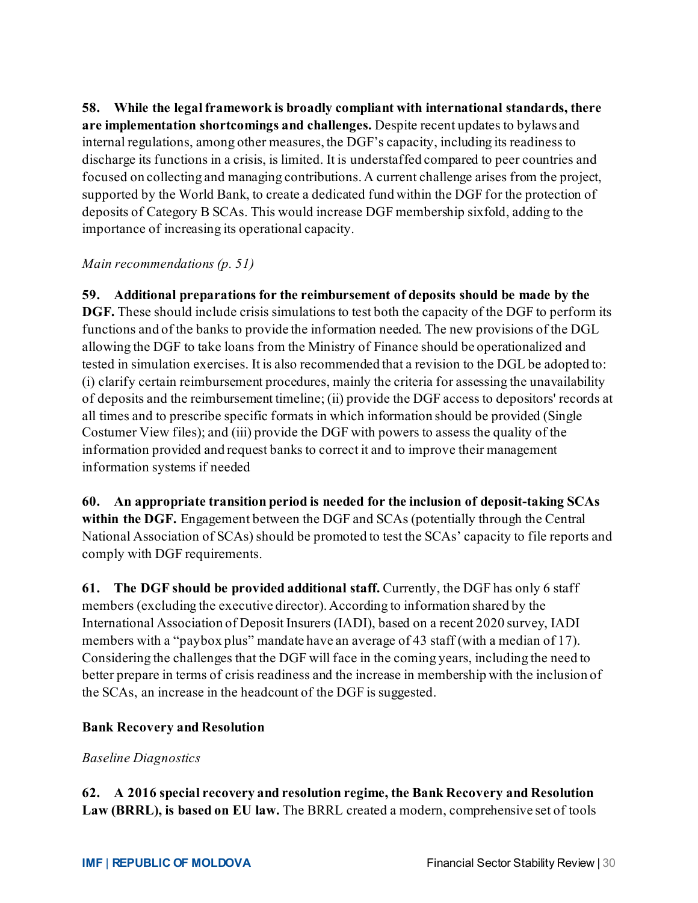**58. While the legal framework is broadly compliant with international standards, there are implementation shortcomings and challenges.** Despite recent updates to bylaws and internal regulations, among other measures, the DGF's capacity, including its readiness to discharge its functions in a crisis, is limited. It is understaffed compared to peer countries and focused on collecting and managing contributions. A current challenge arises from the project, supported by the World Bank, to create a dedicated fund within the DGF for the protection of deposits of Category B SCAs. This would increase DGF membership sixfold, adding to the importance of increasing its operational capacity.

*Main recommendations (p. 51)*

**59. Additional preparations for the reimbursement of deposits should be made by the DGF.** These should include crisis simulations to test both the capacity of the DGF to perform its functions and of the banks to provide the information needed. The new provisions of the DGL allowing the DGF to take loans from the Ministry of Finance should be operationalized and tested in simulation exercises. It is also recommended that a revision to the DGL be adopted to: (i) clarify certain reimbursement procedures, mainly the criteria for assessing the unavailability of deposits and the reimbursement timeline; (ii) provide the DGF access to depositors' records at all times and to prescribe specific formats in which information should be provided (Single Costumer View files); and (iii) provide the DGF with powers to assess the quality of the information provided and request banks to correct it and to improve their management information systems if needed

**60. An appropriate transition period is needed for the inclusion of deposit-taking SCAs within the DGF.** Engagement between the DGF and SCAs (potentially through the Central National Association of SCAs) should be promoted to test the SCAs' capacity to file reports and comply with DGF requirements.

**61. The DGF should be provided additional staff.** Currently, the DGF has only 6 staff members (excluding the executive director). According to information shared by the International Association of Deposit Insurers (IADI), based on a recent 2020 survey, IADI members with a "paybox plus" mandate have an average of 43 staff (with a median of 17). Considering the challenges that the DGF will face in the coming years, including the need to better prepare in terms of crisis readiness and the increase in membership with the inclusion of the SCAs, an increase in the headcount of the DGF is suggested.

**Bank Recovery and Resolution**

*Baseline Diagnostics*

**62. A 2016 special recovery and resolution regime, the Bank Recovery and Resolution Law (BRRL), is based on EU law.** The BRRL created a modern, comprehensive set of tools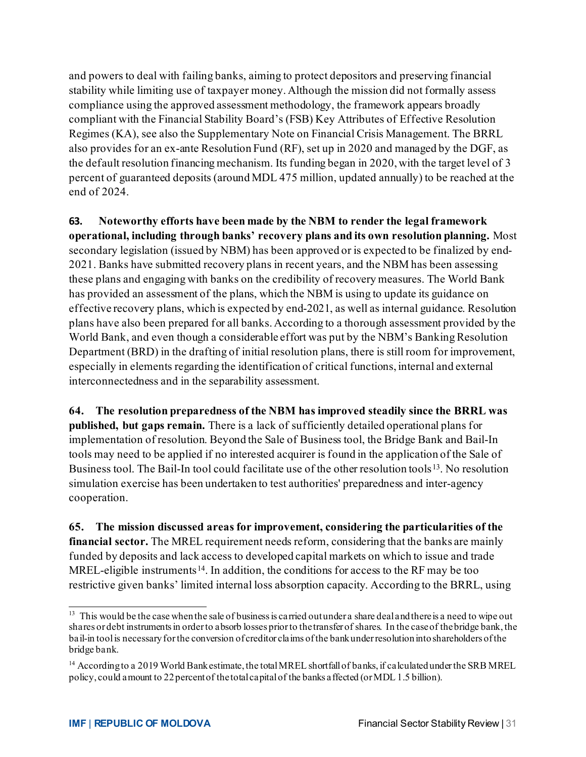and powers to deal with failing banks, aiming to protect depositors and preserving financial stability while limiting use of taxpayer money. Although the mission did not formally assess compliance using the approved assessment methodology, the framework appears broadly compliant with the Financial Stability Board's (FSB) Key Attributes of Effective Resolution Regimes (KA), see also the Supplementary Note on Financial Crisis Management. The BRRL also provides for an ex-ante Resolution Fund (RF), set up in 2020 and managed by the DGF, as the default resolution financing mechanism. Its funding began in 2020, with the target level of 3 percent of guaranteed deposits (around MDL 475 million, updated annually) to be reached at the end of 2024.

**63. Noteworthy efforts have been made by the NBM to render the legal framework operational, including through banks' recovery plans and its own resolution planning.** Most secondary legislation (issued by NBM) has been approved or is expected to be finalized by end-2021. Banks have submitted recovery plans in recent years, and the NBM has been assessing these plans and engaging with banks on the credibility of recovery measures. The World Bank has provided an assessment of the plans, which the NBM is using to update its guidance on effective recovery plans, which is expected by end-2021, as well as internal guidance. Resolution plans have also been prepared for all banks. According to a thorough assessment provided by the World Bank, and even though a considerable effort was put by the NBM's Banking Resolution Department (BRD) in the drafting of initial resolution plans, there is still room for improvement, especially in elements regarding the identification of critical functions, internal and external interconnectedness and in the separability assessment.

**64. The resolution preparedness of the NBM has improved steadily since the BRRL was published, but gaps remain.** There is a lack of sufficiently detailed operational plans for implementation of resolution. Beyond the Sale of Business tool, the Bridge Bank and Bail-In tools may need to be applied if no interested acquirer is found in the application of the Sale of Business tool. The Bail-In tool could facilitate use of the other resolution tools[13]. No resolution simulation exercise has been undertaken to test authorities' preparedness and inter-agency cooperation.

**65. The mission discussed areas for improvement, considering the particularities of the financial sector.** The MREL requirement needs reform, considering that the banks are mainly funded by deposits and lack access to developed capital markets on which to issue and trade MREL-eligible instruments[14]. In addition, the conditions for access to the RF may be too restrictive given banks' limited internal loss absorption capacity. According to the BRRL, using

---

[13] This would be the case when the sale of business is carried out under a share deal and there is a need to wipe out shares or debt instruments in order to absorb losses prior to the transfer of shares. In the case of the bridge bank, the bail-in tool is necessary for the conversion of creditor claims of the bank under resolution into shareholders of the bridge bank.

[14] According to a 2019 World Bank estimate, the total MREL shortfall of banks, if calculated under the SRB MREL policy, could amount to 22 percent of the total capital of the banks affected (or MDL 1.5 billion).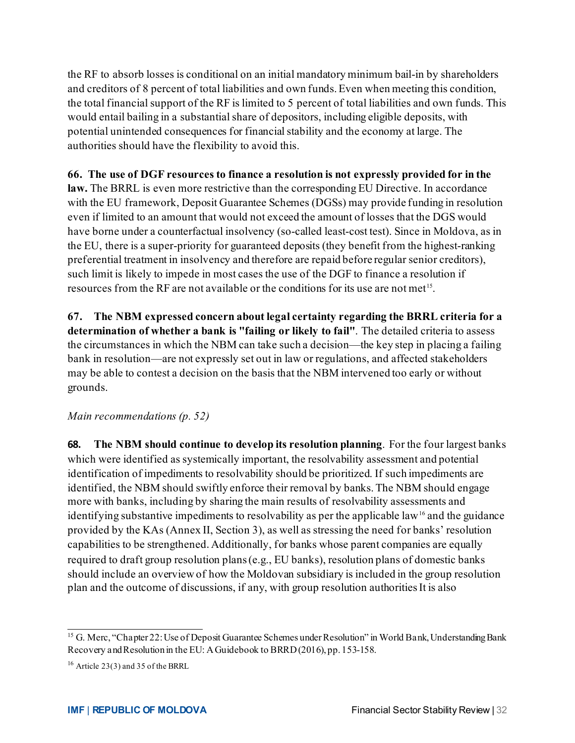the RF to absorb losses is conditional on an initial mandatory minimum bail-in by shareholders and creditors of 8 percent of total liabilities and own funds. Even when meeting this condition, the total financial support of the RF is limited to 5 percent of total liabilities and own funds. This would entail bailing in a substantial share of depositors, including eligible deposits, with potential unintended consequences for financial stability and the economy at large. The authorities should have the flexibility to avoid this.

**66. The use of DGF resources to finance a resolution is not expressly provided for in the law.** The BRRL is even more restrictive than the corresponding EU Directive. In accordance with the EU framework, Deposit Guarantee Schemes (DGSs) may provide funding in resolution even if limited to an amount that would not exceed the amount of losses that the DGS would have borne under a counterfactual insolvency (so-called least-cost test). Since in Moldova, as in the EU, there is a super-priority for guaranteed deposits (they benefit from the highest-ranking preferential treatment in insolvency and therefore are repaid before regular senior creditors), such limit is likely to impede in most cases the use of the DGF to finance a resolution if resources from the RF are not available or the conditions for its use are not met[15].

**67. The NBM expressed concern about legal certainty regarding the BRRL criteria for a determination of whether a bank is "failing or likely to fail"**. The detailed criteria to assess the circumstances in which the NBM can take such a decision—the key step in placing a failing bank in resolution—are not expressly set out in law or regulations, and affected stakeholders may be able to contest a decision on the basis that the NBM intervened too early or without grounds.

*Main recommendations (p. 52)*

**68. The NBM should continue to develop its resolution planning**. For the four largest banks which were identified as systemically important, the resolvability assessment and potential identification of impediments to resolvability should be prioritized. If such impediments are identified, the NBM should swiftly enforce their removal by banks. The NBM should engage more with banks, including by sharing the main results of resolvability assessments and identifying substantive impediments to resolvability as per the applicable law[16] and the guidance provided by the KAs (Annex II, Section 3), as well as stressing the need for banks' resolution capabilities to be strengthened. Additionally, for banks whose parent companies are equally required to draft group resolution plans (e.g., EU banks), resolution plans of domestic banks should include an overview of how the Moldovan subsidiary is included in the group resolution plan and the outcome of discussions, if any, with group resolution authorities It is also

---

[15] G. Merc, "Chapter 22: Use of Deposit Guarantee Schemes under Resolution" in World Bank, Understanding Bank Recovery and Resolution in the EU: A Guidebook to BRRD (2016), pp. 153-158.

[16] Article 23(3) and 35 of the BRRL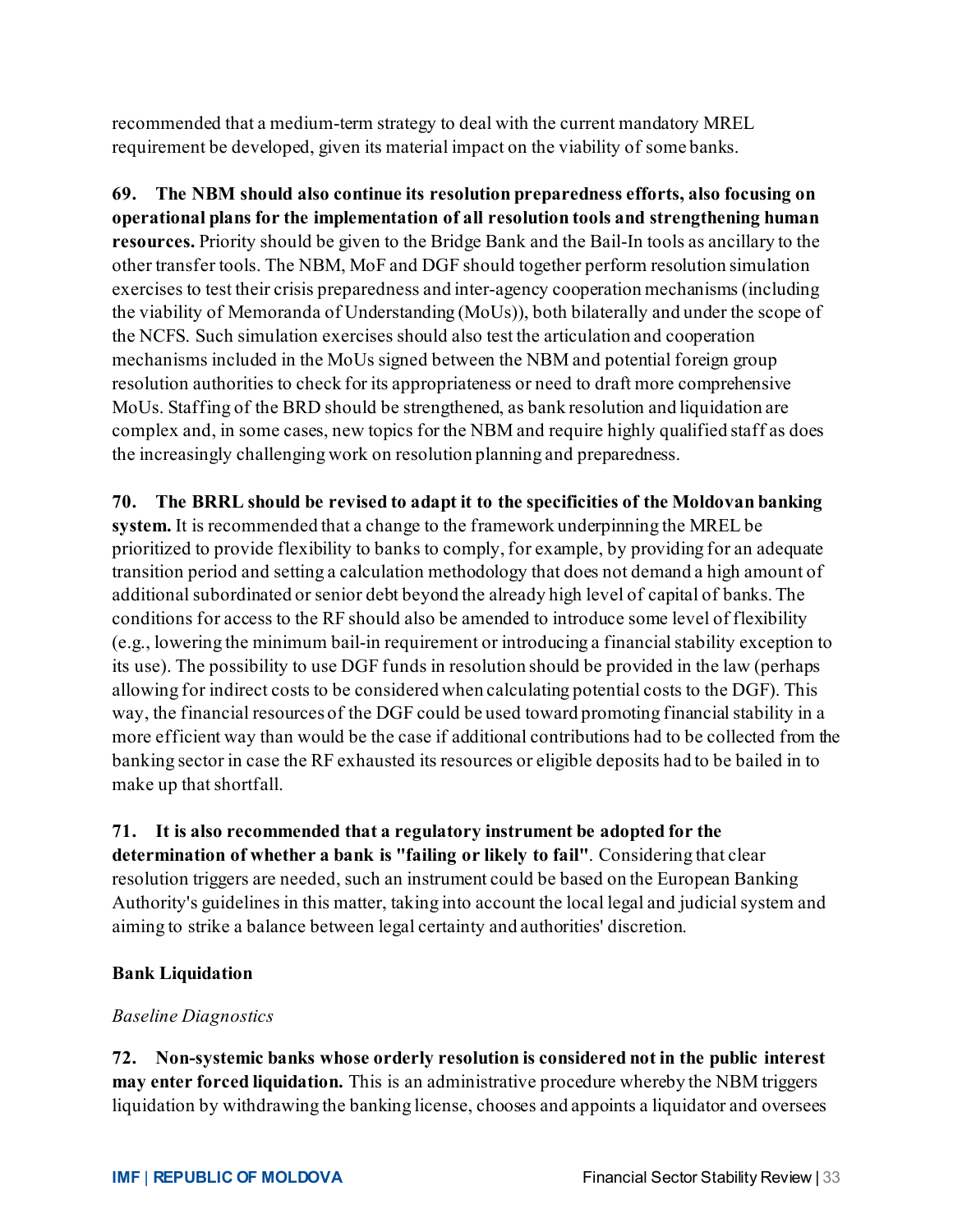recommended that a medium-term strategy to deal with the current mandatory MREL requirement be developed, given its material impact on the viability of some banks.

**69. The NBM should also continue its resolution preparedness efforts, also focusing on operational plans for the implementation of all resolution tools and strengthening human resources.** Priority should be given to the Bridge Bank and the Bail-In tools as ancillary to the other transfer tools. The NBM, MoF and DGF should together perform resolution simulation exercises to test their crisis preparedness and inter-agency cooperation mechanisms (including the viability of Memoranda of Understanding (MoUs)), both bilaterally and under the scope of the NCFS. Such simulation exercises should also test the articulation and cooperation mechanisms included in the MoUs signed between the NBM and potential foreign group resolution authorities to check for its appropriateness or need to draft more comprehensive MoUs. Staffing of the BRD should be strengthened, as bank resolution and liquidation are complex and, in some cases, new topics for the NBM and require highly qualified staff as does the increasingly challenging work on resolution planning and preparedness.

**70. The BRRL should be revised to adapt it to the specificities of the Moldovan banking system.** It is recommended that a change to the framework underpinning the MREL be prioritized to provide flexibility to banks to comply, for example, by providing for an adequate transition period and setting a calculation methodology that does not demand a high amount of additional subordinated or senior debt beyond the already high level of capital of banks. The conditions for access to the RF should also be amended to introduce some level of flexibility (e.g., lowering the minimum bail-in requirement or introducing a financial stability exception to its use). The possibility to use DGF funds in resolution should be provided in the law (perhaps allowing for indirect costs to be considered when calculating potential costs to the DGF). This way, the financial resources of the DGF could be used toward promoting financial stability in a more efficient way than would be the case if additional contributions had to be collected from the banking sector in case the RF exhausted its resources or eligible deposits had to be bailed in to make up that shortfall.

**71. It is also recommended that a regulatory instrument be adopted for the determination of whether a bank is "failing or likely to fail"**. Considering that clear resolution triggers are needed, such an instrument could be based on the European Banking Authority's guidelines in this matter, taking into account the local legal and judicial system and aiming to strike a balance between legal certainty and authorities' discretion.

**Bank Liquidation**

*Baseline Diagnostics*

**72. Non-systemic banks whose orderly resolution is considered not in the public interest may enter forced liquidation.** This is an administrative procedure whereby the NBM triggers liquidation by withdrawing the banking license, chooses and appoints a liquidator and oversees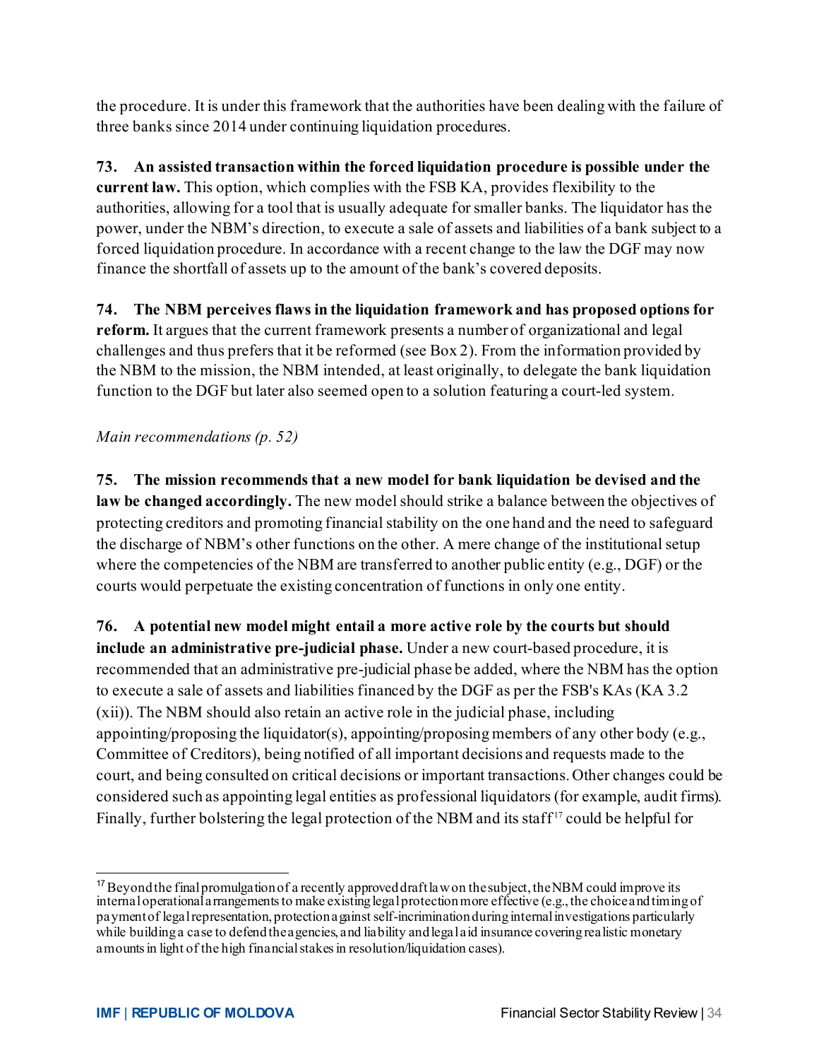the procedure. It is under this framework that the authorities have been dealing with the failure of three banks since 2014 under continuing liquidation procedures.

**73. An assisted transaction within the forced liquidation procedure is possible under the current law.** This option, which complies with the FSB KA, provides flexibility to the authorities, allowing for a tool that is usually adequate for smaller banks. The liquidator has the power, under the NBM's direction, to execute a sale of assets and liabilities of a bank subject to a forced liquidation procedure. In accordance with a recent change to the law the DGF may now finance the shortfall of assets up to the amount of the bank's covered deposits.

**74. The NBM perceives flaws in the liquidation framework and has proposed options for reform.** It argues that the current framework presents a number of organizational and legal challenges and thus prefers that it be reformed (see Box 2). From the information provided by the NBM to the mission, the NBM intended, at least originally, to delegate the bank liquidation function to the DGF but later also seemed open to a solution featuring a court-led system.

*Main recommendations (p. 52)*

**75. The mission recommends that a new model for bank liquidation be devised and the law be changed accordingly.** The new model should strike a balance between the objectives of protecting creditors and promoting financial stability on the one hand and the need to safeguard the discharge of NBM's other functions on the other. A mere change of the institutional setup where the competencies of the NBM are transferred to another public entity (e.g., DGF) or the courts would perpetuate the existing concentration of functions in only one entity.

**76. A potential new model might entail a more active role by the courts but should include an administrative pre-judicial phase.** Under a new court-based procedure, it is recommended that an administrative pre-judicial phase be added, where the NBM has the option to execute a sale of assets and liabilities financed by the DGF as per the FSB's KAs (KA 3.2 (xii)). The NBM should also retain an active role in the judicial phase, including appointing/proposing the liquidator(s), appointing/proposing members of any other body (e.g., Committee of Creditors), being notified of all important decisions and requests made to the court, and being consulted on critical decisions or important transactions. Other changes could be considered such as appointing legal entities as professional liquidators (for example, audit firms). Finally, further bolstering the legal protection of the NBM and its staff[17] could be helpful for

[17] Beyond the final promulgation of a recently approved draft law on the subject, the NBM could improve its internal operational arrangements to make existing legal protection more effective (e.g., the choice and timing of payment of legal representation, protection against self-incrimination during internal investigations particularly while building a case to defend the agencies, and liability and legal aid insurance covering realistic monetary amounts in light of the high financial stakes in resolution/liquidation cases).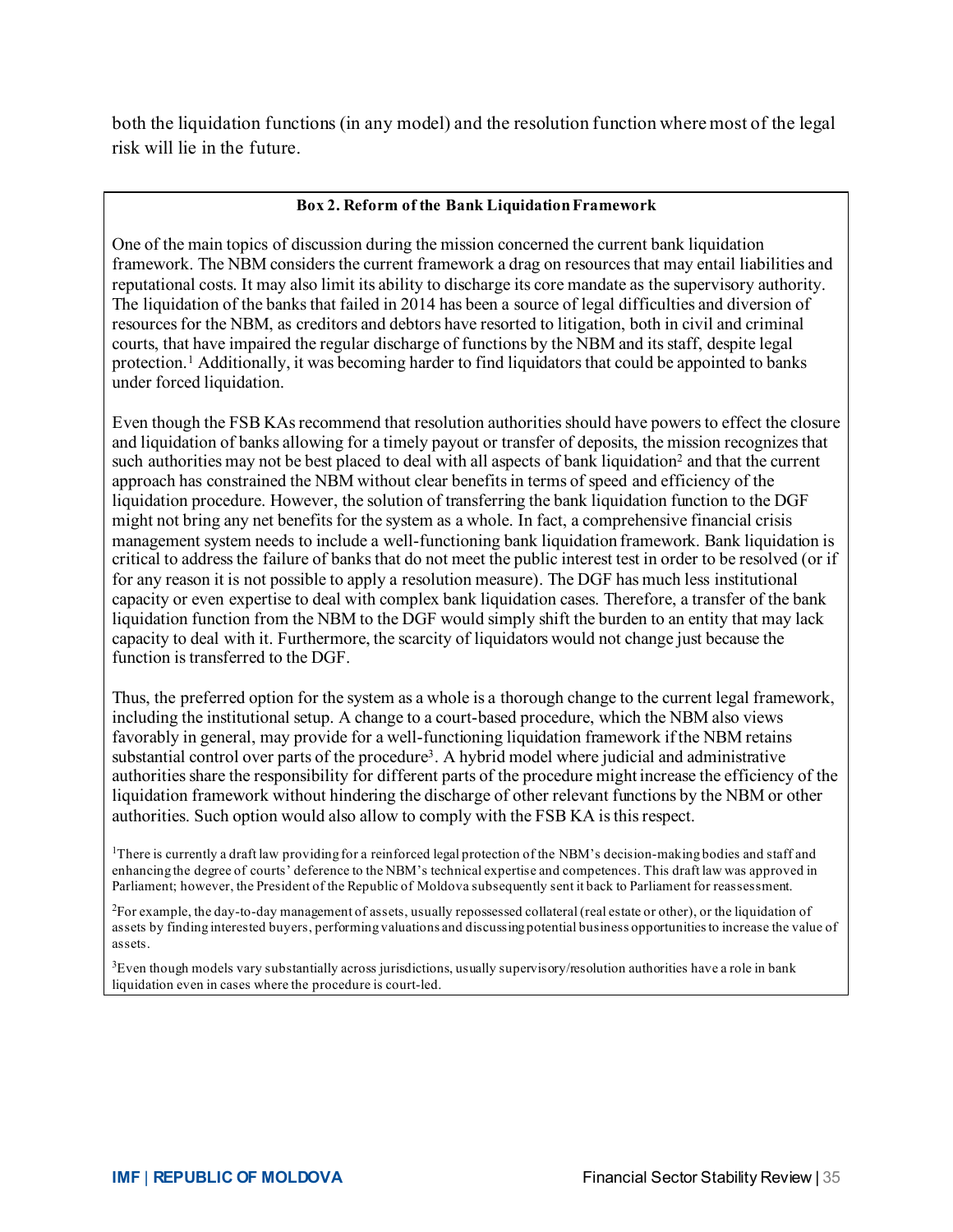both the liquidation functions (in any model) and the resolution function where most of the legal risk will lie in the future.

**Box 2. Reform of the Bank Liquidation Framework**

One of the main topics of discussion during the mission concerned the current bank liquidation framework. The NBM considers the current framework a drag on resources that may entail liabilities and reputational costs. It may also limit its ability to discharge its core mandate as the supervisory authority. The liquidation of the banks that failed in 2014 has been a source of legal difficulties and diversion of resources for the NBM, as creditors and debtors have resorted to litigation, both in civil and criminal courts, that have impaired the regular discharge of functions by the NBM and its staff, despite legal protection.[1] Additionally, it was becoming harder to find liquidators that could be appointed to banks under forced liquidation.

Even though the FSB KAs recommend that resolution authorities should have powers to effect the closure and liquidation of banks allowing for a timely payout or transfer of deposits, the mission recognizes that such authorities may not be best placed to deal with all aspects of bank liquidation[2] and that the current approach has constrained the NBM without clear benefits in terms of speed and efficiency of the liquidation procedure. However, the solution of transferring the bank liquidation function to the DGF might not bring any net benefits for the system as a whole. In fact, a comprehensive financial crisis management system needs to include a well-functioning bank liquidation framework. Bank liquidation is critical to address the failure of banks that do not meet the public interest test in order to be resolved (or if for any reason it is not possible to apply a resolution measure). The DGF has much less institutional capacity or even expertise to deal with complex bank liquidation cases. Therefore, a transfer of the bank liquidation function from the NBM to the DGF would simply shift the burden to an entity that may lack capacity to deal with it. Furthermore, the scarcity of liquidators would not change just because the function is transferred to the DGF.

Thus, the preferred option for the system as a whole is a thorough change to the current legal framework, including the institutional setup. A change to a court-based procedure, which the NBM also views favorably in general, may provide for a well-functioning liquidation framework if the NBM retains substantial control over parts of the procedure[3]. A hybrid model where judicial and administrative authorities share the responsibility for different parts of the procedure might increase the efficiency of the liquidation framework without hindering the discharge of other relevant functions by the NBM or other authorities. Such option would also allow to comply with the FSB KA is this respect.

[1] There is currently a draft law providing for a reinforced legal protection of the NBM's decision-making bodies and staff and enhancing the degree of courts' deference to the NBM's technical expertise and competences. This draft law was approved in Parliament; however, the President of the Republic of Moldova subsequently sent it back to Parliament for reassessment.

[2] For example, the day-to-day management of assets, usually repossessed collateral (real estate or other), or the liquidation of assets by finding interested buyers, performing valuations and discussing potential business opportunities to increase the value of assets.

[3] Even though models vary substantially across jurisdictions, usually supervisory/resolution authorities have a role in bank liquidation even in cases where the procedure is court-led.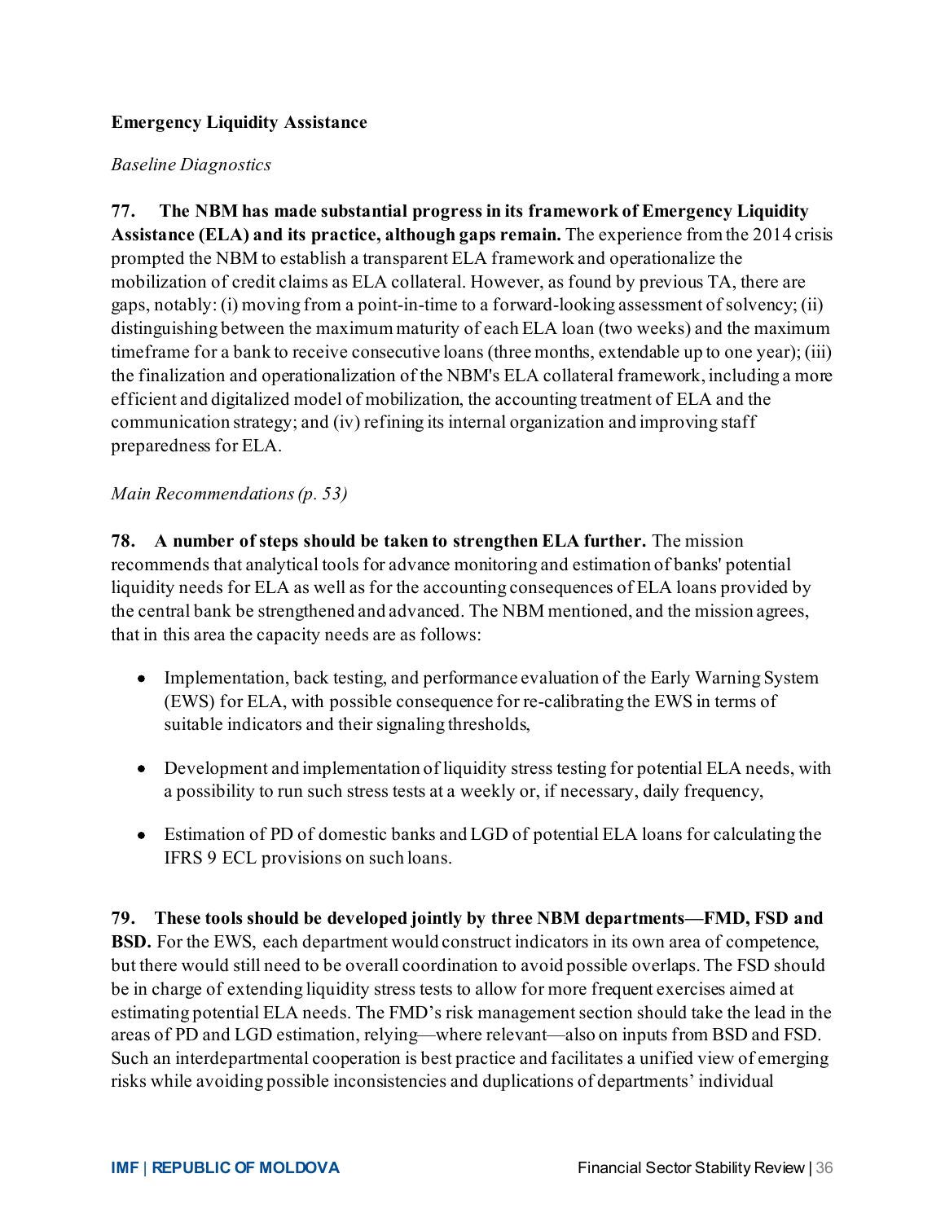### Emergency Liquidity Assistance

*Baseline Diagnostics*

**77. The NBM has made substantial progress in its framework of Emergency Liquidity Assistance (ELA) and its practice, although gaps remain.** The experience from the 2014 crisis prompted the NBM to establish a transparent ELA framework and operationalize the mobilization of credit claims as ELA collateral. However, as found by previous TA, there are gaps, notably: (i) moving from a point-in-time to a forward-looking assessment of solvency; (ii) distinguishing between the maximum maturity of each ELA loan (two weeks) and the maximum timeframe for a bank to receive consecutive loans (three months, extendable up to one year); (iii) the finalization and operationalization of the NBM's ELA collateral framework, including a more efficient and digitalized model of mobilization, the accounting treatment of ELA and the communication strategy; and (iv) refining its internal organization and improving staff preparedness for ELA.

*Main Recommendations (p. 53)*

**78. A number of steps should be taken to strengthen ELA further.** The mission recommends that analytical tools for advance monitoring and estimation of banks' potential liquidity needs for ELA as well as for the accounting consequences of ELA loans provided by the central bank be strengthened and advanced. The NBM mentioned, and the mission agrees, that in this area the capacity needs are as follows:

- Implementation, back testing, and performance evaluation of the Early Warning System (EWS) for ELA, with possible consequence for re-calibrating the EWS in terms of suitable indicators and their signaling thresholds,

- Development and implementation of liquidity stress testing for potential ELA needs, with a possibility to run such stress tests at a weekly or, if necessary, daily frequency,

- Estimation of PD of domestic banks and LGD of potential ELA loans for calculating the IFRS 9 ECL provisions on such loans.

**79. These tools should be developed jointly by three NBM departments—FMD, FSD and BSD.** For the EWS, each department would construct indicators in its own area of competence, but there would still need to be overall coordination to avoid possible overlaps. The FSD should be in charge of extending liquidity stress tests to allow for more frequent exercises aimed at estimating potential ELA needs. The FMD's risk management section should take the lead in the areas of PD and LGD estimation, relying—where relevant—also on inputs from BSD and FSD. Such an interdepartmental cooperation is best practice and facilitates a unified view of emerging risks while avoiding possible inconsistencies and duplications of departments' individual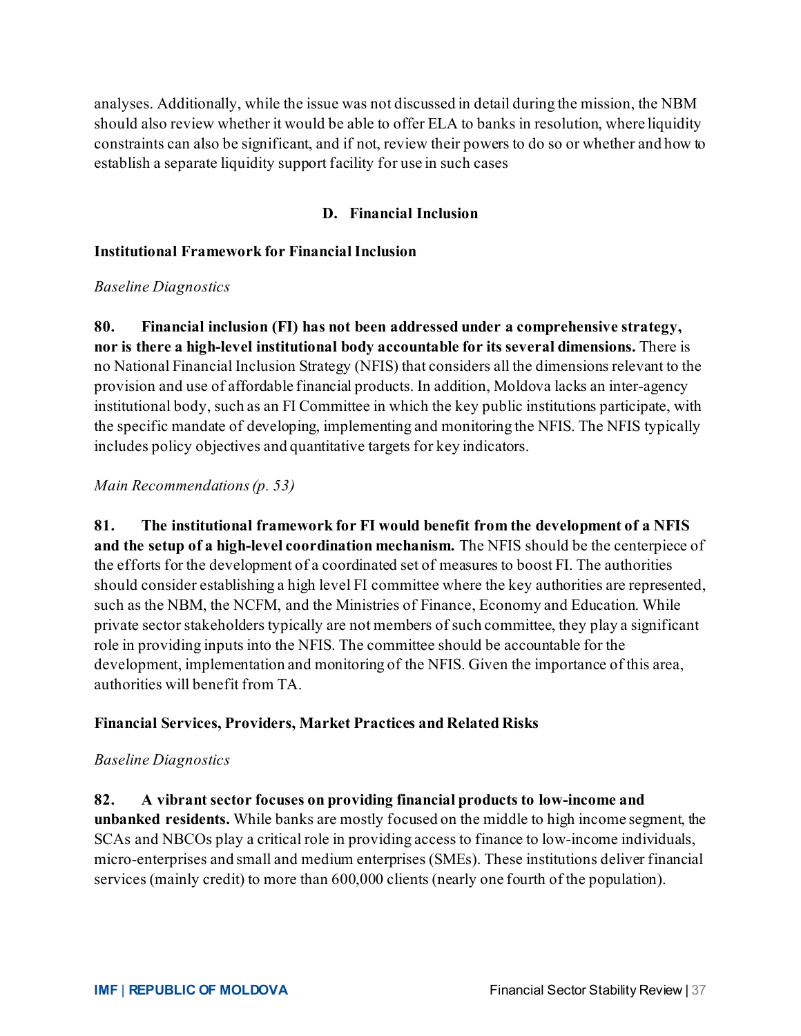analyses. Additionally, while the issue was not discussed in detail during the mission, the NBM should also review whether it would be able to offer ELA to banks in resolution, where liquidity constraints can also be significant, and if not, review their powers to do so or whether and how to establish a separate liquidity support facility for use in such cases

## D. Financial Inclusion

### Institutional Framework for Financial Inclusion

*Baseline Diagnostics*

**80. Financial inclusion (FI) has not been addressed under a comprehensive strategy, nor is there a high-level institutional body accountable for its several dimensions.** There is no National Financial Inclusion Strategy (NFIS) that considers all the dimensions relevant to the provision and use of affordable financial products. In addition, Moldova lacks an inter-agency institutional body, such as an FI Committee in which the key public institutions participate, with the specific mandate of developing, implementing and monitoring the NFIS. The NFIS typically includes policy objectives and quantitative targets for key indicators.

*Main Recommendations (p. 53)*

**81. The institutional framework for FI would benefit from the development of a NFIS and the setup of a high-level coordination mechanism.** The NFIS should be the centerpiece of the efforts for the development of a coordinated set of measures to boost FI. The authorities should consider establishing a high level FI committee where the key authorities are represented, such as the NBM, the NCFM, and the Ministries of Finance, Economy and Education. While private sector stakeholders typically are not members of such committee, they play a significant role in providing inputs into the NFIS. The committee should be accountable for the development, implementation and monitoring of the NFIS. Given the importance of this area, authorities will benefit from TA.

### Financial Services, Providers, Market Practices and Related Risks

*Baseline Diagnostics*

**82. A vibrant sector focuses on providing financial products to low-income and unbanked residents.** While banks are mostly focused on the middle to high income segment, the SCAs and NBCOs play a critical role in providing access to finance to low-income individuals, micro-enterprises and small and medium enterprises (SMEs). These institutions deliver financial services (mainly credit) to more than 600,000 clients (nearly one fourth of the population).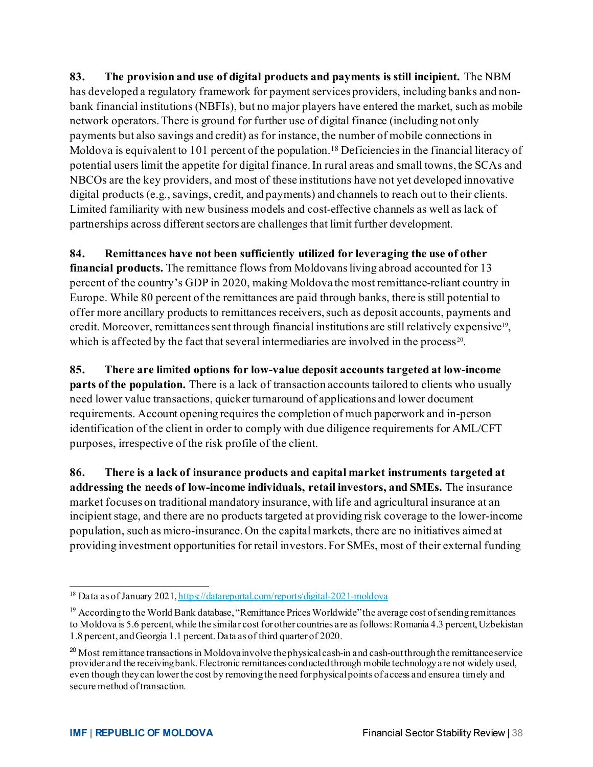**83. The provision and use of digital products and payments is still incipient.** The NBM has developed a regulatory framework for payment services providers, including banks and non-bank financial institutions (NBFIs), but no major players have entered the market, such as mobile network operators. There is ground for further use of digital finance (including not only payments but also savings and credit) as for instance, the number of mobile connections in Moldova is equivalent to 101 percent of the population.[18] Deficiencies in the financial literacy of potential users limit the appetite for digital finance. In rural areas and small towns, the SCAs and NBCOs are the key providers, and most of these institutions have not yet developed innovative digital products (e.g., savings, credit, and payments) and channels to reach out to their clients. Limited familiarity with new business models and cost-effective channels as well as lack of partnerships across different sectors are challenges that limit further development.

**84. Remittances have not been sufficiently utilized for leveraging the use of other financial products.** The remittance flows from Moldovans living abroad accounted for 13 percent of the country's GDP in 2020, making Moldova the most remittance-reliant country in Europe. While 80 percent of the remittances are paid through banks, there is still potential to offer more ancillary products to remittances receivers, such as deposit accounts, payments and credit. Moreover, remittances sent through financial institutions are still relatively expensive[19], which is affected by the fact that several intermediaries are involved in the process[20].

**85. There are limited options for low-value deposit accounts targeted at low-income parts of the population.** There is a lack of transaction accounts tailored to clients who usually need lower value transactions, quicker turnaround of applications and lower document requirements. Account opening requires the completion of much paperwork and in-person identification of the client in order to comply with due diligence requirements for AML/CFT purposes, irrespective of the risk profile of the client.

**86. There is a lack of insurance products and capital market instruments targeted at addressing the needs of low-income individuals, retail investors, and SMEs.** The insurance market focuses on traditional mandatory insurance, with life and agricultural insurance at an incipient stage, and there are no products targeted at providing risk coverage to the lower-income population, such as micro-insurance. On the capital markets, there are no initiatives aimed at providing investment opportunities for retail investors. For SMEs, most of their external funding

---

[18] Data as of January 2021, https://datareportal.com/reports/digital-2021-moldova

[19] According to the World Bank database, "Remittance Prices Worldwide" the average cost of sending remittances to Moldova is 5.6 percent, while the similar cost for other countries are as follows: Romania 4.3 percent, Uzbekistan 1.8 percent, and Georgia 1.1 percent. Data as of third quarter of 2020.

[20] Most remittance transactions in Moldova involve the physical cash-in and cash-out through the remittance service provider and the receiving bank. Electronic remittances conducted through mobile technology are not widely used, even though they can lower the cost by removing the need for physical points of access and ensure a timely and secure method of transaction.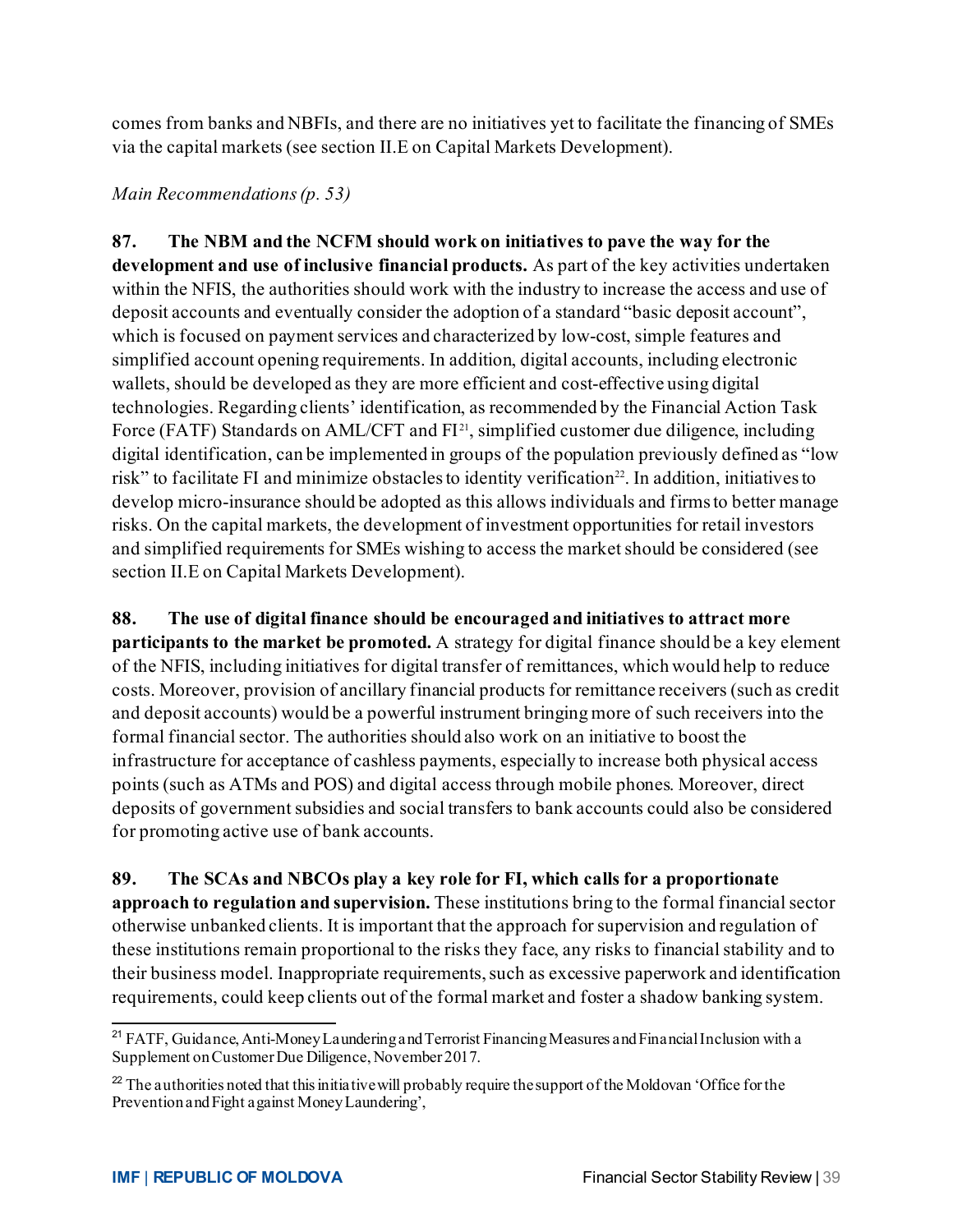comes from banks and NBFIs, and there are no initiatives yet to facilitate the financing of SMEs via the capital markets (see section II.E on Capital Markets Development).

*Main Recommendations (p. 53)*

**87. The NBM and the NCFM should work on initiatives to pave the way for the development and use of inclusive financial products.** As part of the key activities undertaken within the NFIS, the authorities should work with the industry to increase the access and use of deposit accounts and eventually consider the adoption of a standard "basic deposit account", which is focused on payment services and characterized by low-cost, simple features and simplified account opening requirements. In addition, digital accounts, including electronic wallets, should be developed as they are more efficient and cost-effective using digital technologies. Regarding clients' identification, as recommended by the Financial Action Task Force (FATF) Standards on AML/CFT and FI[21], simplified customer due diligence, including digital identification, can be implemented in groups of the population previously defined as "low risk" to facilitate FI and minimize obstacles to identity verification[22]. In addition, initiatives to develop micro-insurance should be adopted as this allows individuals and firms to better manage risks. On the capital markets, the development of investment opportunities for retail investors and simplified requirements for SMEs wishing to access the market should be considered (see section II.E on Capital Markets Development).

**88. The use of digital finance should be encouraged and initiatives to attract more participants to the market be promoted.** A strategy for digital finance should be a key element of the NFIS, including initiatives for digital transfer of remittances, which would help to reduce costs. Moreover, provision of ancillary financial products for remittance receivers (such as credit and deposit accounts) would be a powerful instrument bringing more of such receivers into the formal financial sector. The authorities should also work on an initiative to boost the infrastructure for acceptance of cashless payments, especially to increase both physical access points (such as ATMs and POS) and digital access through mobile phones. Moreover, direct deposits of government subsidies and social transfers to bank accounts could also be considered for promoting active use of bank accounts.

**89. The SCAs and NBCOs play a key role for FI, which calls for a proportionate approach to regulation and supervision.** These institutions bring to the formal financial sector otherwise unbanked clients. It is important that the approach for supervision and regulation of these institutions remain proportional to the risks they face, any risks to financial stability and to their business model. Inappropriate requirements, such as excessive paperwork and identification requirements, could keep clients out of the formal market and foster a shadow banking system.

---

[21] FATF, Guidance, Anti-Money Laundering and Terrorist Financing Measures and Financial Inclusion with a Supplement on Customer Due Diligence, November 2017.

[22] The authorities noted that this initiative will probably require the support of the Moldovan 'Office for the Prevention and Fight against Money Laundering',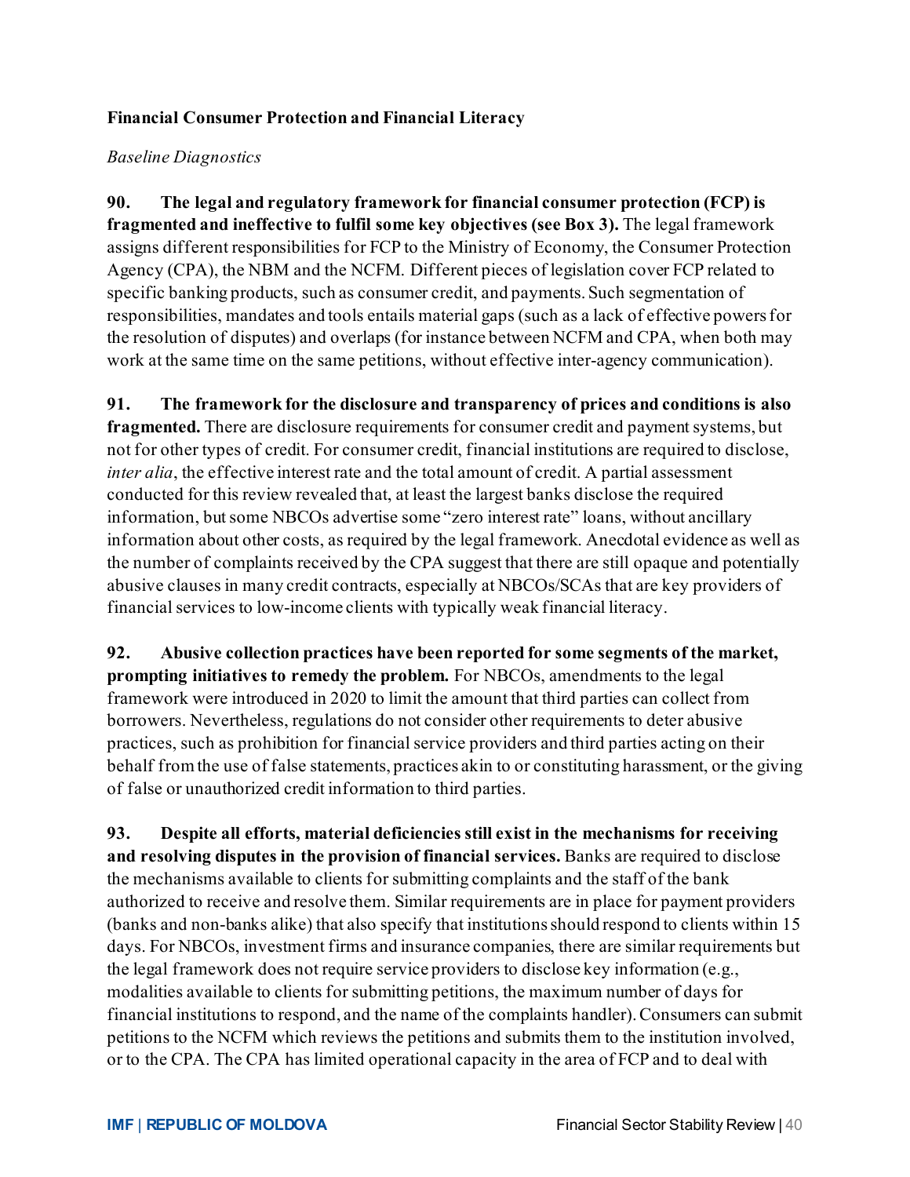### Financial Consumer Protection and Financial Literacy

*Baseline Diagnostics*

**90. The legal and regulatory framework for financial consumer protection (FCP) is fragmented and ineffective to fulfil some key objectives (see Box 3).** The legal framework assigns different responsibilities for FCP to the Ministry of Economy, the Consumer Protection Agency (CPA), the NBM and the NCFM. Different pieces of legislation cover FCP related to specific banking products, such as consumer credit, and payments. Such segmentation of responsibilities, mandates and tools entails material gaps (such as a lack of effective powers for the resolution of disputes) and overlaps (for instance between NCFM and CPA, when both may work at the same time on the same petitions, without effective inter-agency communication).

**91. The framework for the disclosure and transparency of prices and conditions is also fragmented.** There are disclosure requirements for consumer credit and payment systems, but not for other types of credit. For consumer credit, financial institutions are required to disclose, *inter alia*, the effective interest rate and the total amount of credit. A partial assessment conducted for this review revealed that, at least the largest banks disclose the required information, but some NBCOs advertise some "zero interest rate" loans, without ancillary information about other costs, as required by the legal framework. Anecdotal evidence as well as the number of complaints received by the CPA suggest that there are still opaque and potentially abusive clauses in many credit contracts, especially at NBCOs/SCAs that are key providers of financial services to low-income clients with typically weak financial literacy.

**92. Abusive collection practices have been reported for some segments of the market, prompting initiatives to remedy the problem.** For NBCOs, amendments to the legal framework were introduced in 2020 to limit the amount that third parties can collect from borrowers. Nevertheless, regulations do not consider other requirements to deter abusive practices, such as prohibition for financial service providers and third parties acting on their behalf from the use of false statements, practices akin to or constituting harassment, or the giving of false or unauthorized credit information to third parties.

**93. Despite all efforts, material deficiencies still exist in the mechanisms for receiving and resolving disputes in the provision of financial services.** Banks are required to disclose the mechanisms available to clients for submitting complaints and the staff of the bank authorized to receive and resolve them. Similar requirements are in place for payment providers (banks and non-banks alike) that also specify that institutions should respond to clients within 15 days. For NBCOs, investment firms and insurance companies, there are similar requirements but the legal framework does not require service providers to disclose key information (e.g., modalities available to clients for submitting petitions, the maximum number of days for financial institutions to respond, and the name of the complaints handler). Consumers can submit petitions to the NCFM which reviews the petitions and submits them to the institution involved, or to the CPA. The CPA has limited operational capacity in the area of FCP and to deal with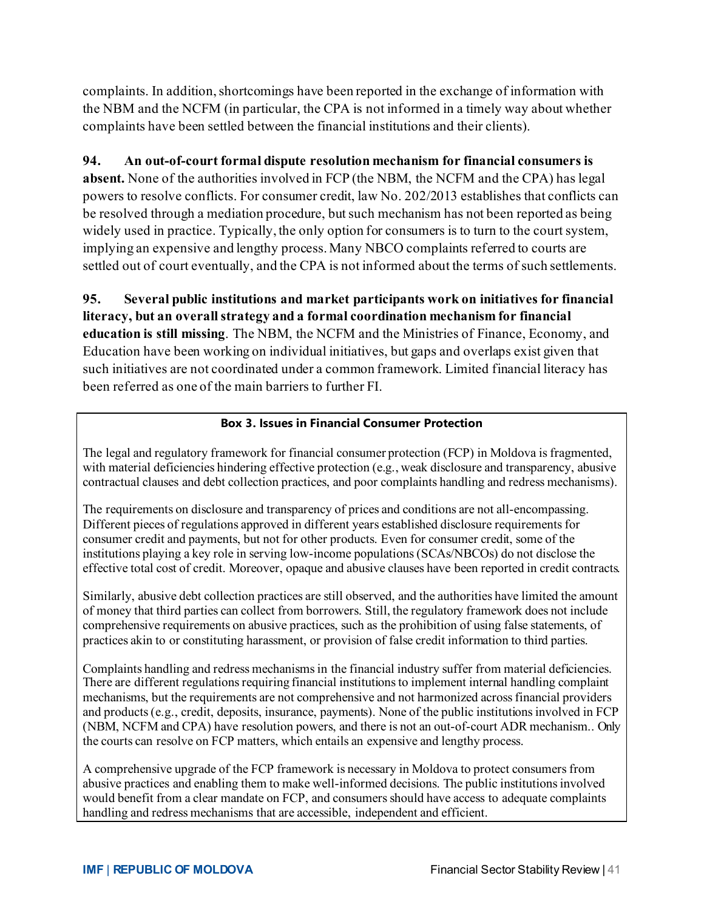complaints. In addition, shortcomings have been reported in the exchange of information with the NBM and the NCFM (in particular, the CPA is not informed in a timely way about whether complaints have been settled between the financial institutions and their clients).

**94. An out-of-court formal dispute resolution mechanism for financial consumers is absent.** None of the authorities involved in FCP (the NBM, the NCFM and the CPA) has legal powers to resolve conflicts. For consumer credit, law No. 202/2013 establishes that conflicts can be resolved through a mediation procedure, but such mechanism has not been reported as being widely used in practice. Typically, the only option for consumers is to turn to the court system, implying an expensive and lengthy process. Many NBCO complaints referred to courts are settled out of court eventually, and the CPA is not informed about the terms of such settlements.

**95. Several public institutions and market participants work on initiatives for financial literacy, but an overall strategy and a formal coordination mechanism for financial education is still missing**. The NBM, the NCFM and the Ministries of Finance, Economy, and Education have been working on individual initiatives, but gaps and overlaps exist given that such initiatives are not coordinated under a common framework. Limited financial literacy has been referred as one of the main barriers to further FI.

**Box 3. Issues in Financial Consumer Protection**

The legal and regulatory framework for financial consumer protection (FCP) in Moldova is fragmented, with material deficiencies hindering effective protection (e.g., weak disclosure and transparency, abusive contractual clauses and debt collection practices, and poor complaints handling and redress mechanisms).

The requirements on disclosure and transparency of prices and conditions are not all-encompassing. Different pieces of regulations approved in different years established disclosure requirements for consumer credit and payments, but not for other products. Even for consumer credit, some of the institutions playing a key role in serving low-income populations (SCAs/NBCOs) do not disclose the effective total cost of credit. Moreover, opaque and abusive clauses have been reported in credit contracts.

Similarly, abusive debt collection practices are still observed, and the authorities have limited the amount of money that third parties can collect from borrowers. Still, the regulatory framework does not include comprehensive requirements on abusive practices, such as the prohibition of using false statements, of practices akin to or constituting harassment, or provision of false credit information to third parties.

Complaints handling and redress mechanisms in the financial industry suffer from material deficiencies. There are different regulations requiring financial institutions to implement internal handling complaint mechanisms, but the requirements are not comprehensive and not harmonized across financial providers and products (e.g., credit, deposits, insurance, payments). None of the public institutions involved in FCP (NBM, NCFM and CPA) have resolution powers, and there is not an out-of-court ADR mechanism.. Only the courts can resolve on FCP matters, which entails an expensive and lengthy process.

A comprehensive upgrade of the FCP framework is necessary in Moldova to protect consumers from abusive practices and enabling them to make well-informed decisions. The public institutions involved would benefit from a clear mandate on FCP, and consumers should have access to adequate complaints handling and redress mechanisms that are accessible, independent and efficient.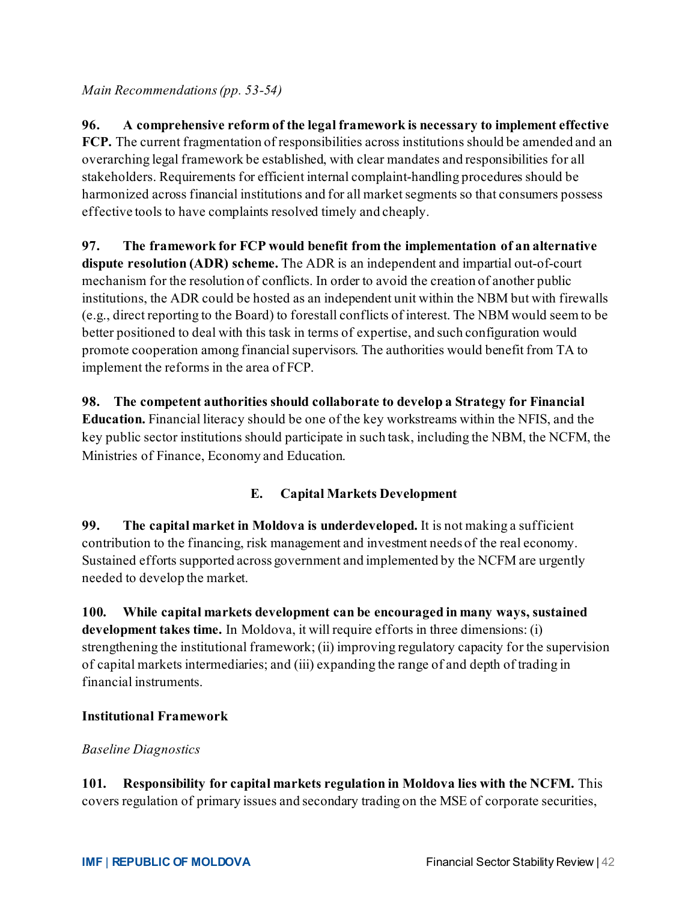*Main Recommendations (pp. 53-54)*

**96. A comprehensive reform of the legal framework is necessary to implement effective FCP.** The current fragmentation of responsibilities across institutions should be amended and an overarching legal framework be established, with clear mandates and responsibilities for all stakeholders. Requirements for efficient internal complaint-handling procedures should be harmonized across financial institutions and for all market segments so that consumers possess effective tools to have complaints resolved timely and cheaply.

**97. The framework for FCP would benefit from the implementation of an alternative dispute resolution (ADR) scheme.** The ADR is an independent and impartial out-of-court mechanism for the resolution of conflicts. In order to avoid the creation of another public institutions, the ADR could be hosted as an independent unit within the NBM but with firewalls (e.g., direct reporting to the Board) to forestall conflicts of interest. The NBM would seem to be better positioned to deal with this task in terms of expertise, and such configuration would promote cooperation among financial supervisors. The authorities would benefit from TA to implement the reforms in the area of FCP.

**98. The competent authorities should collaborate to develop a Strategy for Financial Education.** Financial literacy should be one of the key workstreams within the NFIS, and the key public sector institutions should participate in such task, including the NBM, the NCFM, the Ministries of Finance, Economy and Education.

## E. Capital Markets Development

**99. The capital market in Moldova is underdeveloped.** It is not making a sufficient contribution to the financing, risk management and investment needs of the real economy. Sustained efforts supported across government and implemented by the NCFM are urgently needed to develop the market.

**100. While capital markets development can be encouraged in many ways, sustained development takes time.** In Moldova, it will require efforts in three dimensions: (i) strengthening the institutional framework; (ii) improving regulatory capacity for the supervision of capital markets intermediaries; and (iii) expanding the range of and depth of trading in financial instruments.

### Institutional Framework

*Baseline Diagnostics*

**101. Responsibility for capital markets regulation in Moldova lies with the NCFM.** This covers regulation of primary issues and secondary trading on the MSE of corporate securities,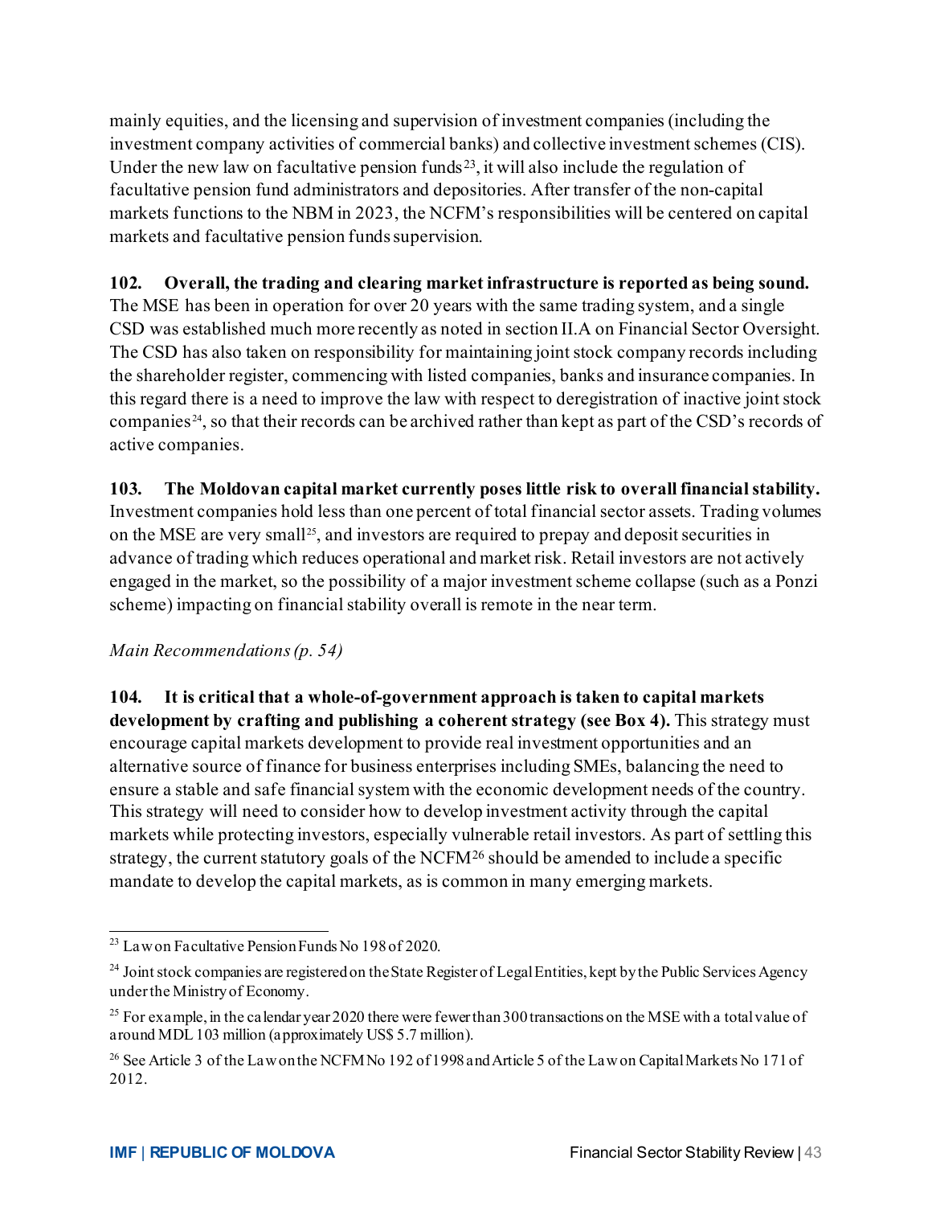mainly equities, and the licensing and supervision of investment companies (including the investment company activities of commercial banks) and collective investment schemes (CIS). Under the new law on facultative pension funds[23], it will also include the regulation of facultative pension fund administrators and depositories. After transfer of the non-capital markets functions to the NBM in 2023, the NCFM's responsibilities will be centered on capital markets and facultative pension funds supervision.

**102. Overall, the trading and clearing market infrastructure is reported as being sound.** The MSE has been in operation for over 20 years with the same trading system, and a single CSD was established much more recently as noted in section II.A on Financial Sector Oversight. The CSD has also taken on responsibility for maintaining joint stock company records including the shareholder register, commencing with listed companies, banks and insurance companies. In this regard there is a need to improve the law with respect to deregistration of inactive joint stock companies[24], so that their records can be archived rather than kept as part of the CSD's records of active companies.

**103. The Moldovan capital market currently poses little risk to overall financial stability.** Investment companies hold less than one percent of total financial sector assets. Trading volumes on the MSE are very small[25], and investors are required to prepay and deposit securities in advance of trading which reduces operational and market risk. Retail investors are not actively engaged in the market, so the possibility of a major investment scheme collapse (such as a Ponzi scheme) impacting on financial stability overall is remote in the near term.

*Main Recommendations (p. 54)*

**104. It is critical that a whole-of-government approach is taken to capital markets development by crafting and publishing a coherent strategy (see Box 4).** This strategy must encourage capital markets development to provide real investment opportunities and an alternative source of finance for business enterprises including SMEs, balancing the need to ensure a stable and safe financial system with the economic development needs of the country. This strategy will need to consider how to develop investment activity through the capital markets while protecting investors, especially vulnerable retail investors. As part of settling this strategy, the current statutory goals of the NCFM[26] should be amended to include a specific mandate to develop the capital markets, as is common in many emerging markets.

---

[23] Law on Facultative Pension Funds No 198 of 2020.

[24] Joint stock companies are registered on the State Register of Legal Entities, kept by the Public Services Agency under the Ministry of Economy.

[25] For example, in the calendar year 2020 there were fewer than 300 transactions on the MSE with a total value of around MDL 103 million (approximately US$ 5.7 million).

[26] See Article 3 of the Law on the NCFM No 192 of 1998 and Article 5 of the Law on Capital Markets No 171 of 2012.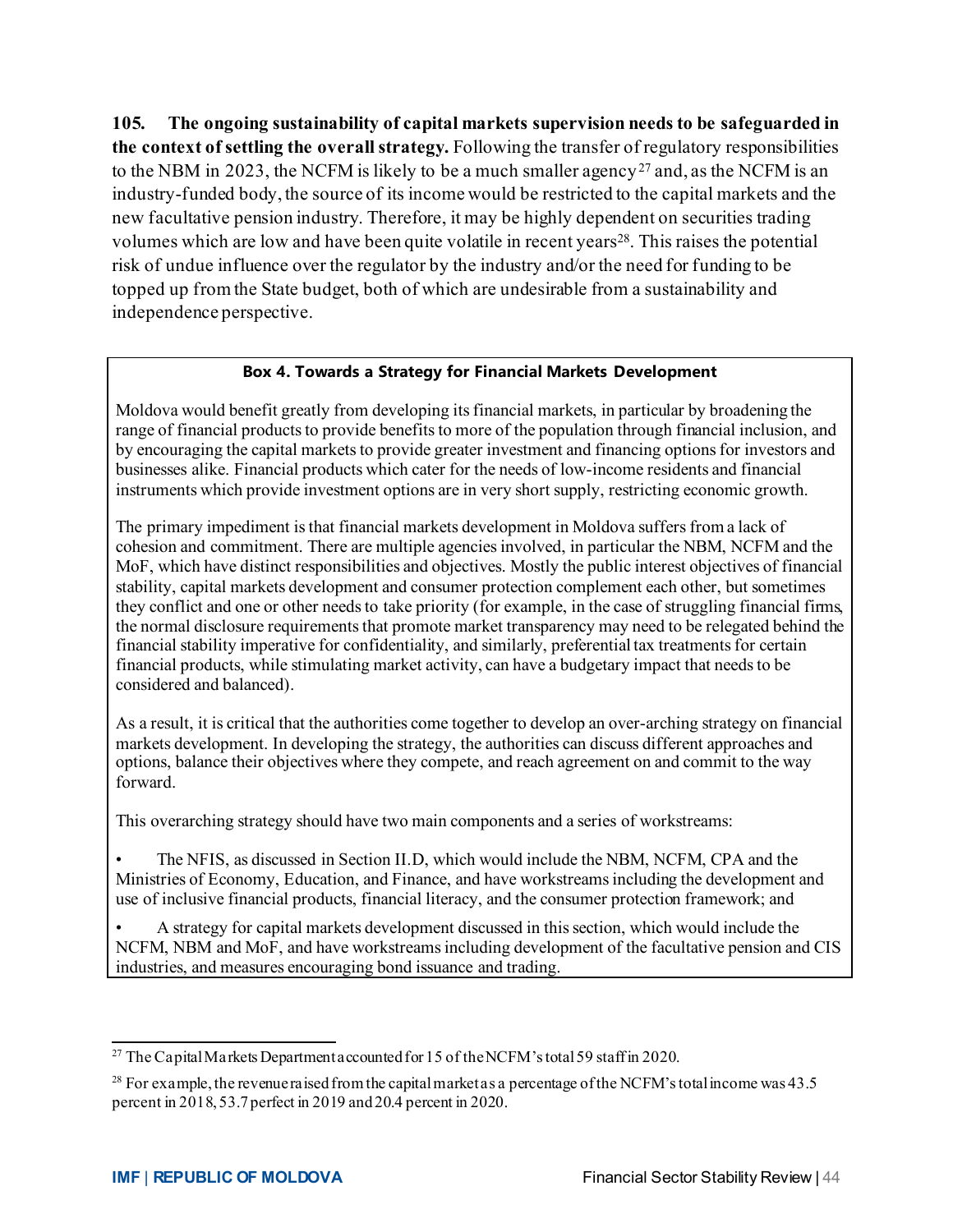**105. The ongoing sustainability of capital markets supervision needs to be safeguarded in the context of settling the overall strategy.** Following the transfer of regulatory responsibilities to the NBM in 2023, the NCFM is likely to be a much smaller agency[27] and, as the NCFM is an industry-funded body, the source of its income would be restricted to the capital markets and the new facultative pension industry. Therefore, it may be highly dependent on securities trading volumes which are low and have been quite volatile in recent years[28]. This raises the potential risk of undue influence over the regulator by the industry and/or the need for funding to be topped up from the State budget, both of which are undesirable from a sustainability and independence perspective.

**Box 4. Towards a Strategy for Financial Markets Development**

Moldova would benefit greatly from developing its financial markets, in particular by broadening the range of financial products to provide benefits to more of the population through financial inclusion, and by encouraging the capital markets to provide greater investment and financing options for investors and businesses alike. Financial products which cater for the needs of low-income residents and financial instruments which provide investment options are in very short supply, restricting economic growth.

The primary impediment is that financial markets development in Moldova suffers from a lack of cohesion and commitment. There are multiple agencies involved, in particular the NBM, NCFM and the MoF, which have distinct responsibilities and objectives. Mostly the public interest objectives of financial stability, capital markets development and consumer protection complement each other, but sometimes they conflict and one or other needs to take priority (for example, in the case of struggling financial firms, the normal disclosure requirements that promote market transparency may need to be relegated behind the financial stability imperative for confidentiality, and similarly, preferential tax treatments for certain financial products, while stimulating market activity, can have a budgetary impact that needs to be considered and balanced).

As a result, it is critical that the authorities come together to develop an over-arching strategy on financial markets development. In developing the strategy, the authorities can discuss different approaches and options, balance their objectives where they compete, and reach agreement on and commit to the way forward.

This overarching strategy should have two main components and a series of workstreams:

- The NFIS, as discussed in Section II.D, which would include the NBM, NCFM, CPA and the Ministries of Economy, Education, and Finance, and have workstreams including the development and use of inclusive financial products, financial literacy, and the consumer protection framework; and
- A strategy for capital markets development discussed in this section, which would include the NCFM, NBM and MoF, and have workstreams including development of the facultative pension and CIS industries, and measures encouraging bond issuance and trading.

---

[27] The Capital Markets Department accounted for 15 of the NCFM's total 59 staff in 2020.

[28] For example, the revenue raised from the capital market as a percentage of the NCFM's total income was 43.5 percent in 2018, 53.7 perfect in 2019 and 20.4 percent in 2020.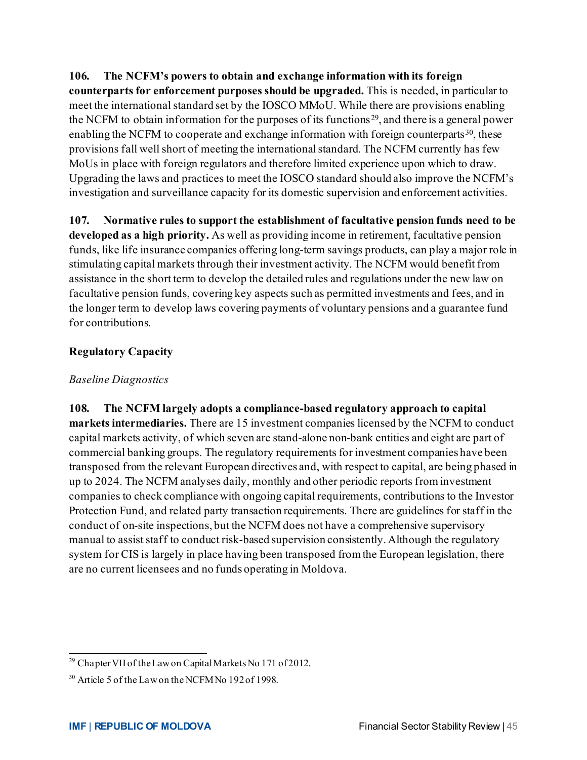**106. The NCFM's powers to obtain and exchange information with its foreign counterparts for enforcement purposes should be upgraded.** This is needed, in particular to meet the international standard set by the IOSCO MMoU. While there are provisions enabling the NCFM to obtain information for the purposes of its functions[29], and there is a general power enabling the NCFM to cooperate and exchange information with foreign counterparts[30], these provisions fall well short of meeting the international standard. The NCFM currently has few MoUs in place with foreign regulators and therefore limited experience upon which to draw. Upgrading the laws and practices to meet the IOSCO standard should also improve the NCFM's investigation and surveillance capacity for its domestic supervision and enforcement activities.

**107. Normative rules to support the establishment of facultative pension funds need to be developed as a high priority.** As well as providing income in retirement, facultative pension funds, like life insurance companies offering long-term savings products, can play a major role in stimulating capital markets through their investment activity. The NCFM would benefit from assistance in the short term to develop the detailed rules and regulations under the new law on facultative pension funds, covering key aspects such as permitted investments and fees, and in the longer term to develop laws covering payments of voluntary pensions and a guarantee fund for contributions.

### Regulatory Capacity

*Baseline Diagnostics*

**108. The NCFM largely adopts a compliance-based regulatory approach to capital markets intermediaries.** There are 15 investment companies licensed by the NCFM to conduct capital markets activity, of which seven are stand-alone non-bank entities and eight are part of commercial banking groups. The regulatory requirements for investment companies have been transposed from the relevant European directives and, with respect to capital, are being phased in up to 2024. The NCFM analyses daily, monthly and other periodic reports from investment companies to check compliance with ongoing capital requirements, contributions to the Investor Protection Fund, and related party transaction requirements. There are guidelines for staff in the conduct of on-site inspections, but the NCFM does not have a comprehensive supervisory manual to assist staff to conduct risk-based supervision consistently. Although the regulatory system for CIS is largely in place having been transposed from the European legislation, there are no current licensees and no funds operating in Moldova.

---

[29] Chapter VII of the Law on Capital Markets No 171 of 2012.

[30] Article 5 of the Law on the NCFM No 192 of 1998.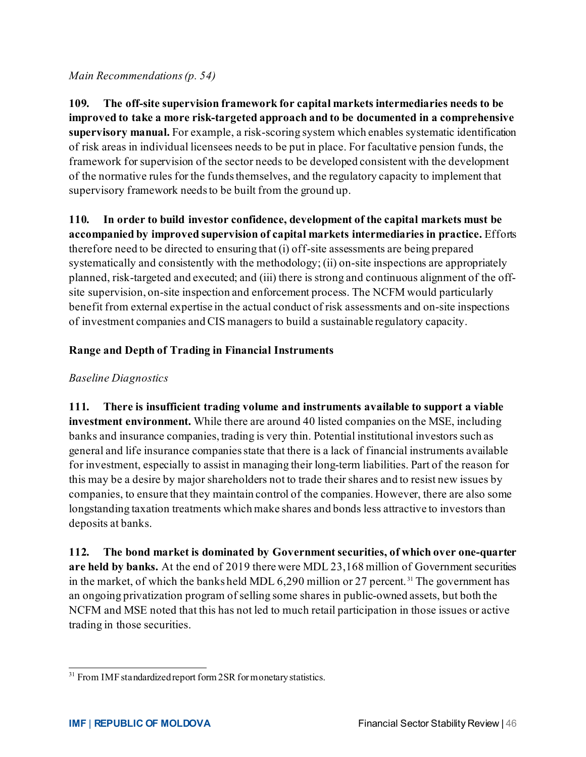*Main Recommendations (p. 54)*

**109. The off-site supervision framework for capital markets intermediaries needs to be improved to take a more risk-targeted approach and to be documented in a comprehensive supervisory manual.** For example, a risk-scoring system which enables systematic identification of risk areas in individual licensees needs to be put in place. For facultative pension funds, the framework for supervision of the sector needs to be developed consistent with the development of the normative rules for the funds themselves, and the regulatory capacity to implement that supervisory framework needs to be built from the ground up.

**110. In order to build investor confidence, development of the capital markets must be accompanied by improved supervision of capital markets intermediaries in practice.** Efforts therefore need to be directed to ensuring that (i) off-site assessments are being prepared systematically and consistently with the methodology; (ii) on-site inspections are appropriately planned, risk-targeted and executed; and (iii) there is strong and continuous alignment of the off-site supervision, on-site inspection and enforcement process. The NCFM would particularly benefit from external expertise in the actual conduct of risk assessments and on-site inspections of investment companies and CIS managers to build a sustainable regulatory capacity.

**Range and Depth of Trading in Financial Instruments**

*Baseline Diagnostics*

**111. There is insufficient trading volume and instruments available to support a viable investment environment.** While there are around 40 listed companies on the MSE, including banks and insurance companies, trading is very thin. Potential institutional investors such as general and life insurance companies state that there is a lack of financial instruments available for investment, especially to assist in managing their long-term liabilities. Part of the reason for this may be a desire by major shareholders not to trade their shares and to resist new issues by companies, to ensure that they maintain control of the companies. However, there are also some longstanding taxation treatments which make shares and bonds less attractive to investors than deposits at banks.

**112. The bond market is dominated by Government securities, of which over one-quarter are held by banks.** At the end of 2019 there were MDL 23,168 million of Government securities in the market, of which the banks held MDL 6,290 million or 27 percent.[31] The government has an ongoing privatization program of selling some shares in public-owned assets, but both the NCFM and MSE noted that this has not led to much retail participation in those issues or active trading in those securities.

[31] From IMF standardized report form 2SR for monetary statistics.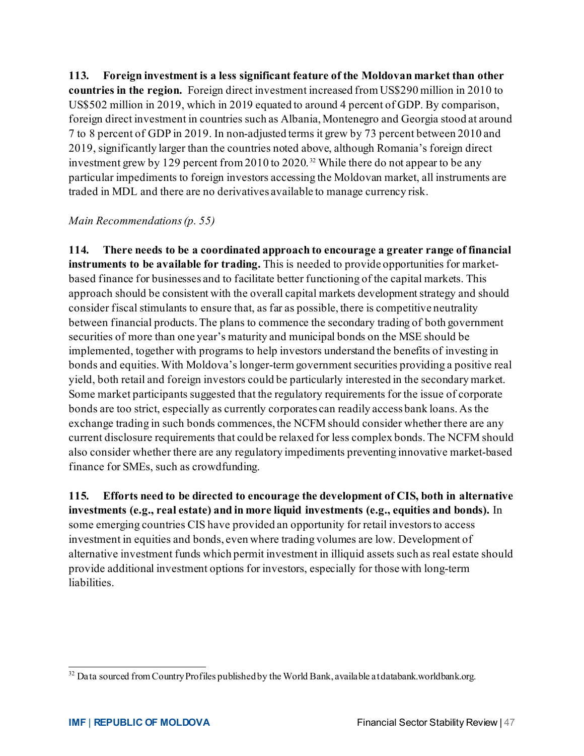113. **Foreign investment is a less significant feature of the Moldovan market than other countries in the region.** Foreign direct investment increased from US$290 million in 2010 to US$502 million in 2019, which in 2019 equated to around 4 percent of GDP. By comparison, foreign direct investment in countries such as Albania, Montenegro and Georgia stood at around 7 to 8 percent of GDP in 2019. In non-adjusted terms it grew by 73 percent between 2010 and 2019, significantly larger than the countries noted above, although Romania's foreign direct investment grew by 129 percent from 2010 to 2020.[32] While there do not appear to be any particular impediments to foreign investors accessing the Moldovan market, all instruments are traded in MDL and there are no derivatives available to manage currency risk.

*Main Recommendations (p. 55)*

114. **There needs to be a coordinated approach to encourage a greater range of financial instruments to be available for trading.** This is needed to provide opportunities for market-based finance for businesses and to facilitate better functioning of the capital markets. This approach should be consistent with the overall capital markets development strategy and should consider fiscal stimulants to ensure that, as far as possible, there is competitive neutrality between financial products. The plans to commence the secondary trading of both government securities of more than one year's maturity and municipal bonds on the MSE should be implemented, together with programs to help investors understand the benefits of investing in bonds and equities. With Moldova's longer-term government securities providing a positive real yield, both retail and foreign investors could be particularly interested in the secondary market. Some market participants suggested that the regulatory requirements for the issue of corporate bonds are too strict, especially as currently corporates can readily access bank loans. As the exchange trading in such bonds commences, the NCFM should consider whether there are any current disclosure requirements that could be relaxed for less complex bonds. The NCFM should also consider whether there are any regulatory impediments preventing innovative market-based finance for SMEs, such as crowdfunding.

115. **Efforts need to be directed to encourage the development of CIS, both in alternative investments (e.g., real estate) and in more liquid investments (e.g., equities and bonds).** In some emerging countries CIS have provided an opportunity for retail investors to access investment in equities and bonds, even where trading volumes are low. Development of alternative investment funds which permit investment in illiquid assets such as real estate should provide additional investment options for investors, especially for those with long-term liabilities.

---

[32] Data sourced from Country Profiles published by the World Bank, available at databank.worldbank.org.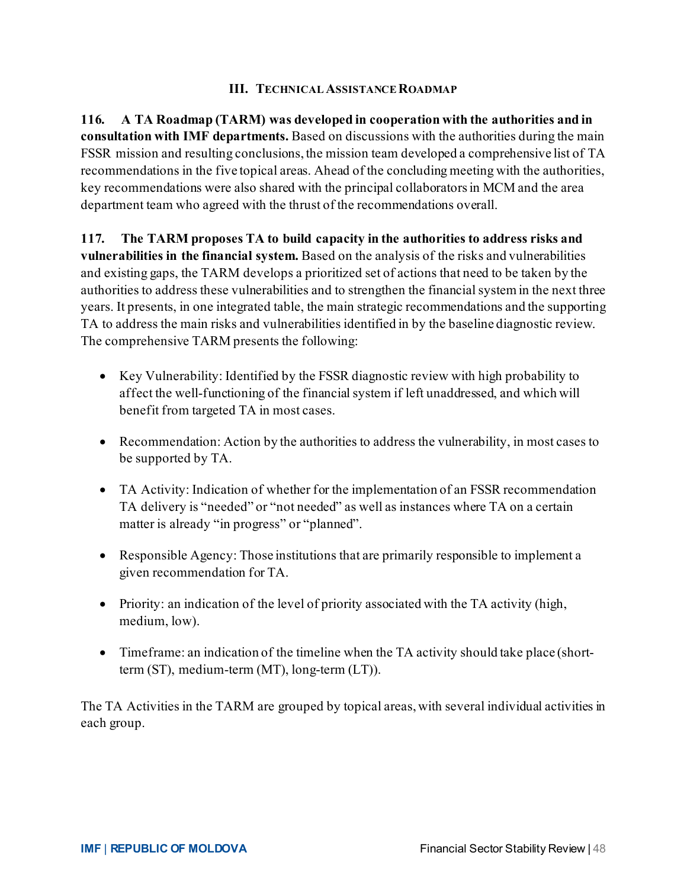## III. TECHNICAL ASSISTANCE ROADMAP

**116. A TA Roadmap (TARM) was developed in cooperation with the authorities and in consultation with IMF departments.** Based on discussions with the authorities during the main FSSR mission and resulting conclusions, the mission team developed a comprehensive list of TA recommendations in the five topical areas. Ahead of the concluding meeting with the authorities, key recommendations were also shared with the principal collaborators in MCM and the area department team who agreed with the thrust of the recommendations overall.

**117. The TARM proposes TA to build capacity in the authorities to address risks and vulnerabilities in the financial system.** Based on the analysis of the risks and vulnerabilities and existing gaps, the TARM develops a prioritized set of actions that need to be taken by the authorities to address these vulnerabilities and to strengthen the financial system in the next three years. It presents, in one integrated table, the main strategic recommendations and the supporting TA to address the main risks and vulnerabilities identified in by the baseline diagnostic review. The comprehensive TARM presents the following:

- Key Vulnerability: Identified by the FSSR diagnostic review with high probability to affect the well-functioning of the financial system if left unaddressed, and which will benefit from targeted TA in most cases.
- Recommendation: Action by the authorities to address the vulnerability, in most cases to be supported by TA.
- TA Activity: Indication of whether for the implementation of an FSSR recommendation TA delivery is "needed" or "not needed" as well as instances where TA on a certain matter is already "in progress" or "planned".
- Responsible Agency: Those institutions that are primarily responsible to implement a given recommendation for TA.
- Priority: an indication of the level of priority associated with the TA activity (high, medium, low).
- Timeframe: an indication of the timeline when the TA activity should take place (short-term (ST), medium-term (MT), long-term (LT)).

The TA Activities in the TARM are grouped by topical areas, with several individual activities in each group.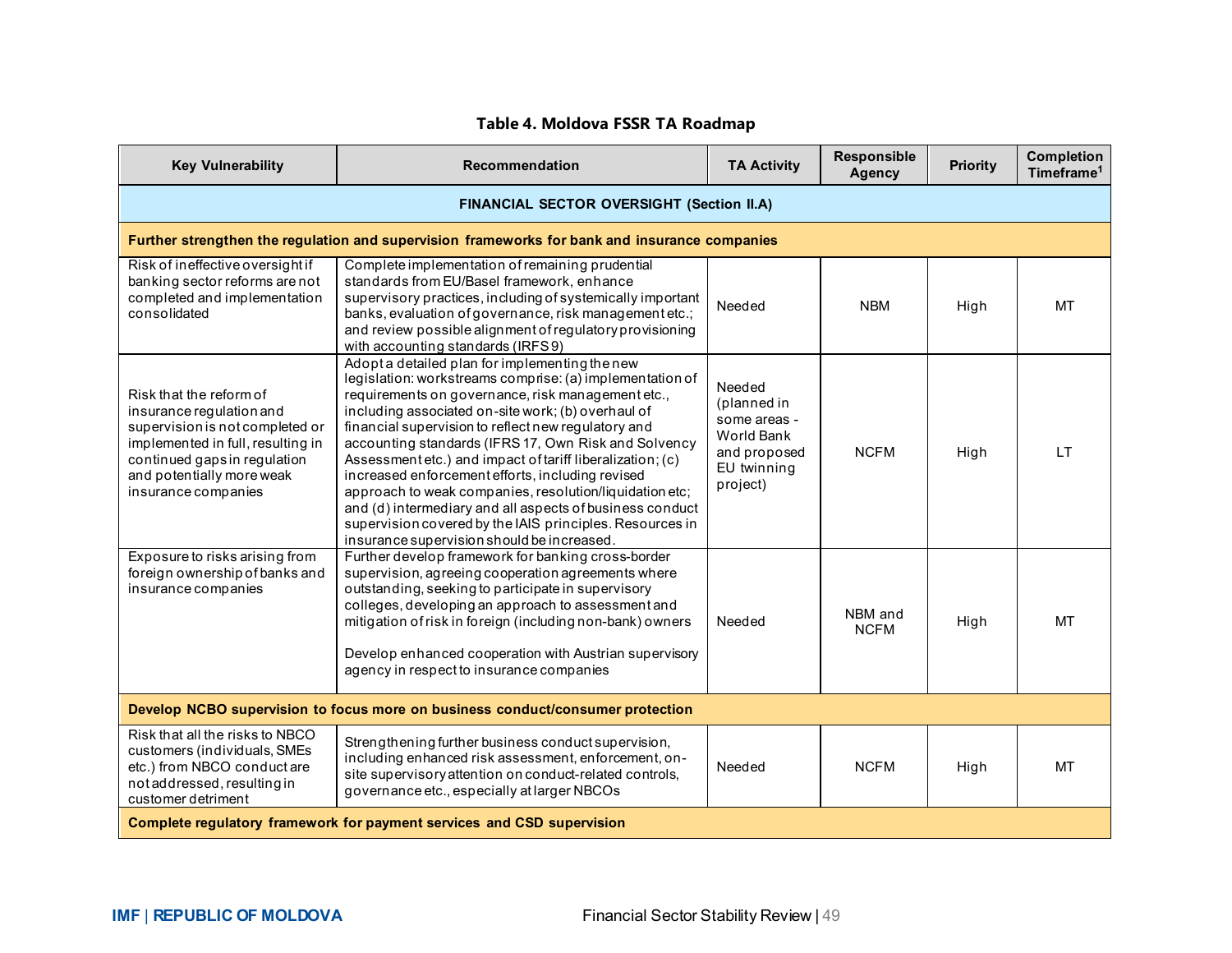### Table 4. Moldova FSSR TA Roadmap

| Key Vulnerability | Recommendation | TA Activity | Responsible Agency | Priority | Completion Timeframe[1] |
|---|---|---|---|---|---|
| **FINANCIAL SECTOR OVERSIGHT (Section II.A)** | | | | | |
| **Further strengthen the regulation and supervision frameworks for bank and insurance companies** | | | | | |
| Risk of ineffective oversight if banking sector reforms are not completed and implementation consolidated | Complete implementation of remaining prudential standards from EU/Basel framework, enhance supervisory practices, including of systemically important banks, evaluation of governance, risk management etc.; and review possible alignment of regulatory provisioning with accounting standards (IRFS 9) | Needed | NBM | High | MT |
| Risk that the reform of insurance regulation and supervision is not completed or implemented in full, resulting in continued gaps in regulation and potentially more weak insurance companies | Adopt a detailed plan for implementing the new legislation: workstreams comprise: (a) implementation of requirements on governance, risk management etc., including associated on-site work; (b) overhaul of financial supervision to reflect new regulatory and accounting standards (IFRS 17, Own Risk and Solvency Assessment etc.) and impact of tariff liberalization; (c) increased enforcement efforts, including revised approach to weak companies, resolution/liquidation etc; and (d) intermediary and all aspects of business conduct supervision covered by the IAIS principles. Resources in insurance supervision should be increased. | Needed (planned in some areas - World Bank and proposed EU twinning project) | NCFM | High | LT |
| Exposure to risks arising from foreign ownership of banks and insurance companies | Further develop framework for banking cross-border supervision, agreeing cooperation agreements where outstanding, seeking to participate in supervisory colleges, developing an approach to assessment and mitigation of risk in foreign (including non-bank) owners<br><br>Develop enhanced cooperation with Austrian supervisory agency in respect to insurance companies | Needed | NBM and NCFM | High | MT |
| **Develop NCBO supervision to focus more on business conduct/consumer protection** | | | | | |
| Risk that all the risks to NBCO customers (individuals, SMEs etc.) from NBCO conduct are not addressed, resulting in customer detriment | Strengthening further business conduct supervision, including enhanced risk assessment, enforcement, on-site supervisory attention on conduct-related controls, governance etc., especially at larger NBCOs | Needed | NCFM | High | MT |
| **Complete regulatory framework for payment services and CSD supervision** | | | | | |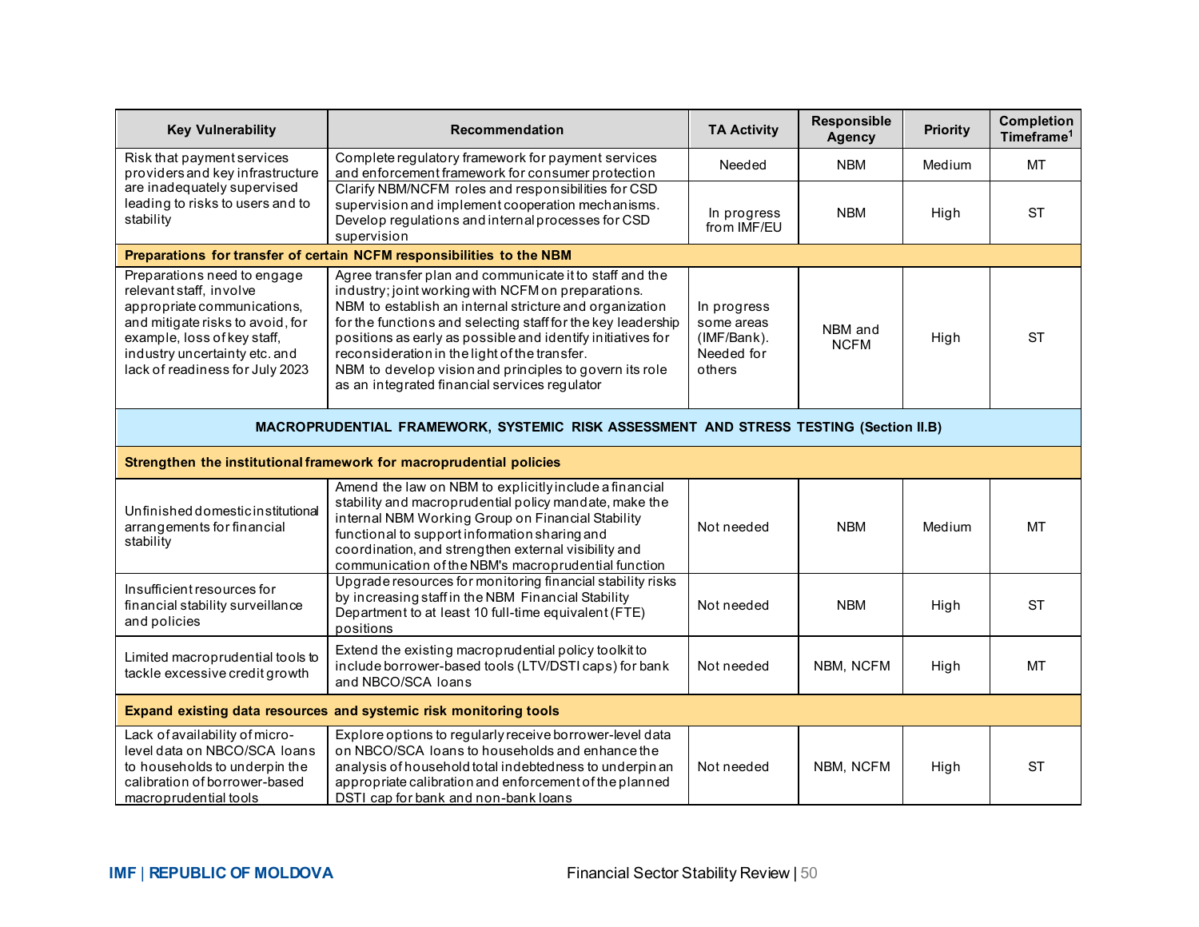| Key Vulnerability | Recommendation | TA Activity | Responsible Agency | Priority | Completion Timeframe[1] |
|---|---|---|---|---|---|
| Risk that payment services providers and key infrastructure are inadequately supervised leading to risks to users and to stability | Complete regulatory framework for payment services and enforcement framework for consumer protection | Needed | NBM | Medium | MT |
| | Clarify NBM/NCFM roles and responsibilities for CSD supervision and implement cooperation mechanisms. Develop regulations and internal processes for CSD supervision | In progress from IMF/EU | NBM | High | ST |
| **Preparations for transfer of certain NCFM responsibilities to the NBM** | | | | | |
| Preparations need to engage relevant staff, involve appropriate communications, and mitigate risks to avoid, for example, loss of key staff, industry uncertainty etc. and lack of readiness for July 2023 | Agree transfer plan and communicate it to staff and the industry; joint working with NCFM on preparations. NBM to establish an internal stricture and organization for the functions and selecting staff for the key leadership positions as early as possible and identify initiatives for reconsideration in the light of the transfer. NBM to develop vision and principles to govern its role as an integrated financial services regulator | In progress some areas (IMF/Bank). Needed for others | NBM and NCFM | High | ST |
| **MACROPRUDENTIAL FRAMEWORK, SYSTEMIC RISK ASSESSMENT AND STRESS TESTING (Section II.B)** | | | | | |
| **Strengthen the institutional framework for macroprudential policies** | | | | | |
| Unfinished domestic institutional arrangements for financial stability | Amend the law on NBM to explicitly include a financial stability and macroprudential policy mandate, make the internal NBM Working Group on Financial Stability functional to support information sharing and coordination, and strengthen external visibility and communication of the NBM's macroprudential function | Not needed | NBM | Medium | MT |
| Insufficient resources for financial stability surveillance and policies | Upgrade resources for monitoring financial stability risks by increasing staff in the NBM Financial Stability Department to at least 10 full-time equivalent (FTE) positions | Not needed | NBM | High | ST |
| Limited macroprudential tools to tackle excessive credit growth | Extend the existing macroprudential policy toolkit to include borrower-based tools (LTV/DSTI caps) for bank and NBCO/SCA loans | Not needed | NBM, NCFM | High | MT |
| **Expand existing data resources and systemic risk monitoring tools** | | | | | |
| Lack of availability of micro-level data on NBCO/SCA loans to households to underpin the calibration of borrower-based macroprudential tools | Explore options to regularly receive borrower-level data on NBCO/SCA loans to households and enhance the analysis of household total indebtedness to underpin an appropriate calibration and enforcement of the planned DSTI cap for bank and non-bank loans | Not needed | NBM, NCFM | High | ST |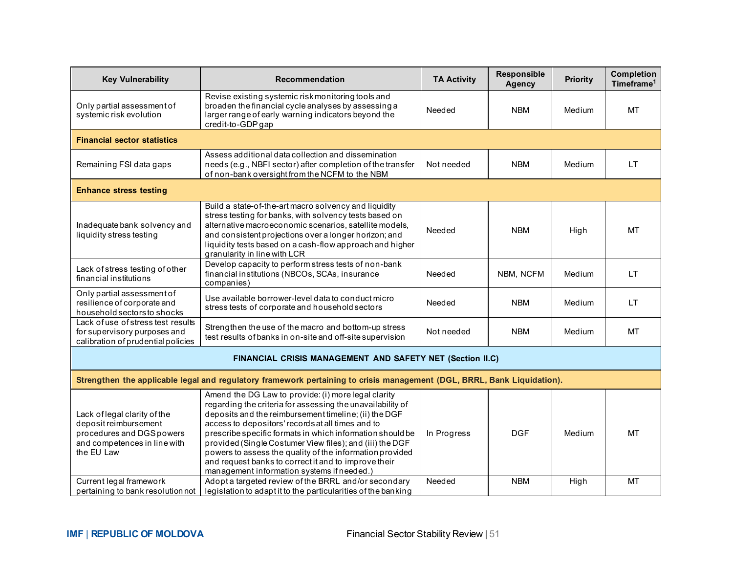| Key Vulnerability | Recommendation | TA Activity | Responsible Agency | Priority | Completion Timeframe[1] |
|---|---|---|---|---|---|
| Only partial assessment of systemic risk evolution | Revise existing systemic risk monitoring tools and broaden the financial cycle analyses by assessing a larger range of early warning indicators beyond the credit-to-GDP gap | Needed | NBM | Medium | MT |
| **Financial sector statistics** | | | | | |
| Remaining FSI data gaps | Assess additional data collection and dissemination needs (e.g., NBFI sector) after completion of the transfer of non-bank oversight from the NCFM to the NBM | Not needed | NBM | Medium | LT |
| **Enhance stress testing** | | | | | |
| Inadequate bank solvency and liquidity stress testing | Build a state-of-the-art macro solvency and liquidity stress testing for banks, with solvency tests based on alternative macroeconomic scenarios, satellite models, and consistent projections over a longer horizon; and liquidity tests based on a cash-flow approach and higher granularity in line with LCR | Needed | NBM | High | MT |
| Lack of stress testing of other financial institutions | Develop capacity to perform stress tests of non-bank financial institutions (NBCOs, SCAs, insurance companies) | Needed | NBM, NCFM | Medium | LT |
| Only partial assessment of resilience of corporate and household sectors to shocks | Use available borrower-level data to conduct micro stress tests of corporate and household sectors | Needed | NBM | Medium | LT |
| Lack of use of stress test results for supervisory purposes and calibration of prudential policies | Strengthen the use of the macro and bottom-up stress test results of banks in on-site and off-site supervision | Not needed | NBM | Medium | MT |
| **FINANCIAL CRISIS MANAGEMENT AND SAFETY NET (Section II.C)** | | | | | |
| **Strengthen the applicable legal and regulatory framework pertaining to crisis management (DGL, BRRL, Bank Liquidation).** | | | | | |
| Lack of legal clarity of the deposit reimbursement procedures and DGS powers and competences in line with the EU Law | Amend the DG Law to provide: (i) more legal clarity regarding the criteria for assessing the unavailability of deposits and the reimbursement timeline; (ii) the DGF access to depositors' records at all times and to prescribe specific formats in which information should be provided (Single Costumer View files); and (iii) the DGF powers to assess the quality of the information provided and request banks to correct it and to improve their management information systems if needed.) | In Progress | DGF | Medium | MT |
| Current legal framework pertaining to bank resolution not | Adopt a targeted review of the BRRL and/or secondary legislation to adapt it to the particularities of the banking | Needed | NBM | High | MT |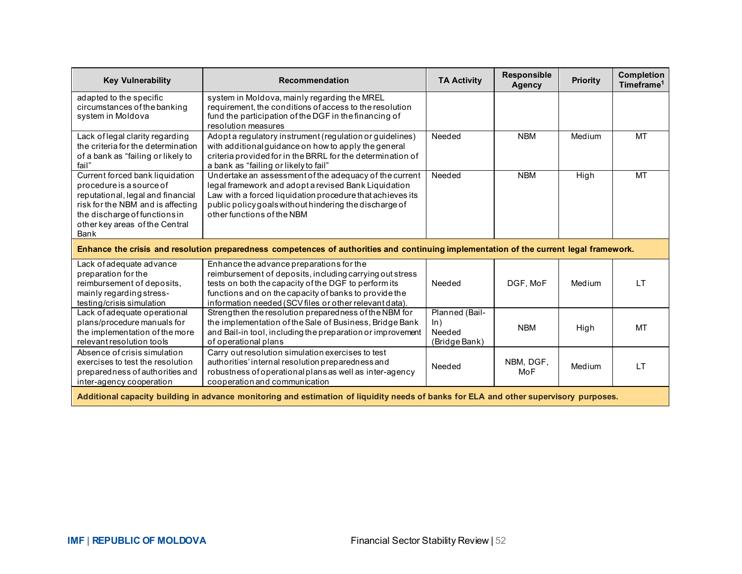| Key Vulnerability | Recommendation | TA Activity | Responsible Agency | Priority | Completion Timeframe[1] |
|---|---|---|---|---|---|
| adapted to the specific circumstances of the banking system in Moldova | system in Moldova, mainly regarding the MREL requirement, the conditions of access to the resolution fund the participation of the DGF in the financing of resolution measures | | | | |
| Lack of legal clarity regarding the criteria for the determination of a bank as "failing or likely to fail" | Adopt a regulatory instrument (regulation or guidelines) with additional guidance on how to apply the general criteria provided for in the BRRL for the determination of a bank as "failing or likely to fail" | Needed | NBM | Medium | MT |
| Current forced bank liquidation procedure is a source of reputational, legal and financial risk for the NBM and is affecting the discharge of functions in other key areas of the Central Bank | Undertake an assessment of the adequacy of the current legal framework and adopt a revised Bank Liquidation Law with a forced liquidation procedure that achieves its public policy goals without hindering the discharge of other functions of the NBM | Needed | NBM | High | MT |
| **Enhance the crisis and resolution preparedness competences of authorities and continuing implementation of the current legal framework.** | | | | | |
| Lack of adequate advance preparation for the reimbursement of deposits, mainly regarding stress-testing/crisis simulation | Enhance the advance preparations for the reimbursement of deposits, including carrying out stress tests on both the capacity of the DGF to perform its functions and on the capacity of banks to provide the information needed (SCV files or other relevant data). | Needed | DGF, MoF | Medium | LT |
| Lack of adequate operational plans/procedure manuals for the implementation of the more relevant resolution tools | Strengthen the resolution preparedness of the NBM for the implementation of the Sale of Business, Bridge Bank and Bail-in tool, including the preparation or improvement of operational plans | Planned (Bail-In) Needed (Bridge Bank) | NBM | High | MT |
| Absence of crisis simulation exercises to test the resolution preparedness of authorities and inter-agency cooperation | Carry out resolution simulation exercises to test authorities' internal resolution preparedness and robustness of operational plans as well as inter-agency cooperation and communication | Needed | NBM, DGF, MoF | Medium | LT |
| **Additional capacity building in advance monitoring and estimation of liquidity needs of banks for ELA and other supervisory purposes.** | | | | | |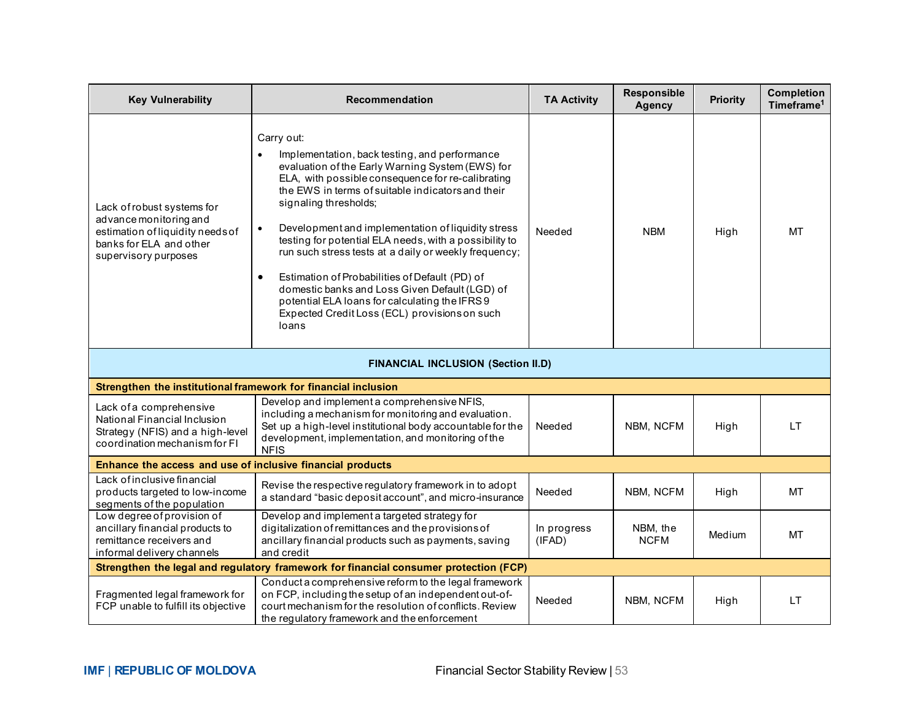| Key Vulnerability | Recommendation | TA Activity | Responsible Agency | Priority | Completion Timeframe[1] |
|---|---|---|---|---|---|
| Lack of robust systems for advance monitoring and estimation of liquidity needs of banks for ELA and other supervisory purposes | Carry out:<br>• Implementation, back testing, and performance evaluation of the Early Warning System (EWS) for ELA, with possible consequence for re-calibrating the EWS in terms of suitable indicators and their signaling thresholds;<br>• Development and implementation of liquidity stress testing for potential ELA needs, with a possibility to run such stress tests at a daily or weekly frequency;<br>• Estimation of Probabilities of Default (PD) of domestic banks and Loss Given Default (LGD) of potential ELA loans for calculating the IFRS 9 Expected Credit Loss (ECL) provisions on such loans | Needed | NBM | High | MT |
| **FINANCIAL INCLUSION (Section II.D)** | | | | | |
| **Strengthen the institutional framework for financial inclusion** | | | | | |
| Lack of a comprehensive National Financial Inclusion Strategy (NFIS) and a high-level coordination mechanism for FI | Develop and implement a comprehensive NFIS, including a mechanism for monitoring and evaluation. Set up a high-level institutional body accountable for the development, implementation, and monitoring of the NFIS | Needed | NBM, NCFM | High | LT |
| **Enhance the access and use of inclusive financial products** | | | | | |
| Lack of inclusive financial products targeted to low-income segments of the population | Revise the respective regulatory framework in to adopt a standard "basic deposit account", and micro-insurance | Needed | NBM, NCFM | High | MT |
| Low degree of provision of ancillary financial products to remittance receivers and informal delivery channels | Develop and implement a targeted strategy for digitalization of remittances and the provisions of ancillary financial products such as payments, saving and credit | In progress (IFAD) | NBM, the NCFM | Medium | MT |
| **Strengthen the legal and regulatory framework for financial consumer protection (FCP)** | | | | | |
| Fragmented legal framework for FCP unable to fulfill its objective | Conduct a comprehensive reform to the legal framework on FCP, including the setup of an independent out-of-court mechanism for the resolution of conflicts. Review the regulatory framework and the enforcement | Needed | NBM, NCFM | High | LT |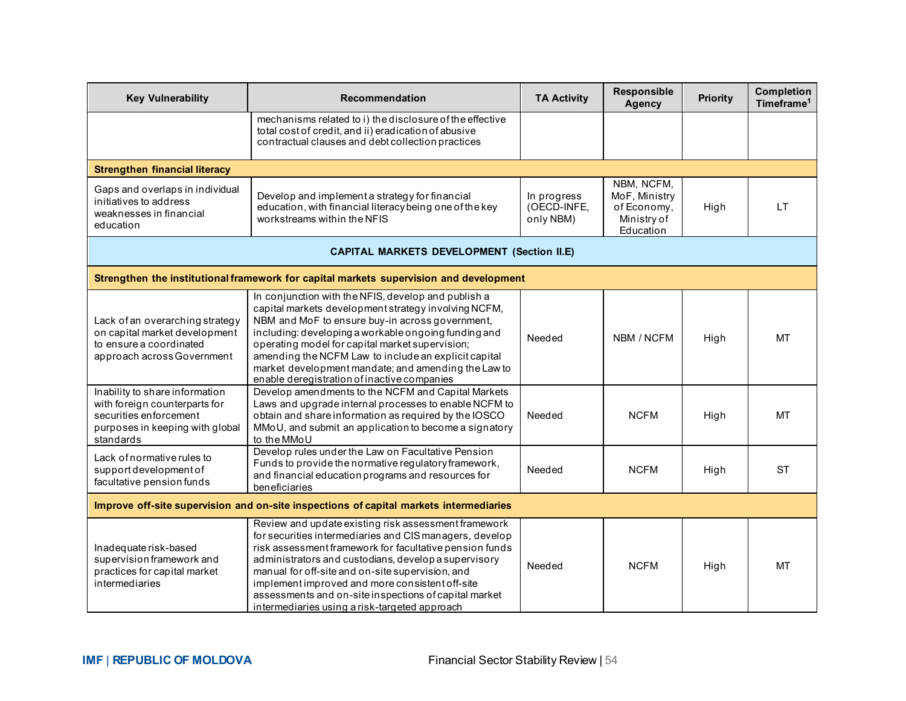| Key Vulnerability | Recommendation | TA Activity | Responsible Agency | Priority | Completion Timeframe[1] |
|---|---|---|---|---|---|
| | mechanisms related to i) the disclosure of the effective total cost of credit, and ii) eradication of abusive contractual clauses and debt collection practices | | | | |
| **Strengthen financial literacy** | | | | | |
| Gaps and overlaps in individual initiatives to address weaknesses in financial education | Develop and implement a strategy for financial education, with financial literacy being one of the key workstreams within the NFIS | In progress (OECD-INFE, only NBM) | NBM, NCFM, MoF, Ministry of Economy, Ministry of Education | High | LT |
| **CAPITAL MARKETS DEVELOPMENT (Section II.E)** | | | | | |
| **Strengthen the institutional framework for capital markets supervision and development** | | | | | |
| Lack of an overarching strategy on capital market development to ensure a coordinated approach across Government | In conjunction with the NFIS, develop and publish a capital markets development strategy involving NCFM, NBM and MoF to ensure buy-in across government, including: developing a workable ongoing funding and operating model for capital market supervision; amending the NCFM Law to include an explicit capital market development mandate; and amending the Law to enable deregistration of inactive companies | Needed | NBM / NCFM | High | MT |
| Inability to share information with foreign counterparts for securities enforcement purposes in keeping with global standards | Develop amendments to the NCFM and Capital Markets Laws and upgrade internal processes to enable NCFM to obtain and share information as required by the IOSCO MMoU, and submit an application to become a signatory to the MMoU | Needed | NCFM | High | MT |
| Lack of normative rules to support development of facultative pension funds | Develop rules under the Law on Facultative Pension Funds to provide the normative regulatory framework, and financial education programs and resources for beneficiaries | Needed | NCFM | High | ST |
| **Improve off-site supervision and on-site inspections of capital markets intermediaries** | | | | | |
| Inadequate risk-based supervision framework and practices for capital market intermediaries | Review and update existing risk assessment framework for securities intermediaries and CIS managers, develop risk assessment framework for facultative pension funds administrators and custodians, develop a supervisory manual for off-site and on-site supervision, and implement improved and more consistent off-site assessments and on-site inspections of capital market intermediaries using a risk-targeted approach | Needed | NCFM | High | MT |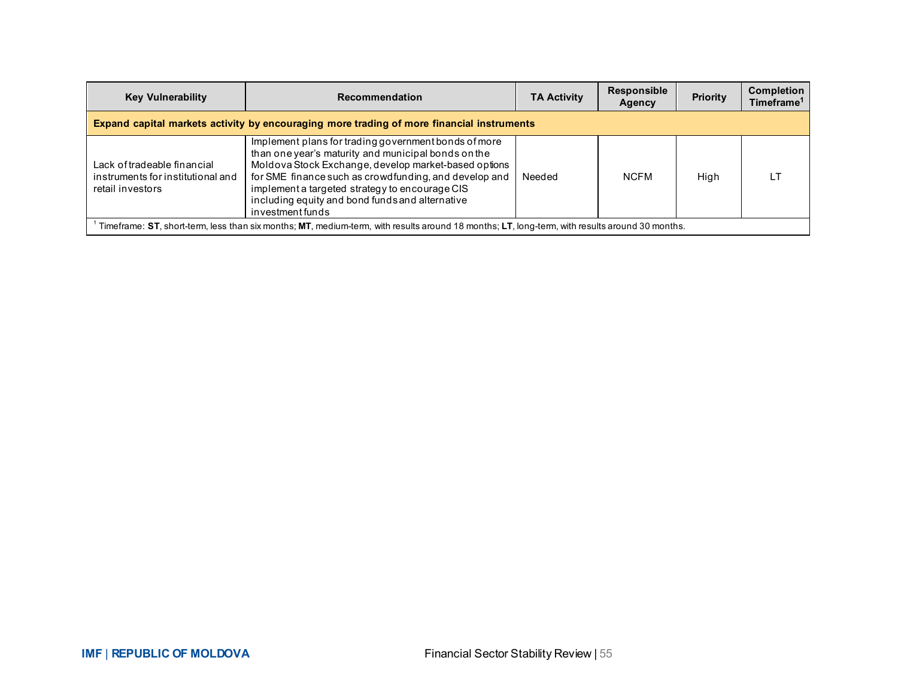| Key Vulnerability | Recommendation | TA Activity | Responsible Agency | Priority | Completion Timeframe[1] |
|---|---|---|---|---|---|
| **Expand capital markets activity by encouraging more trading of more financial instruments** | | | | | |
| Lack of tradeable financial instruments for institutional and retail investors | Implement plans for trading government bonds of more than one year's maturity and municipal bonds on the Moldova Stock Exchange, develop market-based options for SME finance such as crowdfunding, and develop and implement a targeted strategy to encourage CIS including equity and bond funds and alternative investment funds | Needed | NCFM | High | LT |

[1] Timeframe: **ST**, short-term, less than six months; **MT**, medium-term, with results around 18 months; **LT**, long-term, with results around 30 months.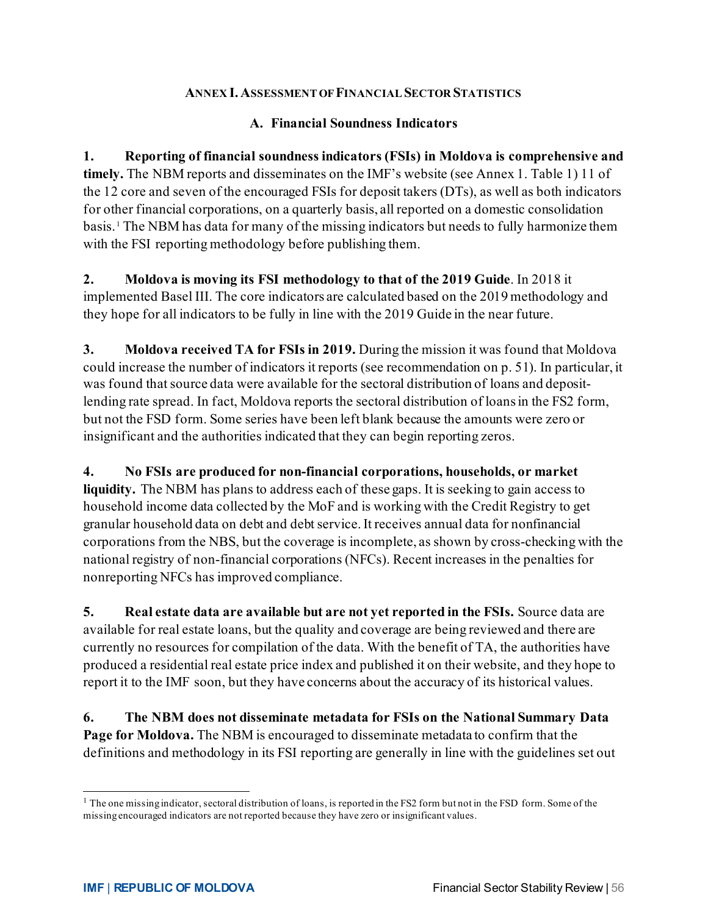## ANNEX I. ASSESSMENT OF FINANCIAL SECTOR STATISTICS

### A. Financial Soundness Indicators

**1. Reporting of financial soundness indicators (FSIs) in Moldova is comprehensive and timely.** The NBM reports and disseminates on the IMF's website (see Annex 1. Table 1) 11 of the 12 core and seven of the encouraged FSIs for deposit takers (DTs), as well as both indicators for other financial corporations, on a quarterly basis, all reported on a domestic consolidation basis.[1] The NBM has data for many of the missing indicators but needs to fully harmonize them with the FSI reporting methodology before publishing them.

**2. Moldova is moving its FSI methodology to that of the 2019 Guide**. In 2018 it implemented Basel III. The core indicators are calculated based on the 2019 methodology and they hope for all indicators to be fully in line with the 2019 Guide in the near future.

**3. Moldova received TA for FSIs in 2019.** During the mission it was found that Moldova could increase the number of indicators it reports (see recommendation on p. 51). In particular, it was found that source data were available for the sectoral distribution of loans and deposit-lending rate spread. In fact, Moldova reports the sectoral distribution of loans in the FS2 form, but not the FSD form. Some series have been left blank because the amounts were zero or insignificant and the authorities indicated that they can begin reporting zeros.

**4. No FSIs are produced for non-financial corporations, households, or market liquidity.** The NBM has plans to address each of these gaps. It is seeking to gain access to household income data collected by the MoF and is working with the Credit Registry to get granular household data on debt and debt service. It receives annual data for nonfinancial corporations from the NBS, but the coverage is incomplete, as shown by cross-checking with the national registry of non-financial corporations (NFCs). Recent increases in the penalties for nonreporting NFCs has improved compliance.

**5. Real estate data are available but are not yet reported in the FSIs.** Source data are available for real estate loans, but the quality and coverage are being reviewed and there are currently no resources for compilation of the data. With the benefit of TA, the authorities have produced a residential real estate price index and published it on their website, and they hope to report it to the IMF soon, but they have concerns about the accuracy of its historical values.

**6. The NBM does not disseminate metadata for FSIs on the National Summary Data Page for Moldova.** The NBM is encouraged to disseminate metadata to confirm that the definitions and methodology in its FSI reporting are generally in line with the guidelines set out

[1] The one missing indicator, sectoral distribution of loans, is reported in the FS2 form but not in the FSD form. Some of the missing encouraged indicators are not reported because they have zero or insignificant values.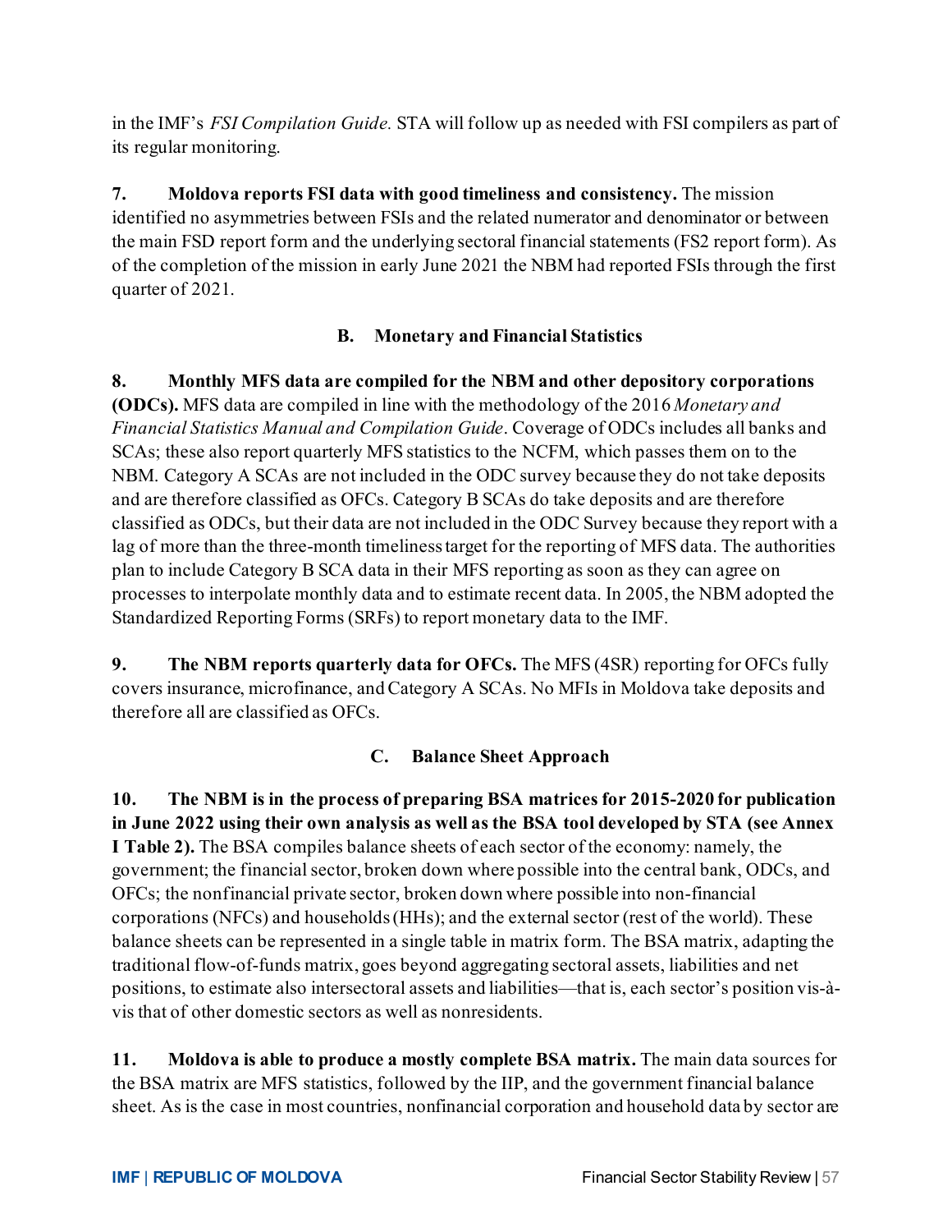in the IMF's *FSI Compilation Guide.* STA will follow up as needed with FSI compilers as part of its regular monitoring.

**7. Moldova reports FSI data with good timeliness and consistency.** The mission identified no asymmetries between FSIs and the related numerator and denominator or between the main FSD report form and the underlying sectoral financial statements (FS2 report form). As of the completion of the mission in early June 2021 the NBM had reported FSIs through the first quarter of 2021.

### B. Monetary and Financial Statistics

**8. Monthly MFS data are compiled for the NBM and other depository corporations (ODCs).** MFS data are compiled in line with the methodology of the 2016 *Monetary and Financial Statistics Manual and Compilation Guide*. Coverage of ODCs includes all banks and SCAs; these also report quarterly MFS statistics to the NCFM, which passes them on to the NBM. Category A SCAs are not included in the ODC survey because they do not take deposits and are therefore classified as OFCs. Category B SCAs do take deposits and are therefore classified as ODCs, but their data are not included in the ODC Survey because they report with a lag of more than the three-month timeliness target for the reporting of MFS data. The authorities plan to include Category B SCA data in their MFS reporting as soon as they can agree on processes to interpolate monthly data and to estimate recent data. In 2005, the NBM adopted the Standardized Reporting Forms (SRFs) to report monetary data to the IMF.

**9. The NBM reports quarterly data for OFCs.** The MFS (4SR) reporting for OFCs fully covers insurance, microfinance, and Category A SCAs. No MFIs in Moldova take deposits and therefore all are classified as OFCs.

### C. Balance Sheet Approach

**10. The NBM is in the process of preparing BSA matrices for 2015-2020 for publication in June 2022 using their own analysis as well as the BSA tool developed by STA (see Annex I Table 2).** The BSA compiles balance sheets of each sector of the economy: namely, the government; the financial sector, broken down where possible into the central bank, ODCs, and OFCs; the nonfinancial private sector, broken down where possible into non-financial corporations (NFCs) and households (HHs); and the external sector (rest of the world). These balance sheets can be represented in a single table in matrix form. The BSA matrix, adapting the traditional flow-of-funds matrix, goes beyond aggregating sectoral assets, liabilities and net positions, to estimate also intersectoral assets and liabilities—that is, each sector's position vis-à-vis that of other domestic sectors as well as nonresidents.

**11. Moldova is able to produce a mostly complete BSA matrix.** The main data sources for the BSA matrix are MFS statistics, followed by the IIP, and the government financial balance sheet. As is the case in most countries, nonfinancial corporation and household data by sector are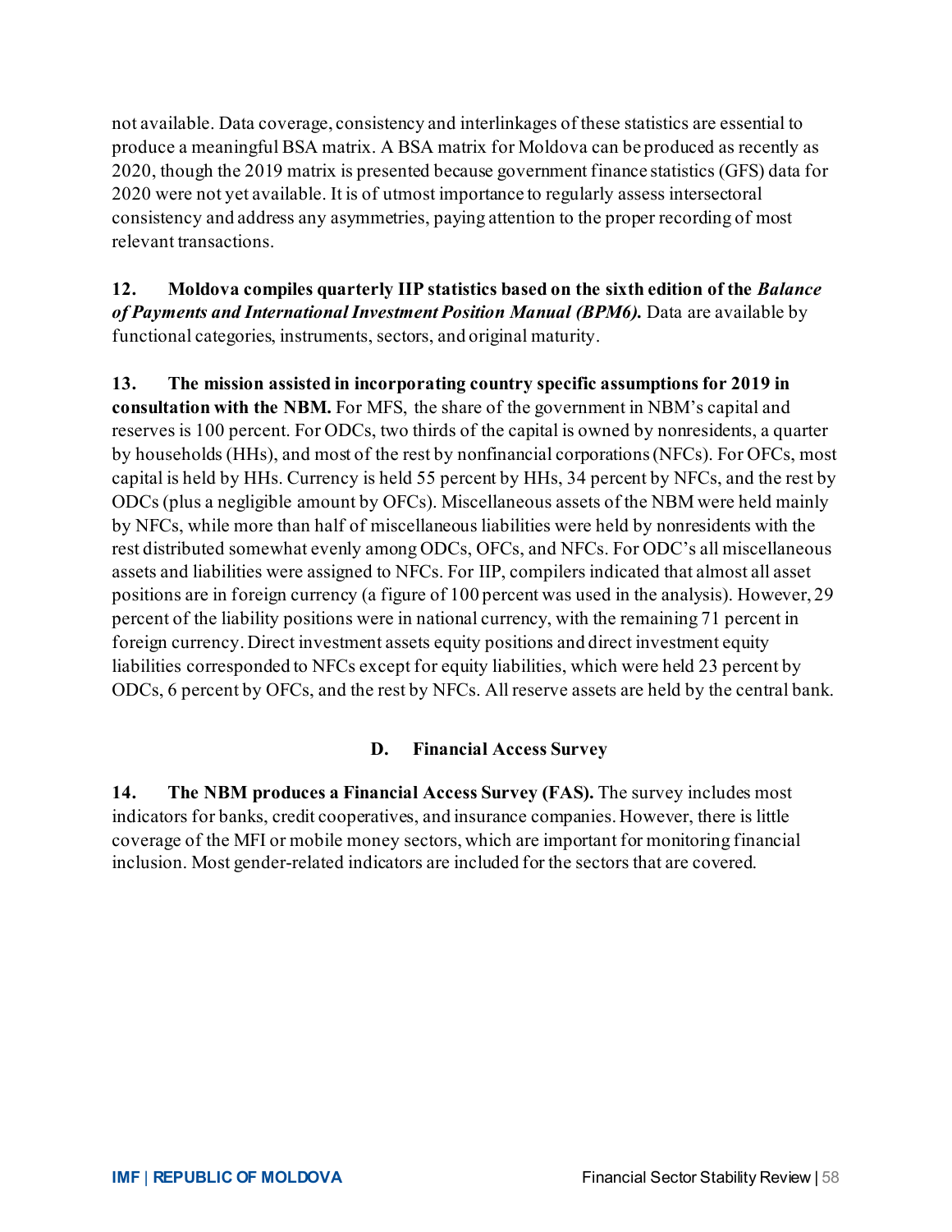not available. Data coverage, consistency and interlinkages of these statistics are essential to produce a meaningful BSA matrix. A BSA matrix for Moldova can be produced as recently as 2020, though the 2019 matrix is presented because government finance statistics (GFS) data for 2020 were not yet available. It is of utmost importance to regularly assess intersectoral consistency and address any asymmetries, paying attention to the proper recording of most relevant transactions.

**12. Moldova compiles quarterly IIP statistics based on the sixth edition of the *Balance of Payments and International Investment Position Manual (BPM6).*** Data are available by functional categories, instruments, sectors, and original maturity.

**13. The mission assisted in incorporating country specific assumptions for 2019 in consultation with the NBM.** For MFS, the share of the government in NBM's capital and reserves is 100 percent. For ODCs, two thirds of the capital is owned by nonresidents, a quarter by households (HHs), and most of the rest by nonfinancial corporations (NFCs). For OFCs, most capital is held by HHs. Currency is held 55 percent by HHs, 34 percent by NFCs, and the rest by ODCs (plus a negligible amount by OFCs). Miscellaneous assets of the NBM were held mainly by NFCs, while more than half of miscellaneous liabilities were held by nonresidents with the rest distributed somewhat evenly among ODCs, OFCs, and NFCs. For ODC's all miscellaneous assets and liabilities were assigned to NFCs. For IIP, compilers indicated that almost all asset positions are in foreign currency (a figure of 100 percent was used in the analysis). However, 29 percent of the liability positions were in national currency, with the remaining 71 percent in foreign currency. Direct investment assets equity positions and direct investment equity liabilities corresponded to NFCs except for equity liabilities, which were held 23 percent by ODCs, 6 percent by OFCs, and the rest by NFCs. All reserve assets are held by the central bank.

### D. Financial Access Survey

**14. The NBM produces a Financial Access Survey (FAS).** The survey includes most indicators for banks, credit cooperatives, and insurance companies. However, there is little coverage of the MFI or mobile money sectors, which are important for monitoring financial inclusion. Most gender-related indicators are included for the sectors that are covered.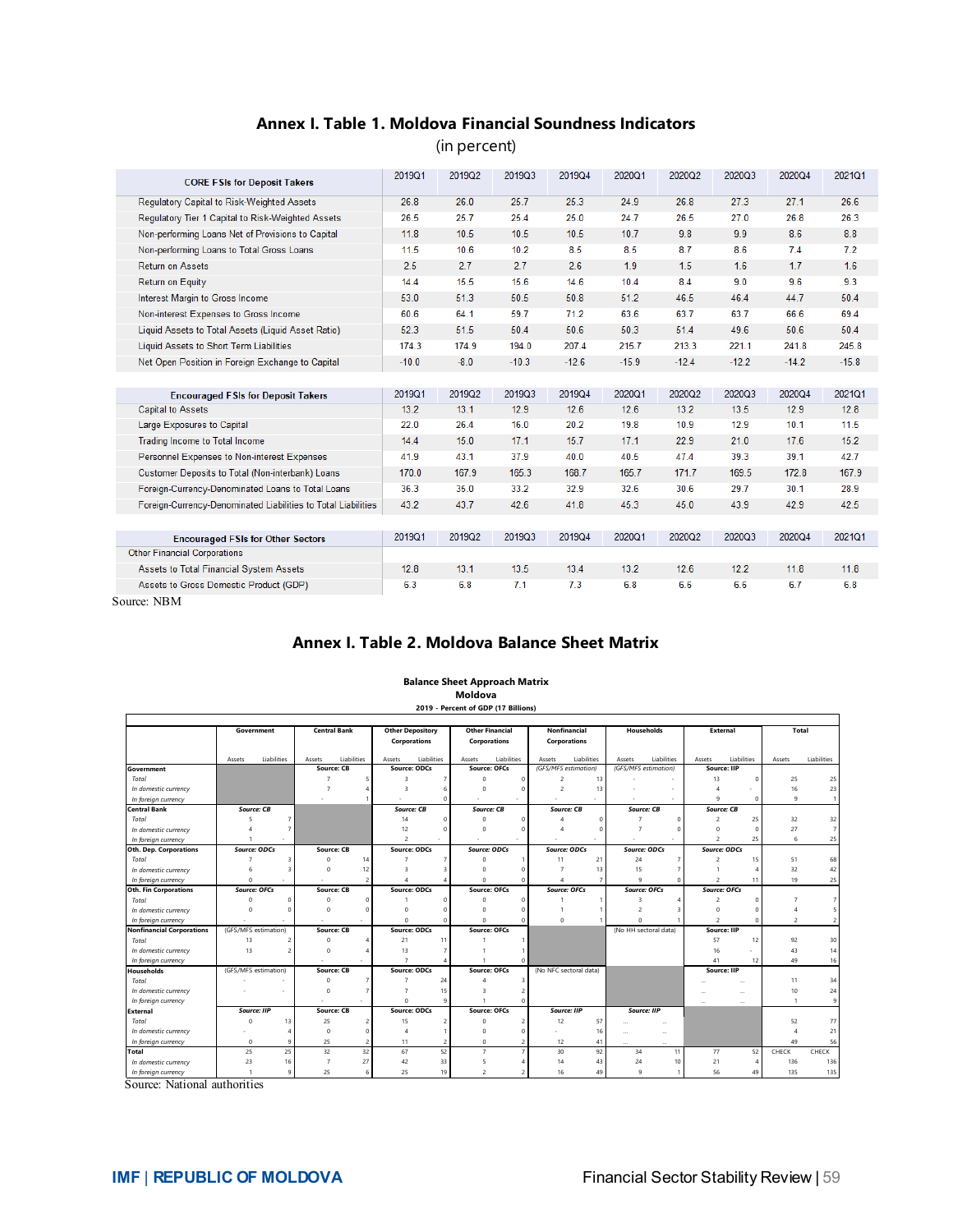## Annex I. Table 1. Moldova Financial Soundness Indicators

(in percent)

| CORE FSIs for Deposit Takers | 2019Q1 | 2019Q2 | 2019Q3 | 2019Q4 | 2020Q1 | 2020Q2 | 2020Q3 | 2020Q4 | 2021Q1 |
|---|---|---|---|---|---|---|---|---|---|
| Regulatory Capital to Risk-Weighted Assets | 26.8 | 26.0 | 25.7 | 25.3 | 24.9 | 26.8 | 27.3 | 27.1 | 26.6 |
| Regulatory Tier 1 Capital to Risk-Weighted Assets | 26.5 | 25.7 | 25.4 | 25.0 | 24.7 | 26.5 | 27.0 | 26.8 | 26.3 |
| Non-performing Loans Net of Provisions to Capital | 11.8 | 10.5 | 10.5 | 10.5 | 10.7 | 9.8 | 9.9 | 8.6 | 8.8 |
| Non-performing Loans to Total Gross Loans | 11.5 | 10.6 | 10.2 | 8.5 | 8.5 | 8.7 | 8.6 | 7.4 | 7.2 |
| Return on Assets | 2.5 | 2.7 | 2.7 | 2.6 | 1.9 | 1.5 | 1.6 | 1.7 | 1.6 |
| Return on Equity | 14.4 | 15.5 | 15.6 | 14.6 | 10.4 | 8.4 | 9.0 | 9.6 | 9.3 |
| Interest Margin to Gross Income | 53.0 | 51.3 | 50.5 | 50.8 | 51.2 | 46.5 | 46.4 | 44.7 | 50.4 |
| Non-interest Expenses to Gross Income | 60.6 | 64.1 | 59.7 | 71.2 | 63.6 | 63.7 | 63.7 | 66.6 | 69.4 |
| Liquid Assets to Total Assets (Liquid Asset Ratio) | 52.3 | 51.5 | 50.4 | 50.6 | 50.3 | 51.4 | 49.6 | 50.6 | 50.4 |
| Liquid Assets to Short Term Liabilities | 174.3 | 174.9 | 194.0 | 207.4 | 215.7 | 213.3 | 221.1 | 241.8 | 245.8 |
| Net Open Position in Foreign Exchange to Capital | -10.0 | -8.0 | -10.3 | -12.6 | -15.9 | -12.4 | -12.2 | -14.2 | -15.8 |
| **Encouraged FSIs for Deposit Takers** | **2019Q1** | **2019Q2** | **2019Q3** | **2019Q4** | **2020Q1** | **2020Q2** | **2020Q3** | **2020Q4** | **2021Q1** |
| Capital to Assets | 13.2 | 13.1 | 12.9 | 12.6 | 12.6 | 13.2 | 13.5 | 12.9 | 12.8 |
| Large Exposures to Capital | 22.0 | 26.4 | 16.0 | 20.2 | 19.8 | 10.9 | 12.9 | 10.1 | 11.5 |
| Trading Income to Total Income | 14.4 | 15.0 | 17.1 | 15.7 | 17.1 | 22.9 | 21.0 | 17.6 | 15.2 |
| Personnel Expenses to Non-interest Expenses | 41.9 | 43.1 | 37.9 | 40.0 | 40.5 | 47.4 | 39.3 | 39.1 | 42.7 |
| Customer Deposits to Total (Non-interbank) Loans | 170.0 | 167.9 | 165.3 | 168.7 | 165.7 | 171.7 | 169.5 | 172.8 | 167.9 |
| Foreign-Currency-Denominated Loans to Total Loans | 36.3 | 35.0 | 33.2 | 32.9 | 32.6 | 30.6 | 29.7 | 30.1 | 28.9 |
| Foreign-Currency-Denominated Liabilities to Total Liabilities | 43.2 | 43.7 | 42.6 | 41.8 | 45.3 | 45.0 | 43.9 | 42.9 | 42.5 |
| **Encouraged FSIs for Other Sectors** | **2019Q1** | **2019Q2** | **2019Q3** | **2019Q4** | **2020Q1** | **2020Q2** | **2020Q3** | **2020Q4** | **2021Q1** |
| Other Financial Corporations | | | | | | | | | |
| Assets to Total Financial System Assets | 12.8 | 13.1 | 13.5 | 13.4 | 13.2 | 12.6 | 12.2 | 11.8 | 11.8 |
| Assets to Gross Domestic Product (GDP) | 6.3 | 6.8 | 7.1 | 7.3 | 6.8 | 6.6 | 6.6 | 6.7 | 6.8 |

Source: NBM

## Annex I. Table 2. Moldova Balance Sheet Matrix

**Balance Sheet Approach Matrix**
**Moldova**
**2019 - Percent of GDP (17 Billions)**

| | Government | | Central Bank | | Other Depository Corporations | | Other Financial Corporations | | Nonfinancial Corporations | | Households | | External | | Total | |
|---|---|---|---|---|---|---|---|---|---|---|---|---|---|---|---|---|
| | Assets | Liabilities | Assets | Liabilities | Assets | Liabilities | Assets | Liabilities | Assets | Liabilities | Assets | Liabilities | Assets | Liabilities | Assets | Liabilities |
| **Government** | | | Source: CB | | Source: ODCs | | Source: OFCs | | (GFS/MFS estimation) | | (GFS/MFS estimation) | | Source: IIP | | | |
| *Total* | | | 7 | 5 | 3 | 7 | 0 | 0 | 2 | 13 | - | - | 13 | 0 | 25 | 25 |
| *In domestic currency* | | | 7 | 4 | 3 | 6 | 0 | 0 | 2 | 13 | - | - | 4 | - | 16 | 23 |
| *In foreign currency* | | | - | 1 | - | 0 | - | - | - | - | - | - | 9 | 0 | 9 | 1 |
| **Central Bank** | Source: CB | | | | Source: CB | | Source: CB | | Source: CB | | Source: CB | | Source: CB | | | |
| *Total* | 5 | 7 | | | 14 | 0 | 0 | 0 | 4 | 0 | 7 | 0 | 2 | 25 | 32 | 32 |
| *In domestic currency* | 4 | 7 | | | 12 | 0 | 0 | 0 | 4 | 0 | 7 | 0 | 0 | 0 | 27 | 7 |
| *In foreign currency* | 1 | - | | | 2 | - | - | - | - | - | - | - | 2 | 25 | 6 | 25 |
| **Oth. Dep. Corporations** | Source: ODCs | | Source: CB | | Source: ODCs | | Source: ODCs | | Source: ODCs | | Source: ODCs | | Source: ODCs | | | |
| *Total* | 7 | 3 | 0 | 14 | 7 | 7 | 0 | 1 | 11 | 21 | 24 | 7 | 2 | 15 | 51 | 68 |
| *In domestic currency* | 6 | 3 | 0 | 12 | 3 | 3 | 0 | 0 | 7 | 13 | 15 | 7 | 1 | 4 | 32 | 42 |
| *In foreign currency* | 0 | - | - | 2 | 4 | 4 | 0 | 1 | 4 | 7 | 9 | 0 | 2 | 11 | 19 | 25 |
| **Oth. Fin Corporations** | Source: OFCs | | Source: CB | | Source: ODCs | | Source: OFCs | | Source: OFCs | | Source: OFCs | | Source: OFCs | | | |
| *Total* | 0 | 0 | 0 | 0 | 1 | 0 | 0 | 0 | 1 | 1 | 3 | 4 | 2 | 0 | 7 | 7 |
| *In domestic currency* | 0 | 0 | 0 | 0 | 0 | 0 | 0 | 0 | 1 | 1 | 2 | 3 | 0 | 0 | 4 | 5 |
| *In foreign currency* | - | - | - | - | 0 | 0 | 0 | 0 | 0 | 1 | 0 | 1 | 2 | 0 | 2 | 2 |
| **Nonfinancial Corporations** | (GFS/MFS estimation) | | Source: CB | | Source: ODCs | | Source: OFCs | | | | (No HH sectoral data) | | Source: IIP | | | |
| *Total* | 13 | 2 | 0 | 4 | 21 | 11 | 1 | 1 | | | | | 57 | 12 | 92 | 30 |
| *In domestic currency* | 13 | 2 | 0 | 4 | 13 | 7 | 1 | 1 | | | | | 16 | - | 43 | 14 |
| *In foreign currency* | - | - | - | - | 7 | 4 | 1 | 0 | | | | | 41 | 12 | 49 | 16 |
| **Households** | (GFS/MFS estimation) | | Source: CB | | Source: ODCs | | Source: OFCs | | (No NFC sectoral data) | | | | Source: IIP | | | |
| *Total* | - | - | 0 | 7 | 7 | 24 | 4 | 3 | | | | | ... | ... | 11 | 34 |
| *In domestic currency* | - | - | 0 | 7 | 7 | 15 | 3 | 2 | | | | | ... | ... | 10 | 24 |
| *In foreign currency* | - | - | - | - | 0 | 9 | 1 | 0 | | | | | ... | ... | 1 | 9 |
| **External** | Source: IIP | | Source: CB | | Source: ODCs | | Source: OFCs | | Source: IIP | | Source: IIP | | | | | |
| *Total* | 0 | 13 | 25 | 2 | 15 | 2 | 0 | 2 | 12 | 57 | ... | ... | | | 52 | 77 |
| *In domestic currency* | - | 4 | 0 | 0 | 4 | 1 | 0 | 0 | - | 16 | ... | ... | | | 4 | 21 |
| *In foreign currency* | 0 | 9 | 25 | 2 | 11 | 2 | 0 | 2 | 12 | 41 | ... | ... | | | 49 | 56 |
| **Total** | 25 | 25 | 32 | 32 | 67 | 52 | 7 | 7 | 30 | 92 | 34 | 11 | 77 | 52 | CHECK | CHECK |
| *In domestic currency* | 23 | 16 | 7 | 27 | 42 | 33 | 5 | 4 | 14 | 43 | 24 | 10 | 21 | 4 | 136 | 136 |
| *In foreign currency* | 1 | 9 | 25 | 6 | 25 | 19 | 2 | 2 | 16 | 49 | 9 | 1 | 56 | 49 | 135 | 135 |

Source: National authorities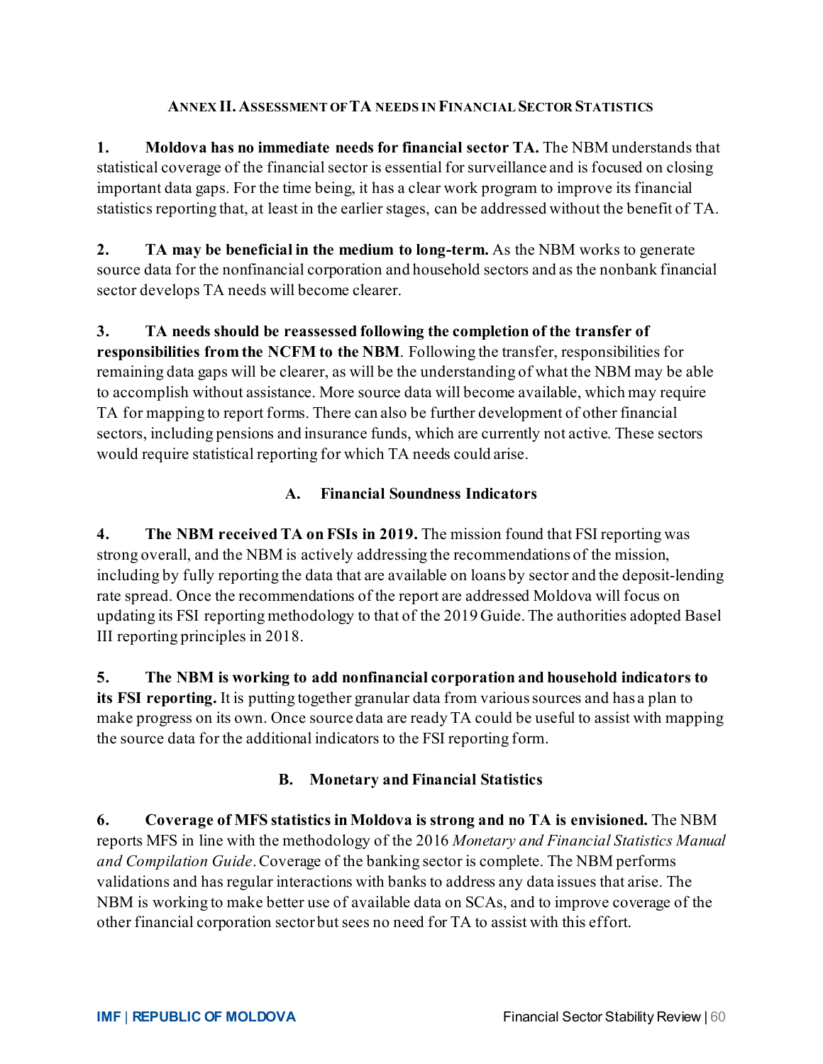## ANNEX II. ASSESSMENT OF TA NEEDS IN FINANCIAL SECTOR STATISTICS

1. **Moldova has no immediate needs for financial sector TA.** The NBM understands that statistical coverage of the financial sector is essential for surveillance and is focused on closing important data gaps. For the time being, it has a clear work program to improve its financial statistics reporting that, at least in the earlier stages, can be addressed without the benefit of TA.

2. **TA may be beneficial in the medium to long-term.** As the NBM works to generate source data for the nonfinancial corporation and household sectors and as the nonbank financial sector develops TA needs will become clearer.

3. **TA needs should be reassessed following the completion of the transfer of responsibilities from the NCFM to the NBM**. Following the transfer, responsibilities for remaining data gaps will be clearer, as will be the understanding of what the NBM may be able to accomplish without assistance. More source data will become available, which may require TA for mapping to report forms. There can also be further development of other financial sectors, including pensions and insurance funds, which are currently not active. These sectors would require statistical reporting for which TA needs could arise.

### A. Financial Soundness Indicators

4. **The NBM received TA on FSIs in 2019.** The mission found that FSI reporting was strong overall, and the NBM is actively addressing the recommendations of the mission, including by fully reporting the data that are available on loans by sector and the deposit-lending rate spread. Once the recommendations of the report are addressed Moldova will focus on updating its FSI reporting methodology to that of the 2019 Guide. The authorities adopted Basel III reporting principles in 2018.

5. **The NBM is working to add nonfinancial corporation and household indicators to its FSI reporting.** It is putting together granular data from various sources and has a plan to make progress on its own. Once source data are ready TA could be useful to assist with mapping the source data for the additional indicators to the FSI reporting form.

### B. Monetary and Financial Statistics

6. **Coverage of MFS statistics in Moldova is strong and no TA is envisioned.** The NBM reports MFS in line with the methodology of the 2016 *Monetary and Financial Statistics Manual and Compilation Guide*. Coverage of the banking sector is complete. The NBM performs validations and has regular interactions with banks to address any data issues that arise. The NBM is working to make better use of available data on SCAs, and to improve coverage of the other financial corporation sector but sees no need for TA to assist with this effort.